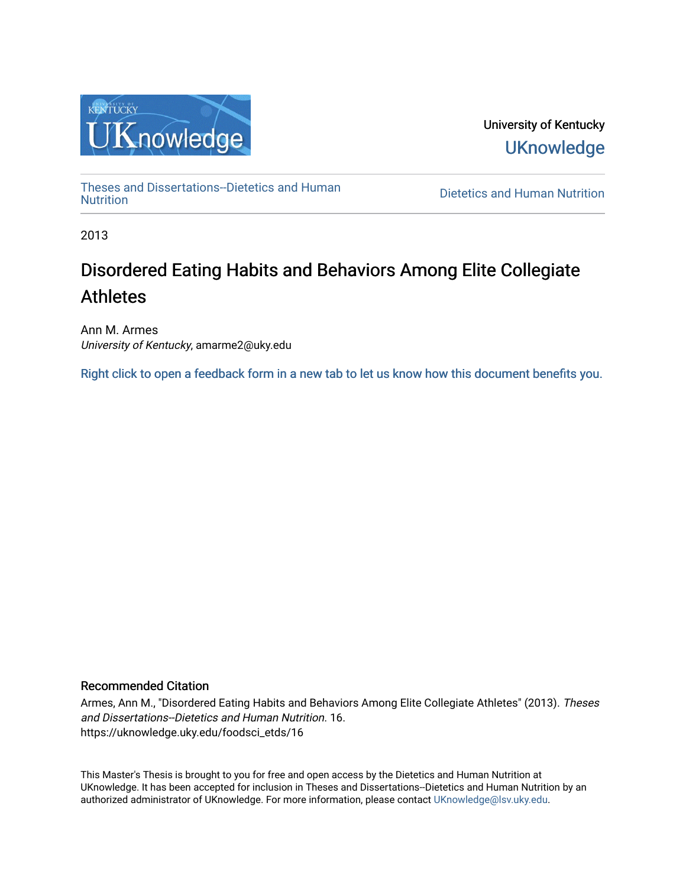University of Kentucky

UKnowledge

Theses and Dissertations--Dietetics and Human Nutrition

Dietetics and Human Nutrition

2013

# Disordered Eating Habits and Behaviors Among Elite Collegiate Athletes

Ann M. Armes
*University of Kentucky*, amarme2@uky.edu

Right click to open a feedback form in a new tab to let us know how this document benefits you.

## Recommended Citation

Armes, Ann M., "Disordered Eating Habits and Behaviors Among Elite Collegiate Athletes" (2013). *Theses and Dissertations--Dietetics and Human Nutrition*. 16.
https://uknowledge.uky.edu/foodsci_etds/16

This Master's Thesis is brought to you for free and open access by the Dietetics and Human Nutrition at UKnowledge. It has been accepted for inclusion in Theses and Dissertations--Dietetics and Human Nutrition by an authorized administrator of UKnowledge. For more information, please contact UKnowledge@lsv.uky.edu.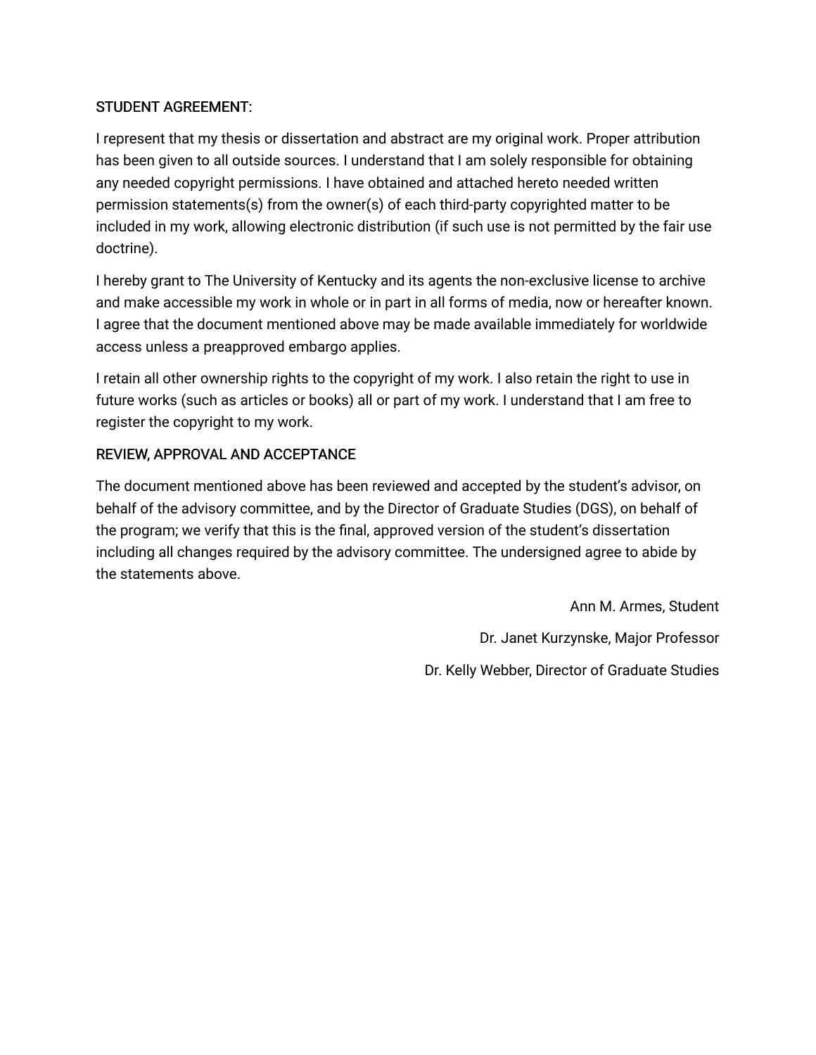STUDENT AGREEMENT:

I represent that my thesis or dissertation and abstract are my original work. Proper attribution has been given to all outside sources. I understand that I am solely responsible for obtaining any needed copyright permissions. I have obtained and attached hereto needed written permission statements(s) from the owner(s) of each third-party copyrighted matter to be included in my work, allowing electronic distribution (if such use is not permitted by the fair use doctrine).

I hereby grant to The University of Kentucky and its agents the non-exclusive license to archive and make accessible my work in whole or in part in all forms of media, now or hereafter known. I agree that the document mentioned above may be made available immediately for worldwide access unless a preapproved embargo applies.

I retain all other ownership rights to the copyright of my work. I also retain the right to use in future works (such as articles or books) all or part of my work. I understand that I am free to register the copyright to my work.

REVIEW, APPROVAL AND ACCEPTANCE

The document mentioned above has been reviewed and accepted by the student's advisor, on behalf of the advisory committee, and by the Director of Graduate Studies (DGS), on behalf of the program; we verify that this is the final, approved version of the student's dissertation including all changes required by the advisory committee. The undersigned agree to abide by the statements above.

Ann M. Armes, Student

Dr. Janet Kurzynske, Major Professor

Dr. Kelly Webber, Director of Graduate Studies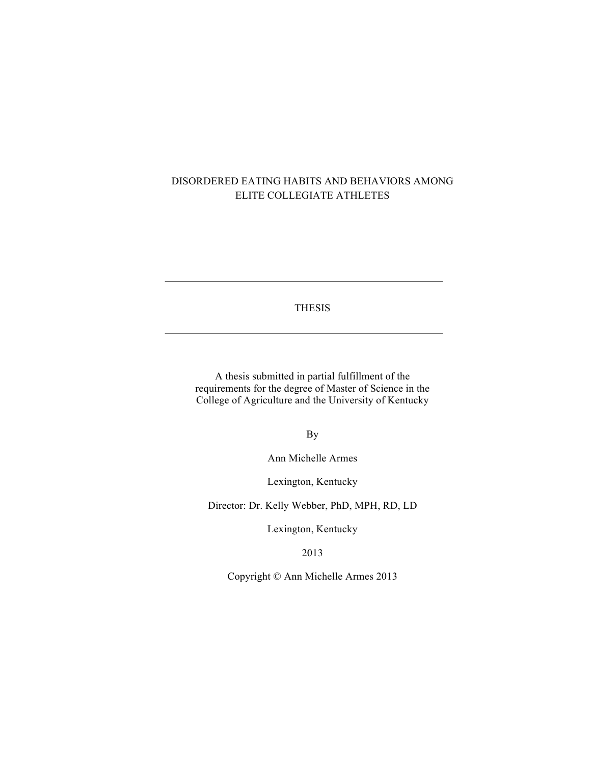# DISORDERED EATING HABITS AND BEHAVIORS AMONG ELITE COLLEGIATE ATHLETES

---

THESIS

---

A thesis submitted in partial fulfillment of the requirements for the degree of Master of Science in the College of Agriculture and the University of Kentucky

By

Ann Michelle Armes

Lexington, Kentucky

Director: Dr. Kelly Webber, PhD, MPH, RD, LD

Lexington, Kentucky

2013

Copyright © Ann Michelle Armes 2013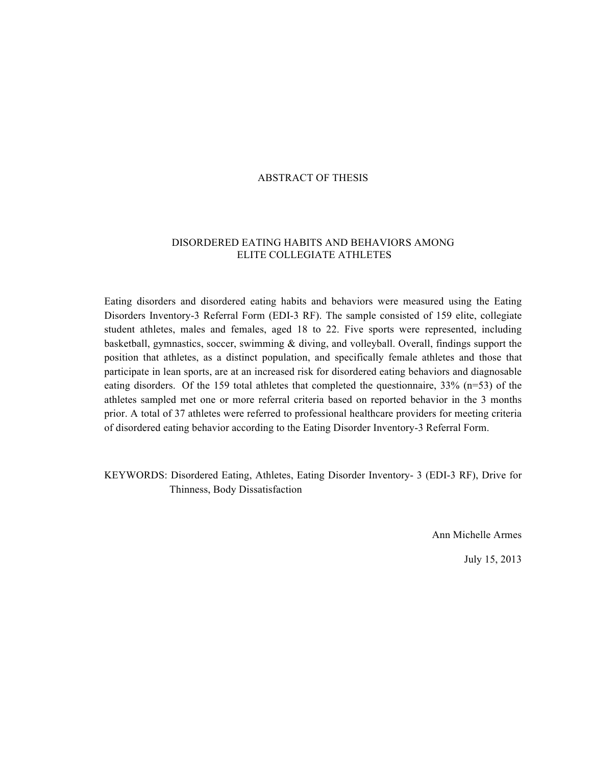# ABSTRACT OF THESIS

## DISORDERED EATING HABITS AND BEHAVIORS AMONG ELITE COLLEGIATE ATHLETES

Eating disorders and disordered eating habits and behaviors were measured using the Eating Disorders Inventory-3 Referral Form (EDI-3 RF). The sample consisted of 159 elite, collegiate student athletes, males and females, aged 18 to 22. Five sports were represented, including basketball, gymnastics, soccer, swimming & diving, and volleyball. Overall, findings support the position that athletes, as a distinct population, and specifically female athletes and those that participate in lean sports, are at an increased risk for disordered eating behaviors and diagnosable eating disorders. Of the 159 total athletes that completed the questionnaire, 33% (n=53) of the athletes sampled met one or more referral criteria based on reported behavior in the 3 months prior. A total of 37 athletes were referred to professional healthcare providers for meeting criteria of disordered eating behavior according to the Eating Disorder Inventory-3 Referral Form.

KEYWORDS: Disordered Eating, Athletes, Eating Disorder Inventory- 3 (EDI-3 RF), Drive for Thinness, Body Dissatisfaction

Ann Michelle Armes

July 15, 2013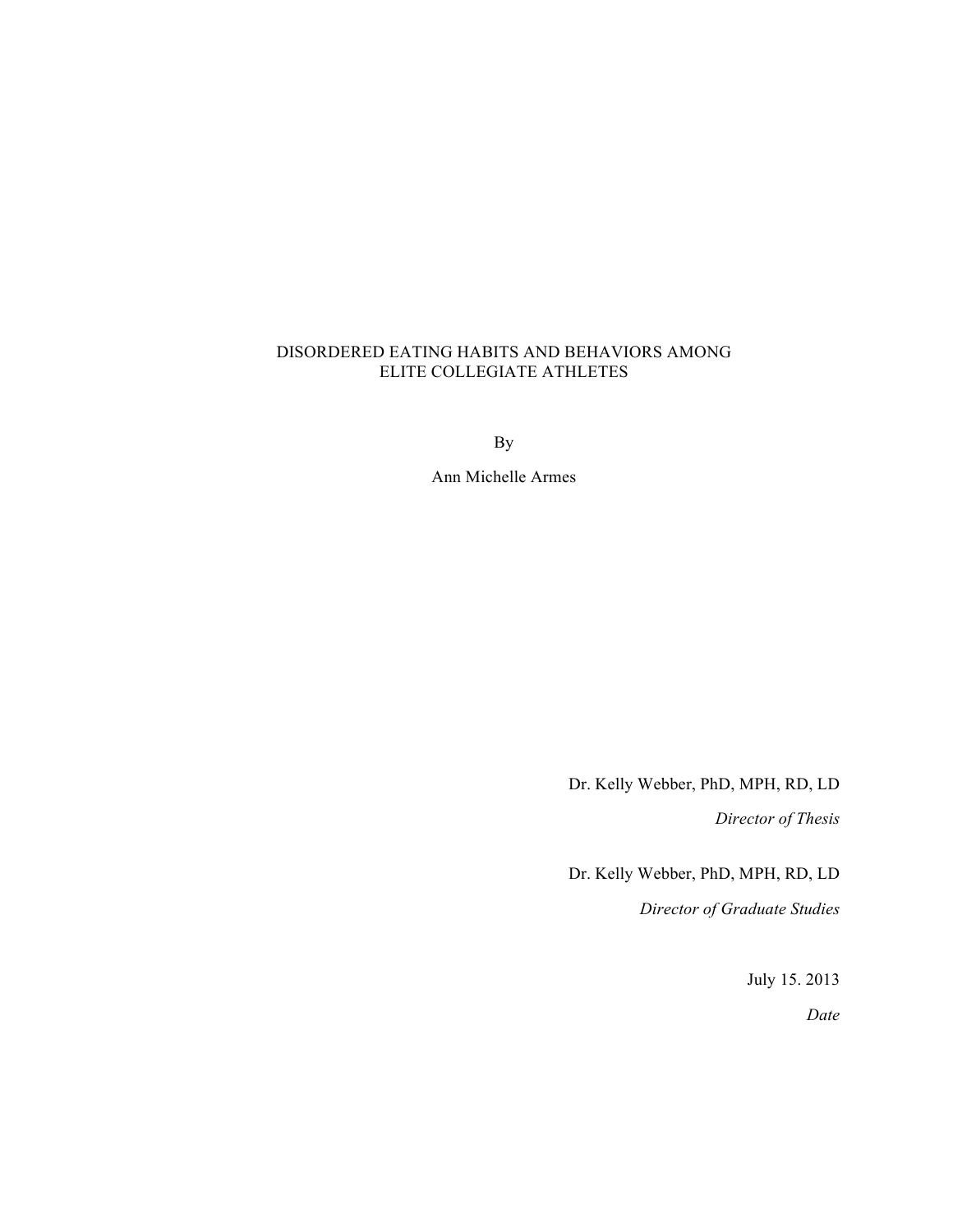DISORDERED EATING HABITS AND BEHAVIORS AMONG
ELITE COLLEGIATE ATHLETES

By

Ann Michelle Armes

Dr. Kelly Webber, PhD, MPH, RD, LD

*Director of Thesis*

Dr. Kelly Webber, PhD, MPH, RD, LD

*Director of Graduate Studies*

July 15. 2013

*Date*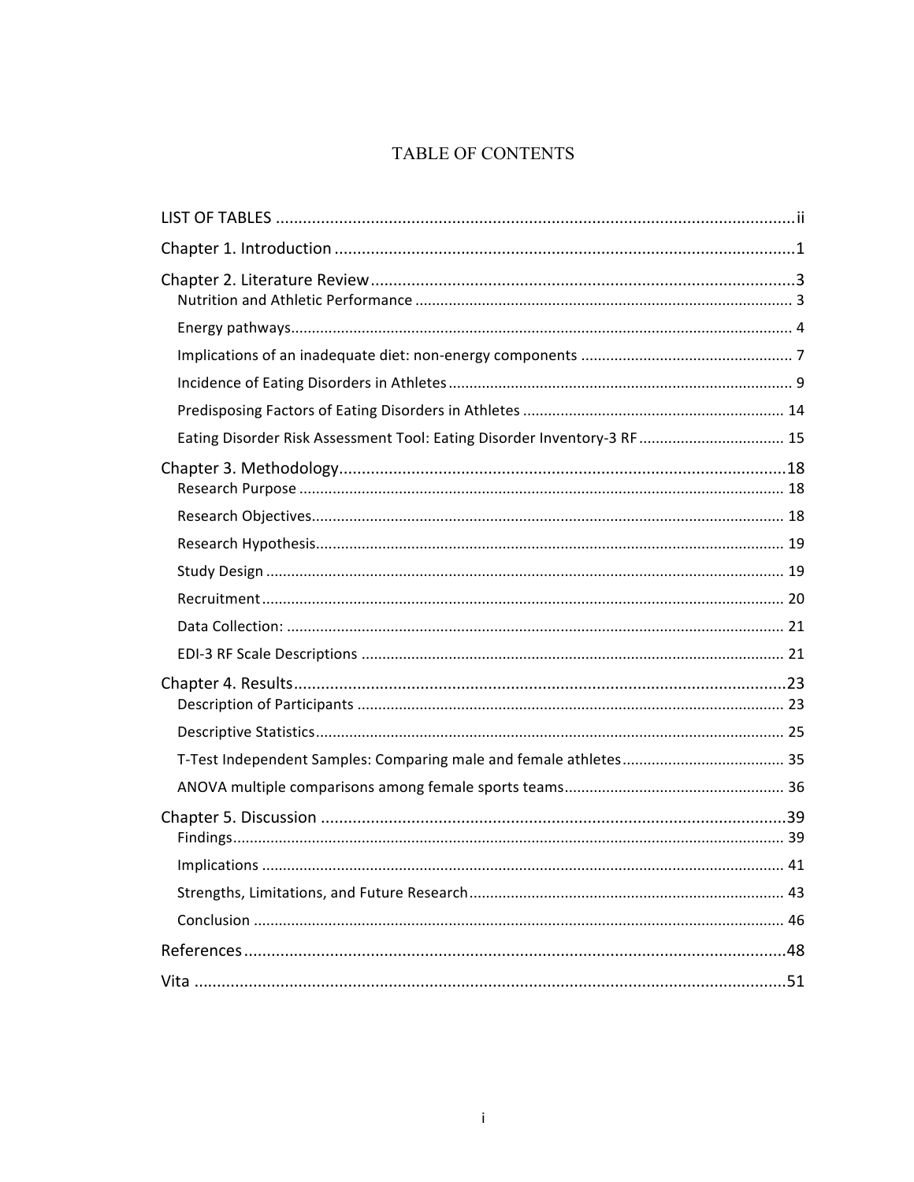# TABLE OF CONTENTS

LIST OF TABLES .................................................................................................................ii

Chapter 1. Introduction .....................................................................................................1

Chapter 2. Literature Review .............................................................................................3

- Nutrition and Athletic Performance ......................................................................................... 3
- Energy pathways........................................................................................................................ 4
- Implications of an inadequate diet: non-energy components .................................................. 7
- Incidence of Eating Disorders in Athletes .................................................................................. 9
- Predisposing Factors of Eating Disorders in Athletes .............................................................. 14
- Eating Disorder Risk Assessment Tool: Eating Disorder Inventory-3 RF .................................. 15

Chapter 3. Methodology ..................................................................................................18

- Research Purpose .................................................................................................................... 18
- Research Objectives................................................................................................................. 18
- Research Hypothesis................................................................................................................ 19
- Study Design ............................................................................................................................ 19
- Recruitment ............................................................................................................................. 20
- Data Collection: ....................................................................................................................... 21
- EDI-3 RF Scale Descriptions ..................................................................................................... 21

Chapter 4. Results............................................................................................................23

- Description of Participants ...................................................................................................... 23
- Descriptive Statistics................................................................................................................ 25
- T-Test Independent Samples: Comparing male and female athletes....................................... 35
- ANOVA multiple comparisons among female sports teams.................................................... 36

Chapter 5. Discussion ......................................................................................................39

- Findings.................................................................................................................................... 39
- Implications ............................................................................................................................. 41
- Strengths, Limitations, and Future Research........................................................................... 43
- Conclusion ............................................................................................................................... 46

References .......................................................................................................................48

Vita ..................................................................................................................................51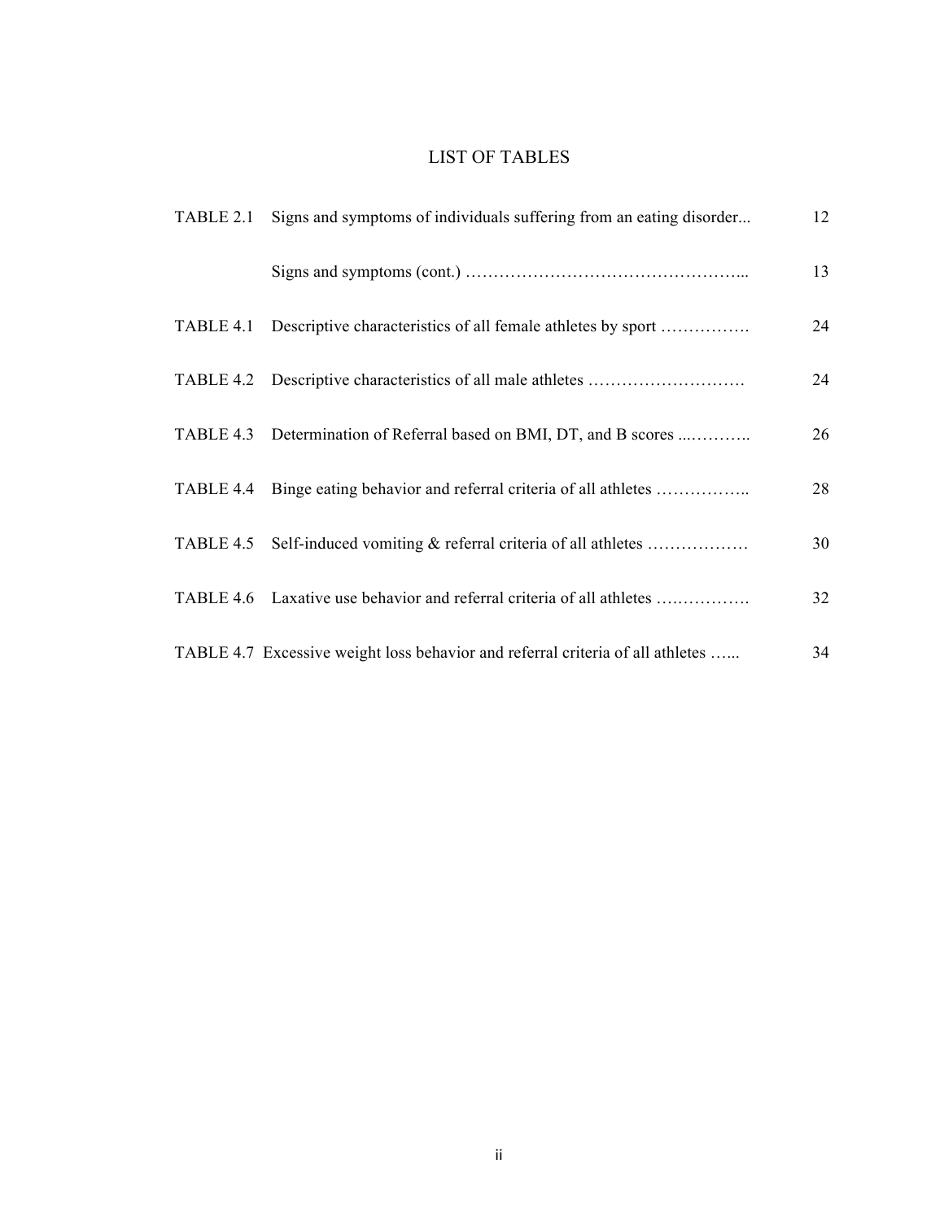# LIST OF TABLES

| | | |
|---|---|---|
| TABLE 2.1 | Signs and symptoms of individuals suffering from an eating disorder... | 12 |
| | Signs and symptoms (cont.) ………………………………………….. | 13 |
| TABLE 4.1 | Descriptive characteristics of all female athletes by sport ……………. | 24 |
| TABLE 4.2 | Descriptive characteristics of all male athletes ………………………. | 24 |
| TABLE 4.3 | Determination of Referral based on BMI, DT, and B scores ...……….. | 26 |
| TABLE 4.4 | Binge eating behavior and referral criteria of all athletes …………….. | 28 |
| TABLE 4.5 | Self-induced vomiting & referral criteria of all athletes ……………… | 30 |
| TABLE 4.6 | Laxative use behavior and referral criteria of all athletes ….…………. | 32 |
| TABLE 4.7 | Excessive weight loss behavior and referral criteria of all athletes …... | 34 |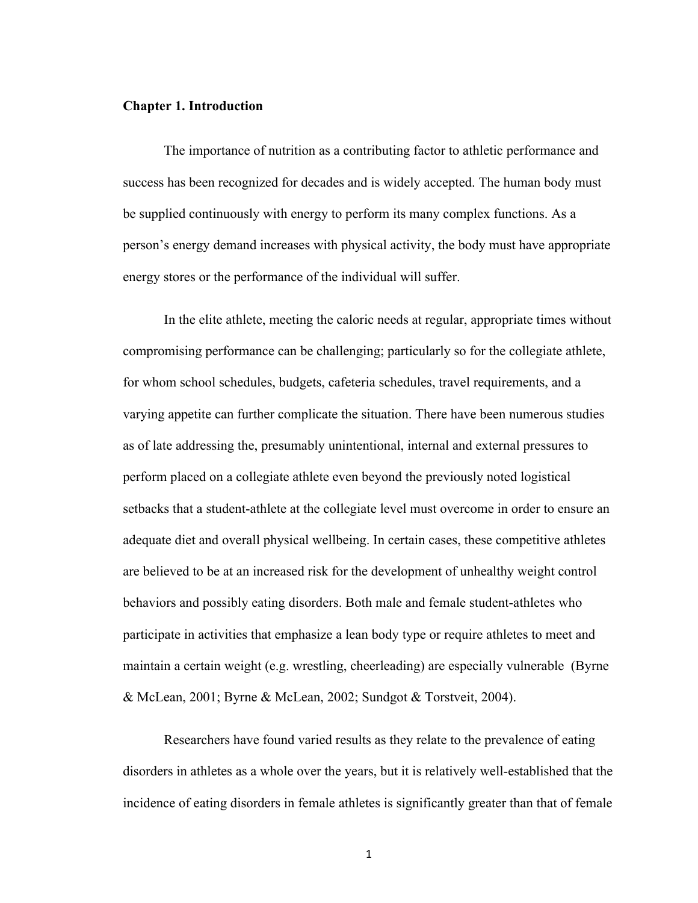**Chapter 1. Introduction**

The importance of nutrition as a contributing factor to athletic performance and success has been recognized for decades and is widely accepted. The human body must be supplied continuously with energy to perform its many complex functions. As a person's energy demand increases with physical activity, the body must have appropriate energy stores or the performance of the individual will suffer.

In the elite athlete, meeting the caloric needs at regular, appropriate times without compromising performance can be challenging; particularly so for the collegiate athlete, for whom school schedules, budgets, cafeteria schedules, travel requirements, and a varying appetite can further complicate the situation. There have been numerous studies as of late addressing the, presumably unintentional, internal and external pressures to perform placed on a collegiate athlete even beyond the previously noted logistical setbacks that a student-athlete at the collegiate level must overcome in order to ensure an adequate diet and overall physical wellbeing. In certain cases, these competitive athletes are believed to be at an increased risk for the development of unhealthy weight control behaviors and possibly eating disorders. Both male and female student-athletes who participate in activities that emphasize a lean body type or require athletes to meet and maintain a certain weight (e.g. wrestling, cheerleading) are especially vulnerable (Byrne & McLean, 2001; Byrne & McLean, 2002; Sundgot & Torstveit, 2004).

Researchers have found varied results as they relate to the prevalence of eating disorders in athletes as a whole over the years, but it is relatively well-established that the incidence of eating disorders in female athletes is significantly greater than that of female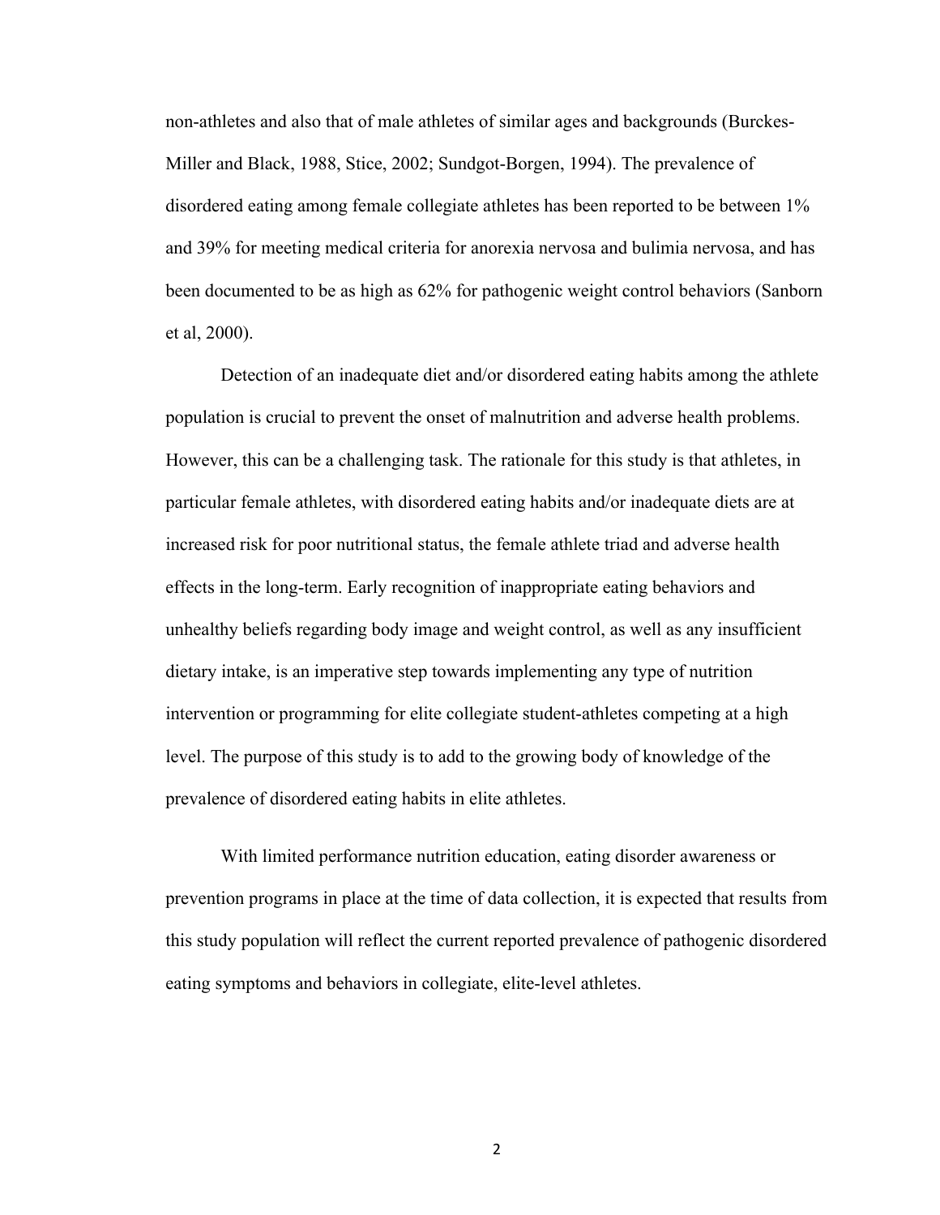non-athletes and also that of male athletes of similar ages and backgrounds (Burckes-Miller and Black, 1988, Stice, 2002; Sundgot-Borgen, 1994). The prevalence of disordered eating among female collegiate athletes has been reported to be between 1% and 39% for meeting medical criteria for anorexia nervosa and bulimia nervosa, and has been documented to be as high as 62% for pathogenic weight control behaviors (Sanborn et al, 2000).

Detection of an inadequate diet and/or disordered eating habits among the athlete population is crucial to prevent the onset of malnutrition and adverse health problems. However, this can be a challenging task. The rationale for this study is that athletes, in particular female athletes, with disordered eating habits and/or inadequate diets are at increased risk for poor nutritional status, the female athlete triad and adverse health effects in the long-term. Early recognition of inappropriate eating behaviors and unhealthy beliefs regarding body image and weight control, as well as any insufficient dietary intake, is an imperative step towards implementing any type of nutrition intervention or programming for elite collegiate student-athletes competing at a high level. The purpose of this study is to add to the growing body of knowledge of the prevalence of disordered eating habits in elite athletes.

With limited performance nutrition education, eating disorder awareness or prevention programs in place at the time of data collection, it is expected that results from this study population will reflect the current reported prevalence of pathogenic disordered eating symptoms and behaviors in collegiate, elite-level athletes.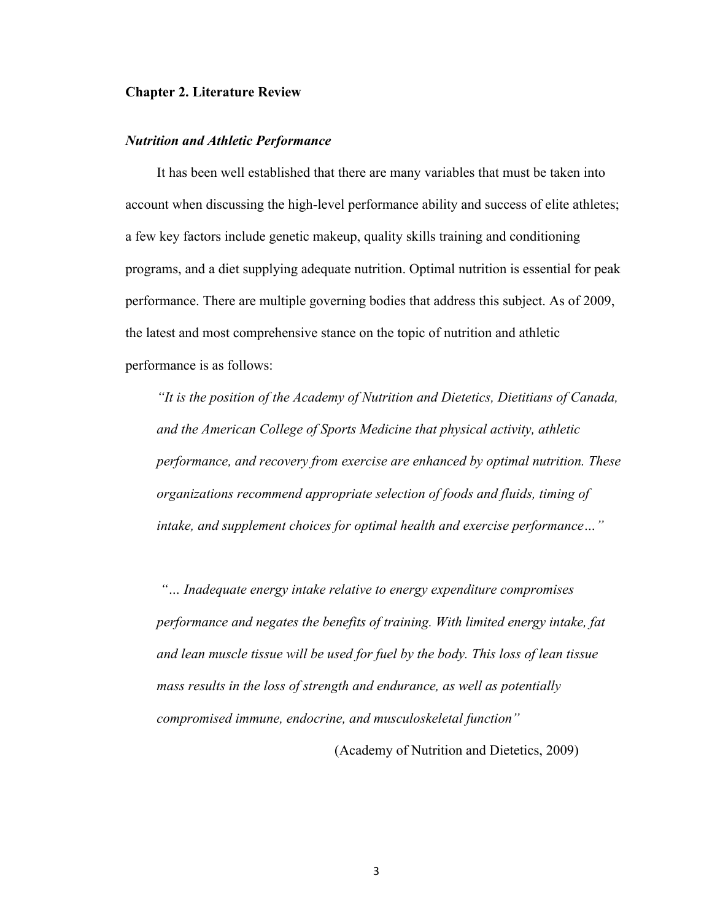## Chapter 2. Literature Review

### *Nutrition and Athletic Performance*

It has been well established that there are many variables that must be taken into account when discussing the high-level performance ability and success of elite athletes; a few key factors include genetic makeup, quality skills training and conditioning programs, and a diet supplying adequate nutrition. Optimal nutrition is essential for peak performance. There are multiple governing bodies that address this subject. As of 2009, the latest and most comprehensive stance on the topic of nutrition and athletic performance is as follows:

> *"It is the position of the Academy of Nutrition and Dietetics, Dietitians of Canada, and the American College of Sports Medicine that physical activity, athletic performance, and recovery from exercise are enhanced by optimal nutrition. These organizations recommend appropriate selection of foods and fluids, timing of intake, and supplement choices for optimal health and exercise performance…"*
>
> *"… Inadequate energy intake relative to energy expenditure compromises performance and negates the benefits of training. With limited energy intake, fat and lean muscle tissue will be used for fuel by the body. This loss of lean tissue mass results in the loss of strength and endurance, as well as potentially compromised immune, endocrine, and musculoskeletal function"*
>
> (Academy of Nutrition and Dietetics, 2009)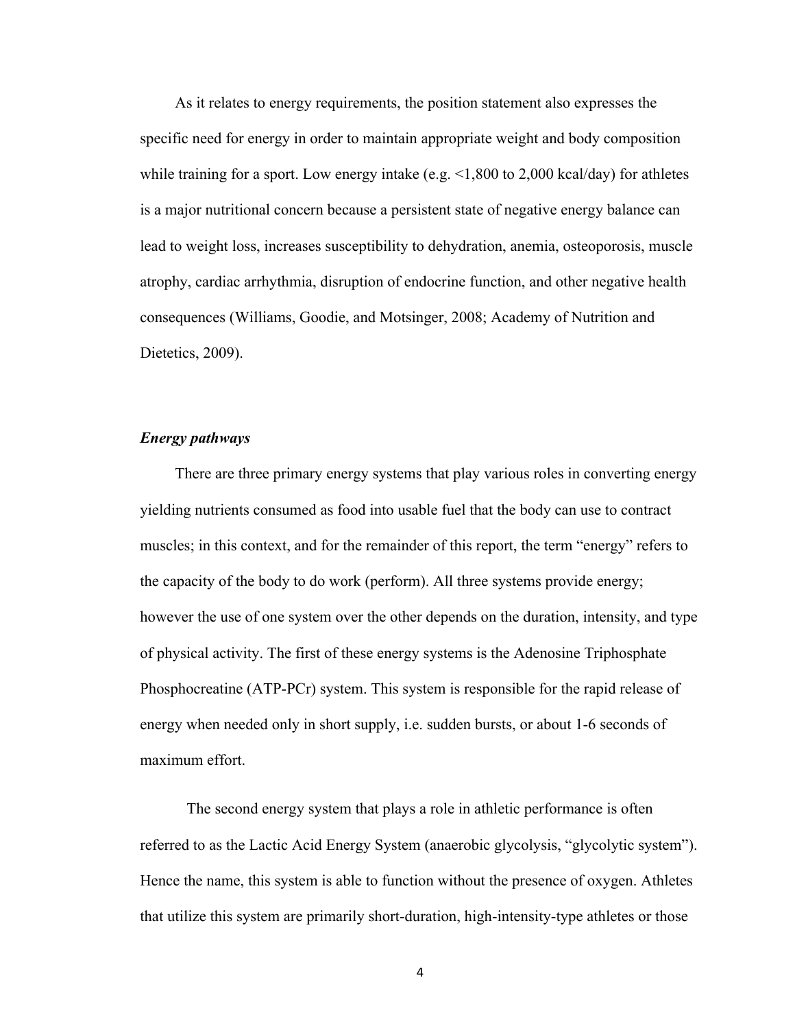As it relates to energy requirements, the position statement also expresses the specific need for energy in order to maintain appropriate weight and body composition while training for a sport. Low energy intake (e.g. <1,800 to 2,000 kcal/day) for athletes is a major nutritional concern because a persistent state of negative energy balance can lead to weight loss, increases susceptibility to dehydration, anemia, osteoporosis, muscle atrophy, cardiac arrhythmia, disruption of endocrine function, and other negative health consequences (Williams, Goodie, and Motsinger, 2008; Academy of Nutrition and Dietetics, 2009).

***Energy pathways***

There are three primary energy systems that play various roles in converting energy yielding nutrients consumed as food into usable fuel that the body can use to contract muscles; in this context, and for the remainder of this report, the term "energy" refers to the capacity of the body to do work (perform). All three systems provide energy; however the use of one system over the other depends on the duration, intensity, and type of physical activity. The first of these energy systems is the Adenosine Triphosphate Phosphocreatine (ATP-PCr) system. This system is responsible for the rapid release of energy when needed only in short supply, i.e. sudden bursts, or about 1-6 seconds of maximum effort.

The second energy system that plays a role in athletic performance is often referred to as the Lactic Acid Energy System (anaerobic glycolysis, "glycolytic system"). Hence the name, this system is able to function without the presence of oxygen. Athletes that utilize this system are primarily short-duration, high-intensity-type athletes or those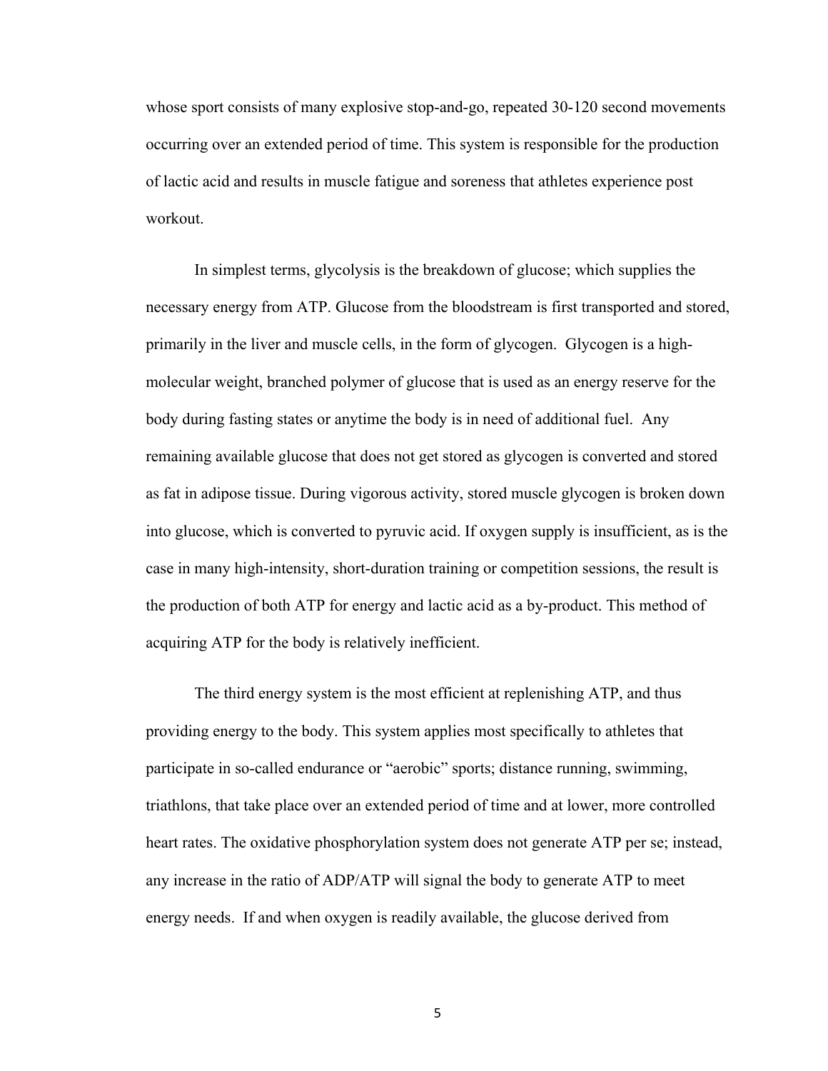whose sport consists of many explosive stop-and-go, repeated 30-120 second movements occurring over an extended period of time. This system is responsible for the production of lactic acid and results in muscle fatigue and soreness that athletes experience post workout.

In simplest terms, glycolysis is the breakdown of glucose; which supplies the necessary energy from ATP. Glucose from the bloodstream is first transported and stored, primarily in the liver and muscle cells, in the form of glycogen. Glycogen is a high-molecular weight, branched polymer of glucose that is used as an energy reserve for the body during fasting states or anytime the body is in need of additional fuel. Any remaining available glucose that does not get stored as glycogen is converted and stored as fat in adipose tissue. During vigorous activity, stored muscle glycogen is broken down into glucose, which is converted to pyruvic acid. If oxygen supply is insufficient, as is the case in many high-intensity, short-duration training or competition sessions, the result is the production of both ATP for energy and lactic acid as a by-product. This method of acquiring ATP for the body is relatively inefficient.

The third energy system is the most efficient at replenishing ATP, and thus providing energy to the body. This system applies most specifically to athletes that participate in so-called endurance or "aerobic" sports; distance running, swimming, triathlons, that take place over an extended period of time and at lower, more controlled heart rates. The oxidative phosphorylation system does not generate ATP per se; instead, any increase in the ratio of ADP/ATP will signal the body to generate ATP to meet energy needs. If and when oxygen is readily available, the glucose derived from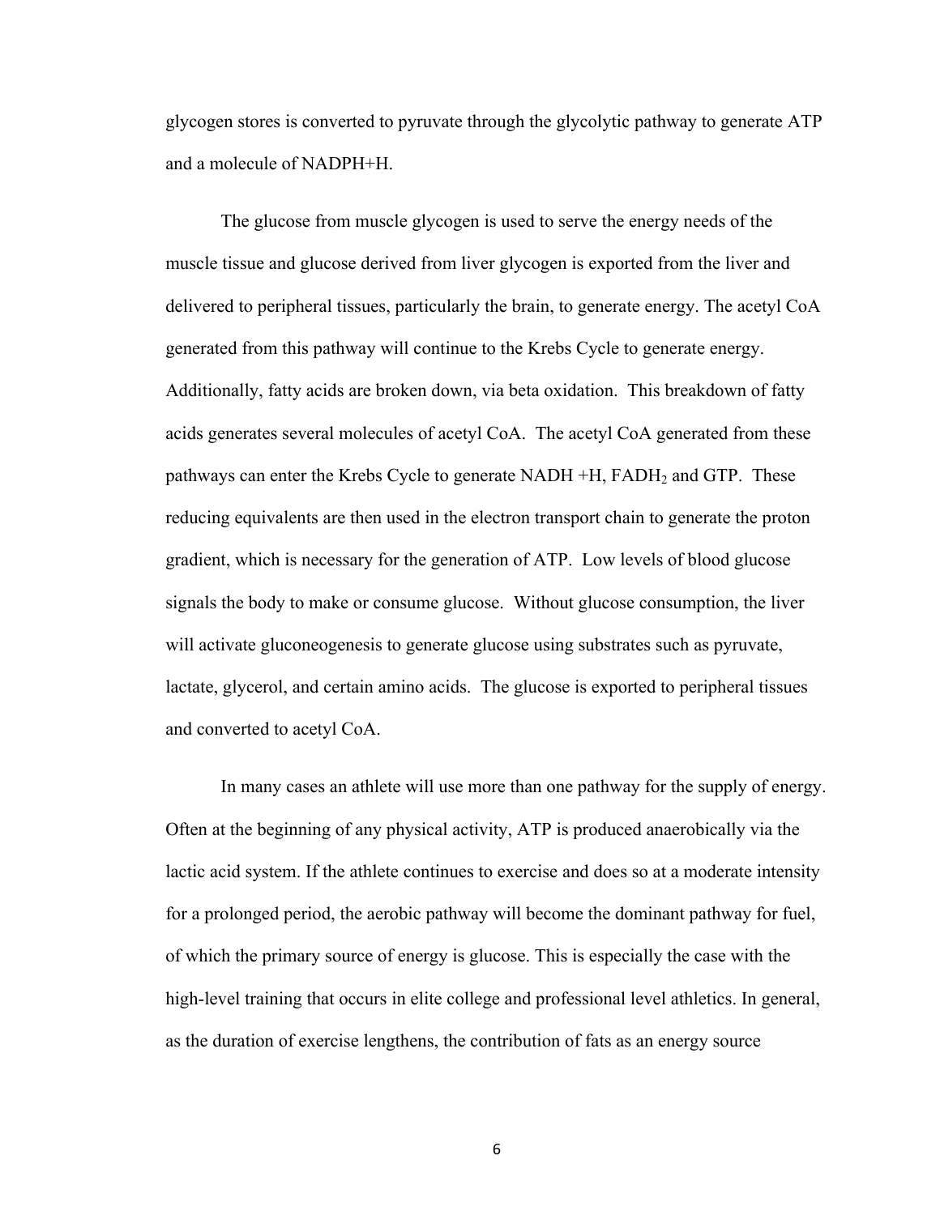glycogen stores is converted to pyruvate through the glycolytic pathway to generate ATP and a molecule of NADPH+H.

The glucose from muscle glycogen is used to serve the energy needs of the muscle tissue and glucose derived from liver glycogen is exported from the liver and delivered to peripheral tissues, particularly the brain, to generate energy. The acetyl CoA generated from this pathway will continue to the Krebs Cycle to generate energy. Additionally, fatty acids are broken down, via beta oxidation. This breakdown of fatty acids generates several molecules of acetyl CoA. The acetyl CoA generated from these pathways can enter the Krebs Cycle to generate NADH +H, $FADH_2$ and GTP. These reducing equivalents are then used in the electron transport chain to generate the proton gradient, which is necessary for the generation of ATP. Low levels of blood glucose signals the body to make or consume glucose. Without glucose consumption, the liver will activate gluconeogenesis to generate glucose using substrates such as pyruvate, lactate, glycerol, and certain amino acids. The glucose is exported to peripheral tissues and converted to acetyl CoA.

In many cases an athlete will use more than one pathway for the supply of energy. Often at the beginning of any physical activity, ATP is produced anaerobically via the lactic acid system. If the athlete continues to exercise and does so at a moderate intensity for a prolonged period, the aerobic pathway will become the dominant pathway for fuel, of which the primary source of energy is glucose. This is especially the case with the high-level training that occurs in elite college and professional level athletics. In general, as the duration of exercise lengthens, the contribution of fats as an energy source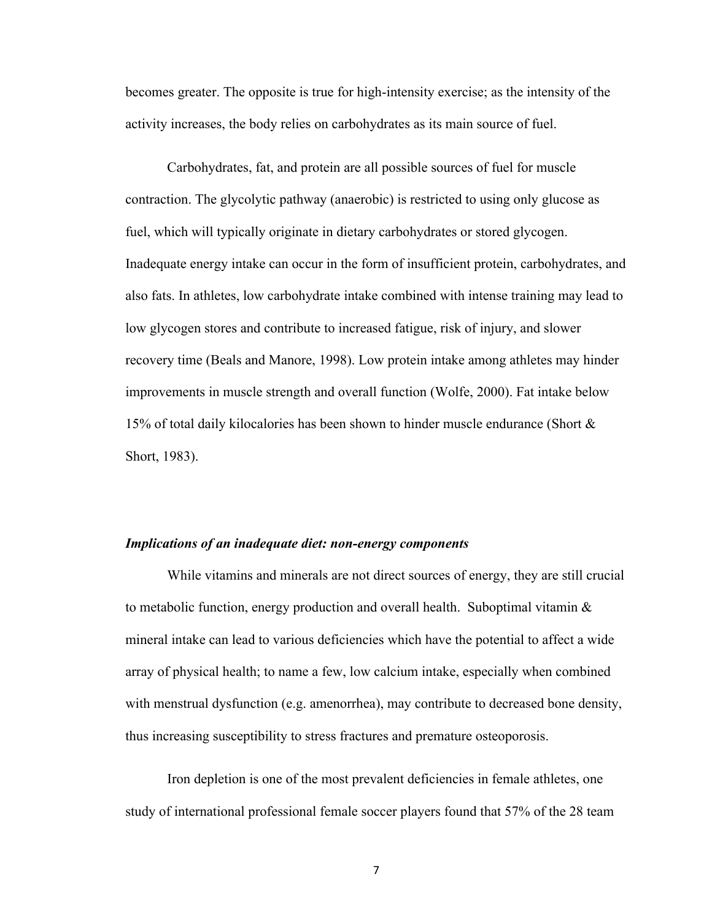becomes greater. The opposite is true for high-intensity exercise; as the intensity of the activity increases, the body relies on carbohydrates as its main source of fuel.

Carbohydrates, fat, and protein are all possible sources of fuel for muscle contraction. The glycolytic pathway (anaerobic) is restricted to using only glucose as fuel, which will typically originate in dietary carbohydrates or stored glycogen. Inadequate energy intake can occur in the form of insufficient protein, carbohydrates, and also fats. In athletes, low carbohydrate intake combined with intense training may lead to low glycogen stores and contribute to increased fatigue, risk of injury, and slower recovery time (Beals and Manore, 1998). Low protein intake among athletes may hinder improvements in muscle strength and overall function (Wolfe, 2000). Fat intake below 15% of total daily kilocalories has been shown to hinder muscle endurance (Short & Short, 1983).

### *Implications of an inadequate diet: non-energy components*

While vitamins and minerals are not direct sources of energy, they are still crucial to metabolic function, energy production and overall health. Suboptimal vitamin & mineral intake can lead to various deficiencies which have the potential to affect a wide array of physical health; to name a few, low calcium intake, especially when combined with menstrual dysfunction (e.g. amenorrhea), may contribute to decreased bone density, thus increasing susceptibility to stress fractures and premature osteoporosis.

Iron depletion is one of the most prevalent deficiencies in female athletes, one study of international professional female soccer players found that 57% of the 28 team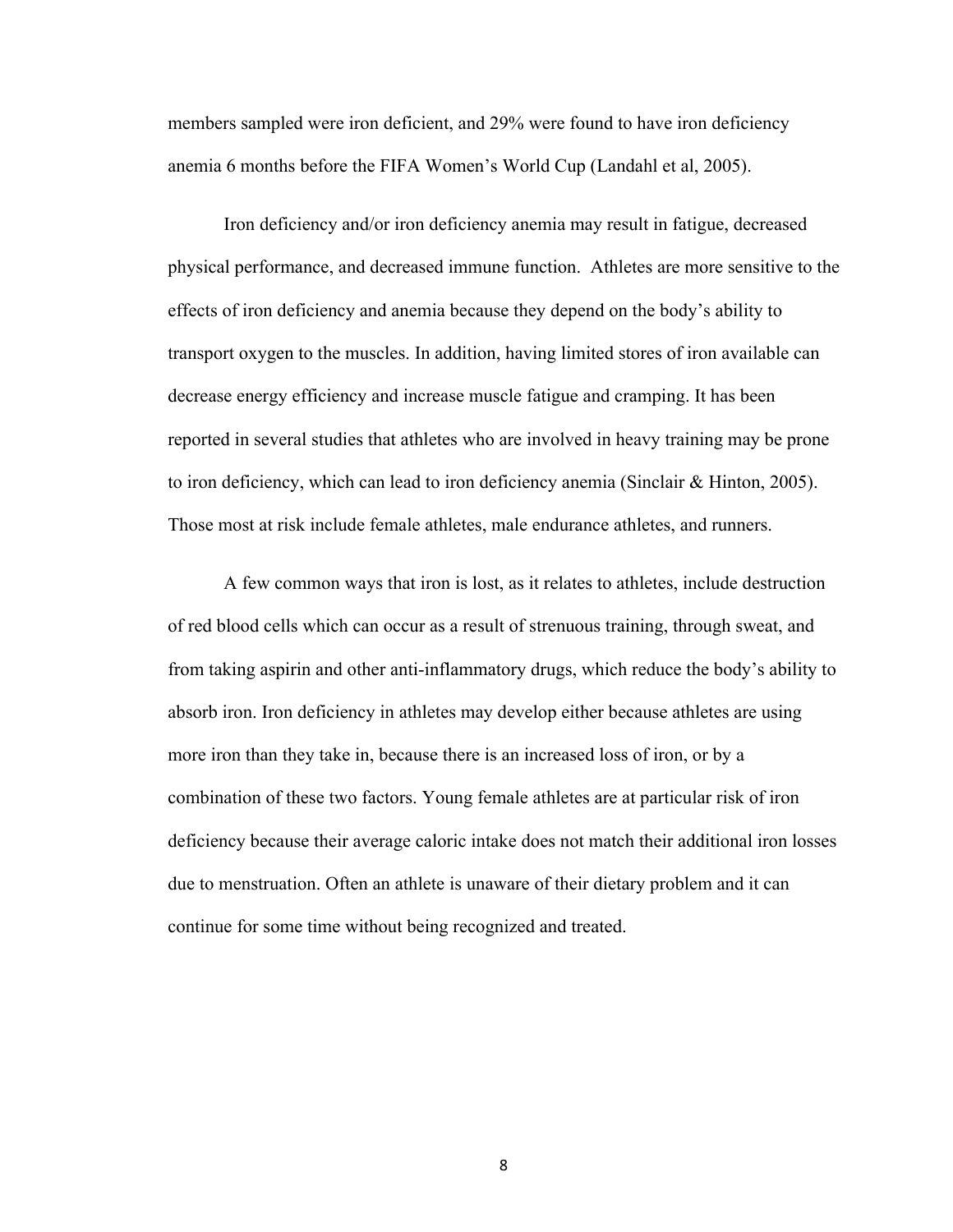members sampled were iron deficient, and 29% were found to have iron deficiency anemia 6 months before the FIFA Women's World Cup (Landahl et al, 2005).

Iron deficiency and/or iron deficiency anemia may result in fatigue, decreased physical performance, and decreased immune function. Athletes are more sensitive to the effects of iron deficiency and anemia because they depend on the body's ability to transport oxygen to the muscles. In addition, having limited stores of iron available can decrease energy efficiency and increase muscle fatigue and cramping. It has been reported in several studies that athletes who are involved in heavy training may be prone to iron deficiency, which can lead to iron deficiency anemia (Sinclair & Hinton, 2005). Those most at risk include female athletes, male endurance athletes, and runners.

A few common ways that iron is lost, as it relates to athletes, include destruction of red blood cells which can occur as a result of strenuous training, through sweat, and from taking aspirin and other anti-inflammatory drugs, which reduce the body's ability to absorb iron. Iron deficiency in athletes may develop either because athletes are using more iron than they take in, because there is an increased loss of iron, or by a combination of these two factors. Young female athletes are at particular risk of iron deficiency because their average caloric intake does not match their additional iron losses due to menstruation. Often an athlete is unaware of their dietary problem and it can continue for some time without being recognized and treated.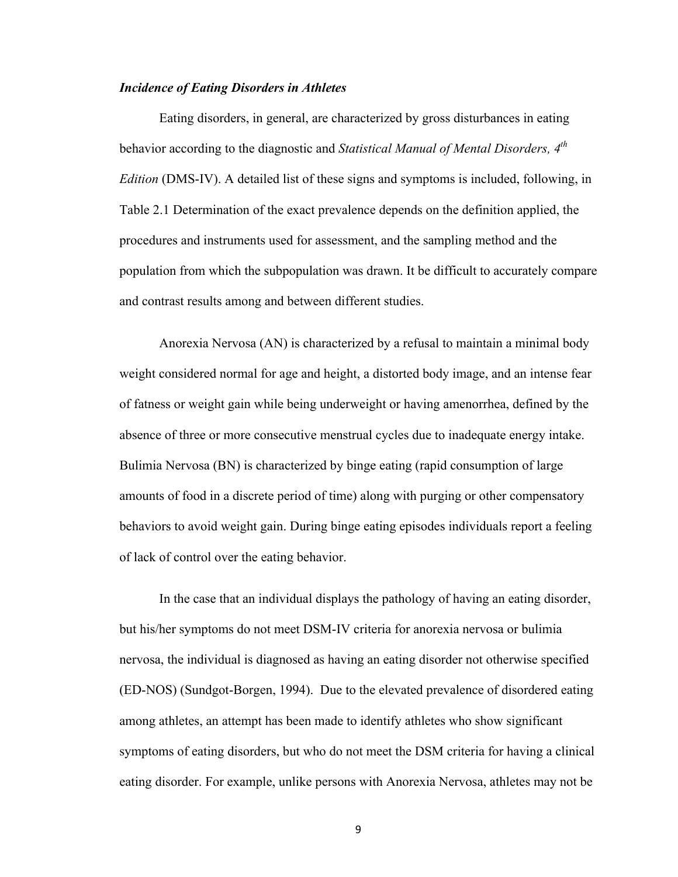### *Incidence of Eating Disorders in Athletes*

Eating disorders, in general, are characterized by gross disturbances in eating behavior according to the diagnostic and *Statistical Manual of Mental Disorders, 4th Edition* (DMS-IV). A detailed list of these signs and symptoms is included, following, in Table 2.1 Determination of the exact prevalence depends on the definition applied, the procedures and instruments used for assessment, and the sampling method and the population from which the subpopulation was drawn. It be difficult to accurately compare and contrast results among and between different studies.

Anorexia Nervosa (AN) is characterized by a refusal to maintain a minimal body weight considered normal for age and height, a distorted body image, and an intense fear of fatness or weight gain while being underweight or having amenorrhea, defined by the absence of three or more consecutive menstrual cycles due to inadequate energy intake. Bulimia Nervosa (BN) is characterized by binge eating (rapid consumption of large amounts of food in a discrete period of time) along with purging or other compensatory behaviors to avoid weight gain. During binge eating episodes individuals report a feeling of lack of control over the eating behavior.

In the case that an individual displays the pathology of having an eating disorder, but his/her symptoms do not meet DSM-IV criteria for anorexia nervosa or bulimia nervosa, the individual is diagnosed as having an eating disorder not otherwise specified (ED-NOS) (Sundgot-Borgen, 1994). Due to the elevated prevalence of disordered eating among athletes, an attempt has been made to identify athletes who show significant symptoms of eating disorders, but who do not meet the DSM criteria for having a clinical eating disorder. For example, unlike persons with Anorexia Nervosa, athletes may not be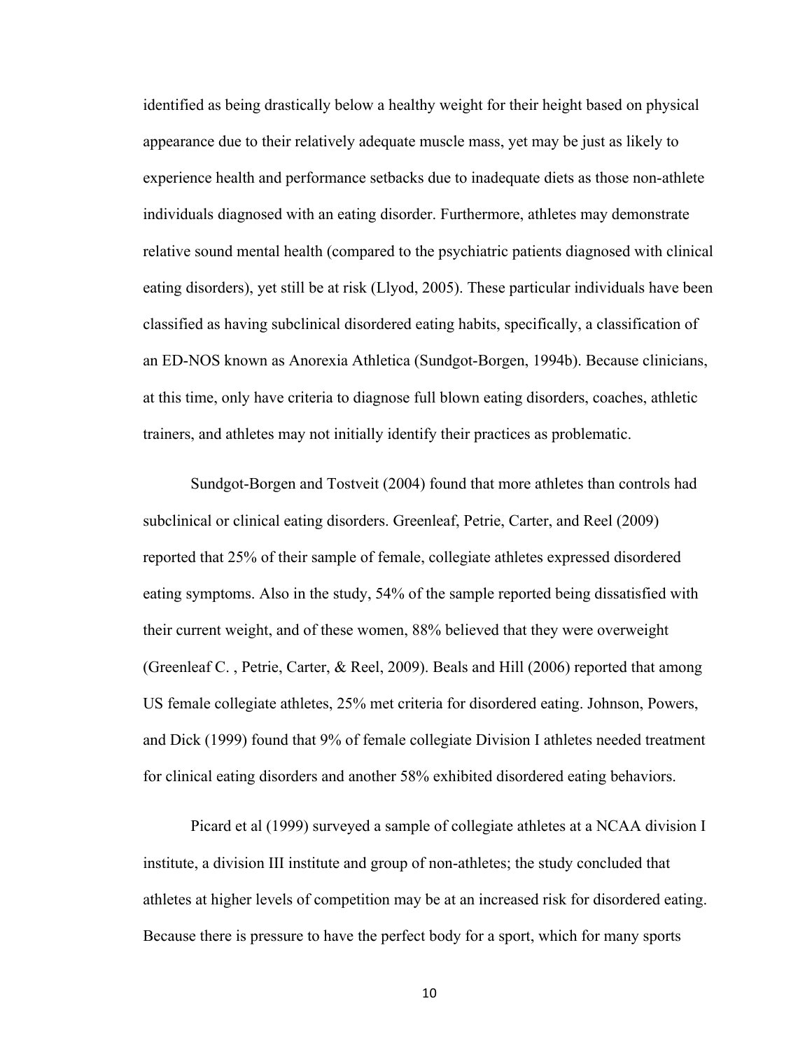identified as being drastically below a healthy weight for their height based on physical appearance due to their relatively adequate muscle mass, yet may be just as likely to experience health and performance setbacks due to inadequate diets as those non-athlete individuals diagnosed with an eating disorder. Furthermore, athletes may demonstrate relative sound mental health (compared to the psychiatric patients diagnosed with clinical eating disorders), yet still be at risk (Llyod, 2005). These particular individuals have been classified as having subclinical disordered eating habits, specifically, a classification of an ED-NOS known as Anorexia Athletica (Sundgot-Borgen, 1994b). Because clinicians, at this time, only have criteria to diagnose full blown eating disorders, coaches, athletic trainers, and athletes may not initially identify their practices as problematic.

Sundgot-Borgen and Tostveit (2004) found that more athletes than controls had subclinical or clinical eating disorders. Greenleaf, Petrie, Carter, and Reel (2009) reported that 25% of their sample of female, collegiate athletes expressed disordered eating symptoms. Also in the study, 54% of the sample reported being dissatisfied with their current weight, and of these women, 88% believed that they were overweight (Greenleaf C. , Petrie, Carter, & Reel, 2009). Beals and Hill (2006) reported that among US female collegiate athletes, 25% met criteria for disordered eating. Johnson, Powers, and Dick (1999) found that 9% of female collegiate Division I athletes needed treatment for clinical eating disorders and another 58% exhibited disordered eating behaviors.

Picard et al (1999) surveyed a sample of collegiate athletes at a NCAA division I institute, a division III institute and group of non-athletes; the study concluded that athletes at higher levels of competition may be at an increased risk for disordered eating. Because there is pressure to have the perfect body for a sport, which for many sports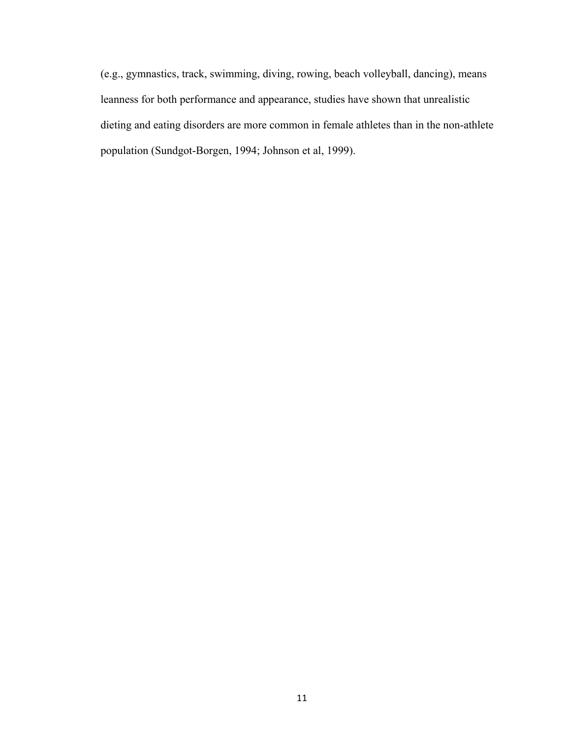(e.g., gymnastics, track, swimming, diving, rowing, beach volleyball, dancing), means leanness for both performance and appearance, studies have shown that unrealistic dieting and eating disorders are more common in female athletes than in the non-athlete population (Sundgot-Borgen, 1994; Johnson et al, 1999).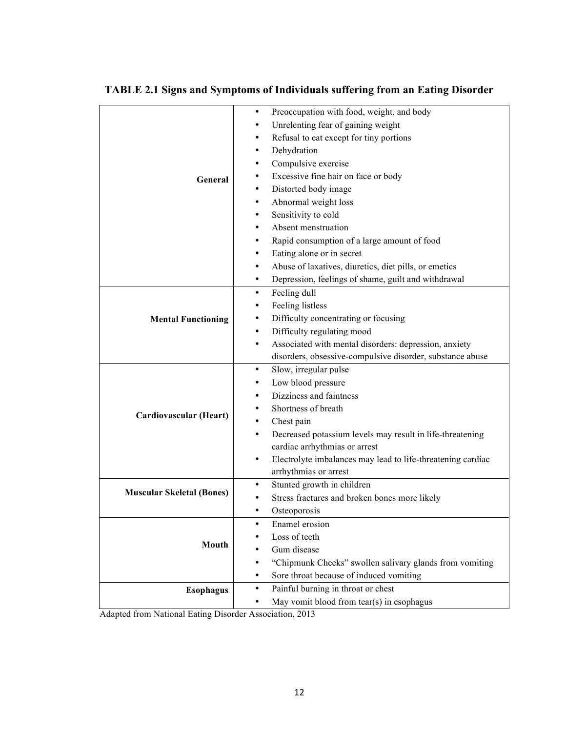**TABLE 2.1 Signs and Symptoms of Individuals suffering from an Eating Disorder**

| Category | Signs and Symptoms |
| --- | --- |
| **General** | • Preoccupation with food, weight, and body<br>• Unrelenting fear of gaining weight<br>• Refusal to eat except for tiny portions<br>• Dehydration<br>• Compulsive exercise<br>• Excessive fine hair on face or body<br>• Distorted body image<br>• Abnormal weight loss<br>• Sensitivity to cold<br>• Absent menstruation<br>• Rapid consumption of a large amount of food<br>• Eating alone or in secret<br>• Abuse of laxatives, diuretics, diet pills, or emetics<br>• Depression, feelings of shame, guilt and withdrawal |
| **Mental Functioning** | • Feeling dull<br>• Feeling listless<br>• Difficulty concentrating or focusing<br>• Difficulty regulating mood<br>• Associated with mental disorders: depression, anxiety disorders, obsessive-compulsive disorder, substance abuse |
| **Cardiovascular (Heart)** | • Slow, irregular pulse<br>• Low blood pressure<br>• Dizziness and faintness<br>• Shortness of breath<br>• Chest pain<br>• Decreased potassium levels may result in life-threatening cardiac arrhythmias or arrest<br>• Electrolyte imbalances may lead to life-threatening cardiac arrhythmias or arrest |
| **Muscular Skeletal (Bones)** | • Stunted growth in children<br>• Stress fractures and broken bones more likely<br>• Osteoporosis |
| **Mouth** | • Enamel erosion<br>• Loss of teeth<br>• Gum disease<br>• "Chipmunk Cheeks" swollen salivary glands from vomiting<br>• Sore throat because of induced vomiting |
| **Esophagus** | • Painful burning in throat or chest<br>• May vomit blood from tear(s) in esophagus |

Adapted from National Eating Disorder Association, 2013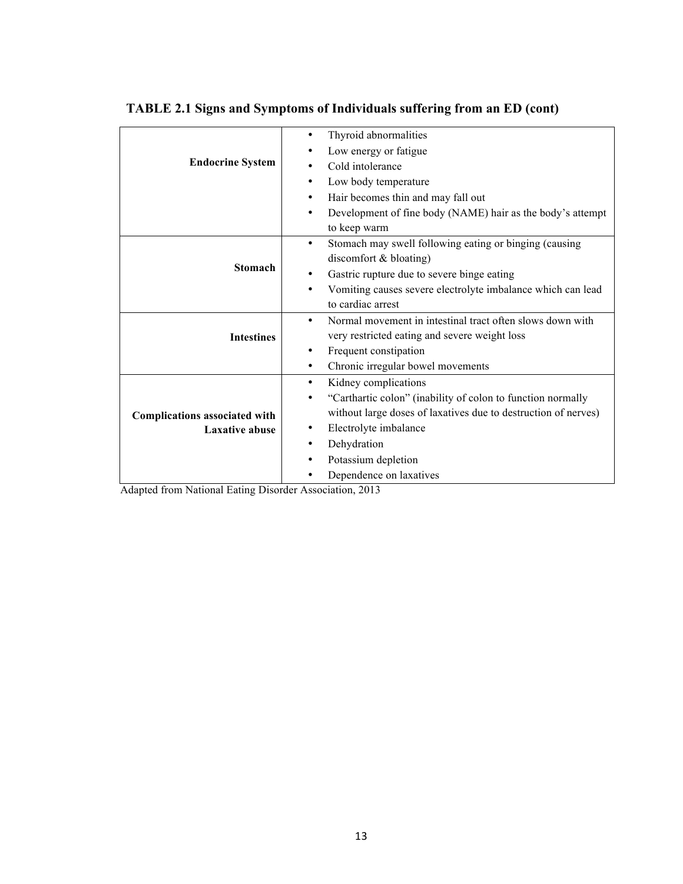**TABLE 2.1 Signs and Symptoms of Individuals suffering from an ED (cont)**

| | |
|---|---|
| **Endocrine System** | • Thyroid abnormalities<br>• Low energy or fatigue<br>• Cold intolerance<br>• Low body temperature<br>• Hair becomes thin and may fall out<br>• Development of fine body (NAME) hair as the body's attempt to keep warm |
| **Stomach** | • Stomach may swell following eating or binging (causing discomfort & bloating)<br>• Gastric rupture due to severe binge eating<br>• Vomiting causes severe electrolyte imbalance which can lead to cardiac arrest |
| **Intestines** | • Normal movement in intestinal tract often slows down with very restricted eating and severe weight loss<br>• Frequent constipation<br>• Chronic irregular bowel movements |
| **Complications associated with Laxative abuse** | • Kidney complications<br>• "Carthartic colon" (inability of colon to function normally without large doses of laxatives due to destruction of nerves)<br>• Electrolyte imbalance<br>• Dehydration<br>• Potassium depletion<br>• Dependence on laxatives |

Adapted from National Eating Disorder Association, 2013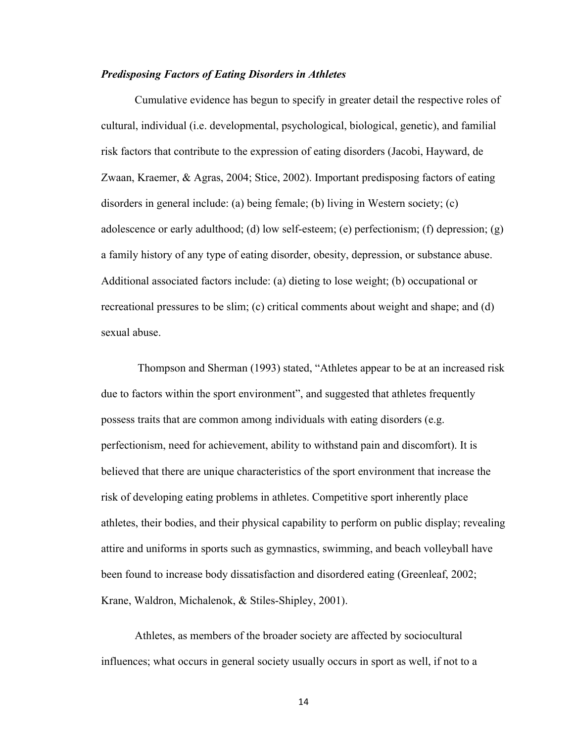### *Predisposing Factors of Eating Disorders in Athletes*

Cumulative evidence has begun to specify in greater detail the respective roles of cultural, individual (i.e. developmental, psychological, biological, genetic), and familial risk factors that contribute to the expression of eating disorders (Jacobi, Hayward, de Zwaan, Kraemer, & Agras, 2004; Stice, 2002). Important predisposing factors of eating disorders in general include: (a) being female; (b) living in Western society; (c) adolescence or early adulthood; (d) low self-esteem; (e) perfectionism; (f) depression; (g) a family history of any type of eating disorder, obesity, depression, or substance abuse. Additional associated factors include: (a) dieting to lose weight; (b) occupational or recreational pressures to be slim; (c) critical comments about weight and shape; and (d) sexual abuse.

Thompson and Sherman (1993) stated, "Athletes appear to be at an increased risk due to factors within the sport environment", and suggested that athletes frequently possess traits that are common among individuals with eating disorders (e.g. perfectionism, need for achievement, ability to withstand pain and discomfort). It is believed that there are unique characteristics of the sport environment that increase the risk of developing eating problems in athletes. Competitive sport inherently place athletes, their bodies, and their physical capability to perform on public display; revealing attire and uniforms in sports such as gymnastics, swimming, and beach volleyball have been found to increase body dissatisfaction and disordered eating (Greenleaf, 2002; Krane, Waldron, Michalenok, & Stiles-Shipley, 2001).

Athletes, as members of the broader society are affected by sociocultural influences; what occurs in general society usually occurs in sport as well, if not to a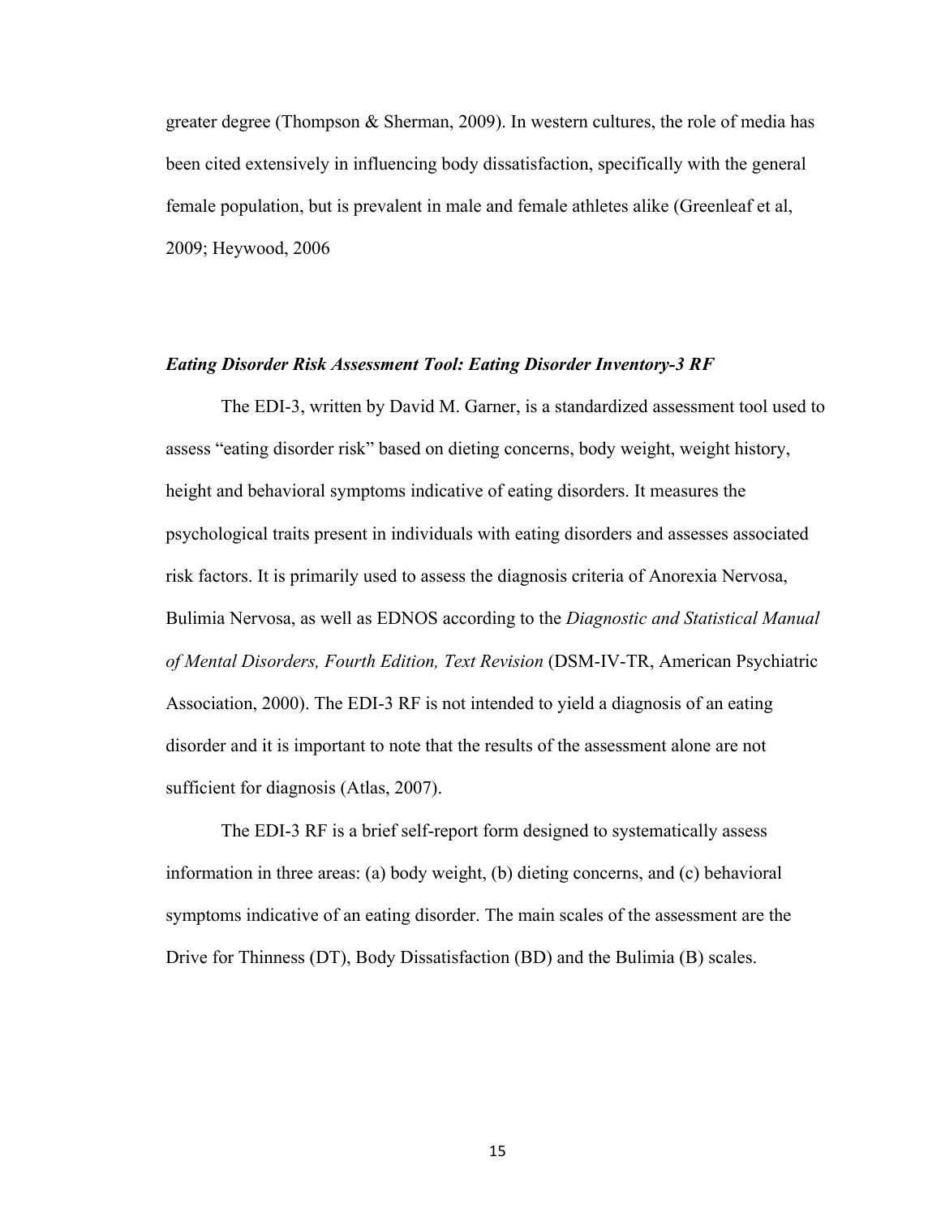greater degree (Thompson & Sherman, 2009). In western cultures, the role of media has been cited extensively in influencing body dissatisfaction, specifically with the general female population, but is prevalent in male and female athletes alike (Greenleaf et al, 2009; Heywood, 2006

### ***Eating Disorder Risk Assessment Tool: Eating Disorder Inventory-3 RF***

The EDI-3, written by David M. Garner, is a standardized assessment tool used to assess "eating disorder risk" based on dieting concerns, body weight, weight history, height and behavioral symptoms indicative of eating disorders. It measures the psychological traits present in individuals with eating disorders and assesses associated risk factors. It is primarily used to assess the diagnosis criteria of Anorexia Nervosa, Bulimia Nervosa, as well as EDNOS according to the *Diagnostic and Statistical Manual of Mental Disorders, Fourth Edition, Text Revision* (DSM-IV-TR, American Psychiatric Association, 2000). The EDI-3 RF is not intended to yield a diagnosis of an eating disorder and it is important to note that the results of the assessment alone are not sufficient for diagnosis (Atlas, 2007).

The EDI-3 RF is a brief self-report form designed to systematically assess information in three areas: (a) body weight, (b) dieting concerns, and (c) behavioral symptoms indicative of an eating disorder. The main scales of the assessment are the Drive for Thinness (DT), Body Dissatisfaction (BD) and the Bulimia (B) scales.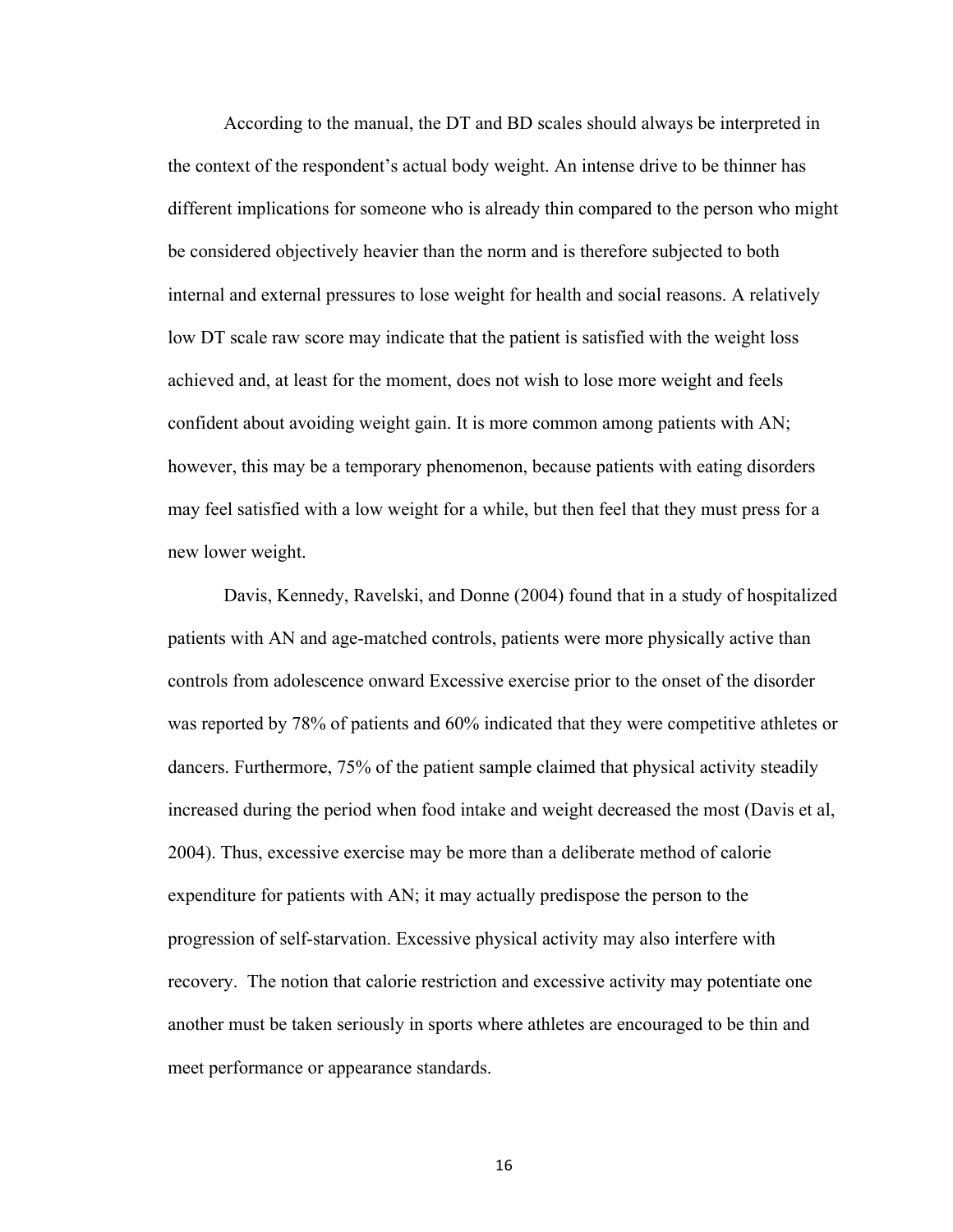According to the manual, the DT and BD scales should always be interpreted in the context of the respondent's actual body weight. An intense drive to be thinner has different implications for someone who is already thin compared to the person who might be considered objectively heavier than the norm and is therefore subjected to both internal and external pressures to lose weight for health and social reasons. A relatively low DT scale raw score may indicate that the patient is satisfied with the weight loss achieved and, at least for the moment, does not wish to lose more weight and feels confident about avoiding weight gain. It is more common among patients with AN; however, this may be a temporary phenomenon, because patients with eating disorders may feel satisfied with a low weight for a while, but then feel that they must press for a new lower weight.

Davis, Kennedy, Ravelski, and Donne (2004) found that in a study of hospitalized patients with AN and age-matched controls, patients were more physically active than controls from adolescence onward Excessive exercise prior to the onset of the disorder was reported by 78% of patients and 60% indicated that they were competitive athletes or dancers. Furthermore, 75% of the patient sample claimed that physical activity steadily increased during the period when food intake and weight decreased the most (Davis et al, 2004). Thus, excessive exercise may be more than a deliberate method of calorie expenditure for patients with AN; it may actually predispose the person to the progression of self-starvation. Excessive physical activity may also interfere with recovery. The notion that calorie restriction and excessive activity may potentiate one another must be taken seriously in sports where athletes are encouraged to be thin and meet performance or appearance standards.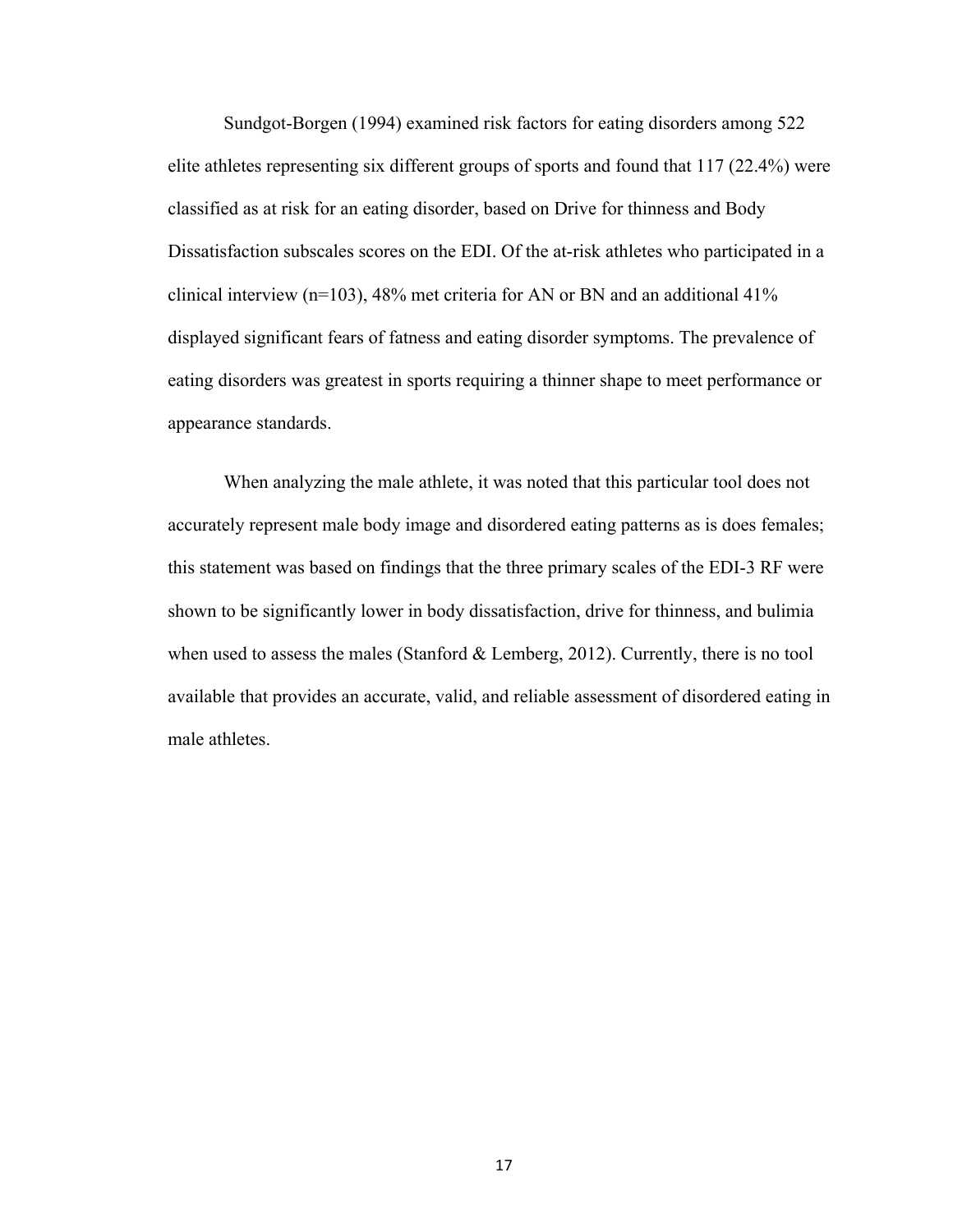Sundgot-Borgen (1994) examined risk factors for eating disorders among 522 elite athletes representing six different groups of sports and found that 117 (22.4%) were classified as at risk for an eating disorder, based on Drive for thinness and Body Dissatisfaction subscales scores on the EDI. Of the at-risk athletes who participated in a clinical interview (n=103), 48% met criteria for AN or BN and an additional 41% displayed significant fears of fatness and eating disorder symptoms. The prevalence of eating disorders was greatest in sports requiring a thinner shape to meet performance or appearance standards.

When analyzing the male athlete, it was noted that this particular tool does not accurately represent male body image and disordered eating patterns as is does females; this statement was based on findings that the three primary scales of the EDI-3 RF were shown to be significantly lower in body dissatisfaction, drive for thinness, and bulimia when used to assess the males (Stanford & Lemberg, 2012). Currently, there is no tool available that provides an accurate, valid, and reliable assessment of disordered eating in male athletes.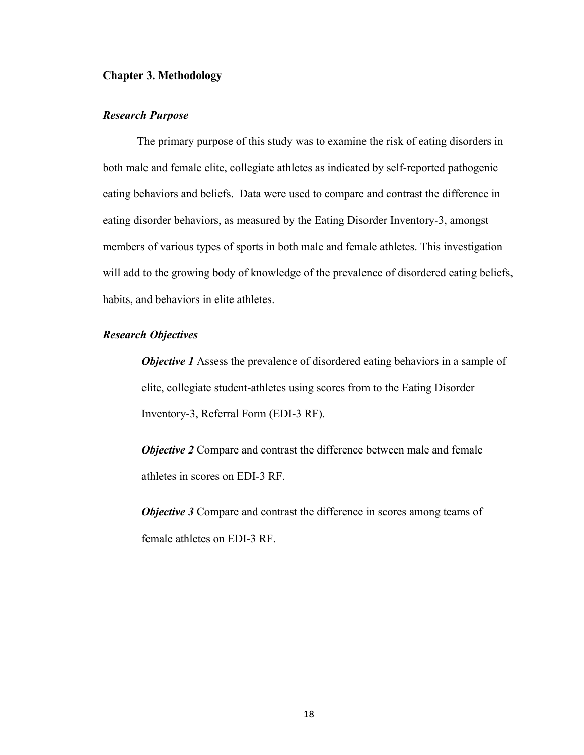## Chapter 3. Methodology

### *Research Purpose*

The primary purpose of this study was to examine the risk of eating disorders in both male and female elite, collegiate athletes as indicated by self-reported pathogenic eating behaviors and beliefs. Data were used to compare and contrast the difference in eating disorder behaviors, as measured by the Eating Disorder Inventory-3, amongst members of various types of sports in both male and female athletes. This investigation will add to the growing body of knowledge of the prevalence of disordered eating beliefs, habits, and behaviors in elite athletes.

### *Research Objectives*

***Objective 1*** Assess the prevalence of disordered eating behaviors in a sample of elite, collegiate student-athletes using scores from to the Eating Disorder Inventory-3, Referral Form (EDI-3 RF).

***Objective 2*** Compare and contrast the difference between male and female athletes in scores on EDI-3 RF.

***Objective 3*** Compare and contrast the difference in scores among teams of female athletes on EDI-3 RF.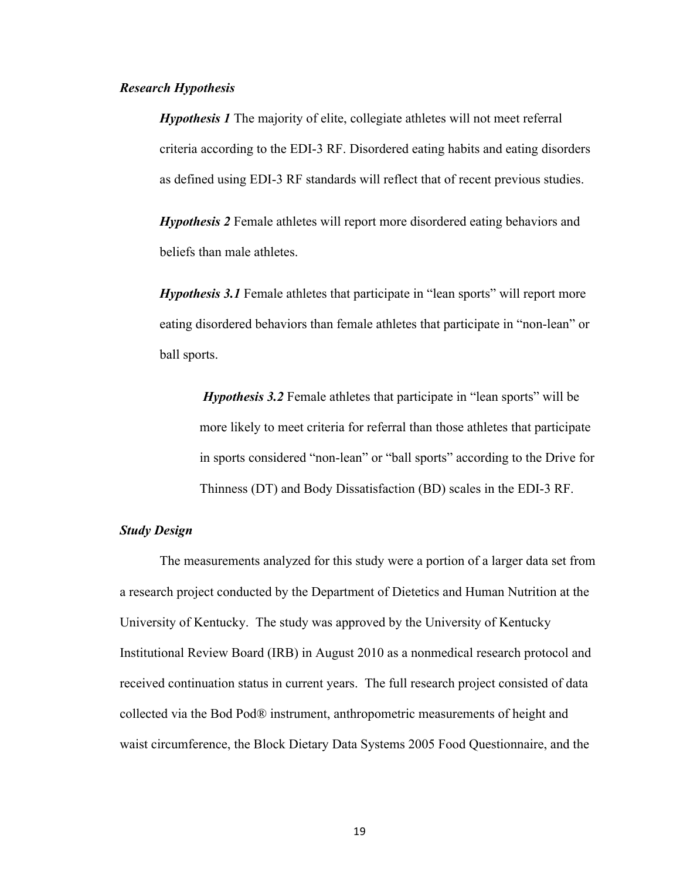***Research Hypothesis***

***Hypothesis 1*** The majority of elite, collegiate athletes will not meet referral criteria according to the EDI-3 RF. Disordered eating habits and eating disorders as defined using EDI-3 RF standards will reflect that of recent previous studies.

***Hypothesis 2*** Female athletes will report more disordered eating behaviors and beliefs than male athletes.

***Hypothesis 3.1*** Female athletes that participate in "lean sports" will report more eating disordered behaviors than female athletes that participate in "non-lean" or ball sports.

***Hypothesis 3.2*** Female athletes that participate in "lean sports" will be more likely to meet criteria for referral than those athletes that participate in sports considered "non-lean" or "ball sports" according to the Drive for Thinness (DT) and Body Dissatisfaction (BD) scales in the EDI-3 RF.

***Study Design***

The measurements analyzed for this study were a portion of a larger data set from a research project conducted by the Department of Dietetics and Human Nutrition at the University of Kentucky. The study was approved by the University of Kentucky Institutional Review Board (IRB) in August 2010 as a nonmedical research protocol and received continuation status in current years. The full research project consisted of data collected via the Bod Pod® instrument, anthropometric measurements of height and waist circumference, the Block Dietary Data Systems 2005 Food Questionnaire, and the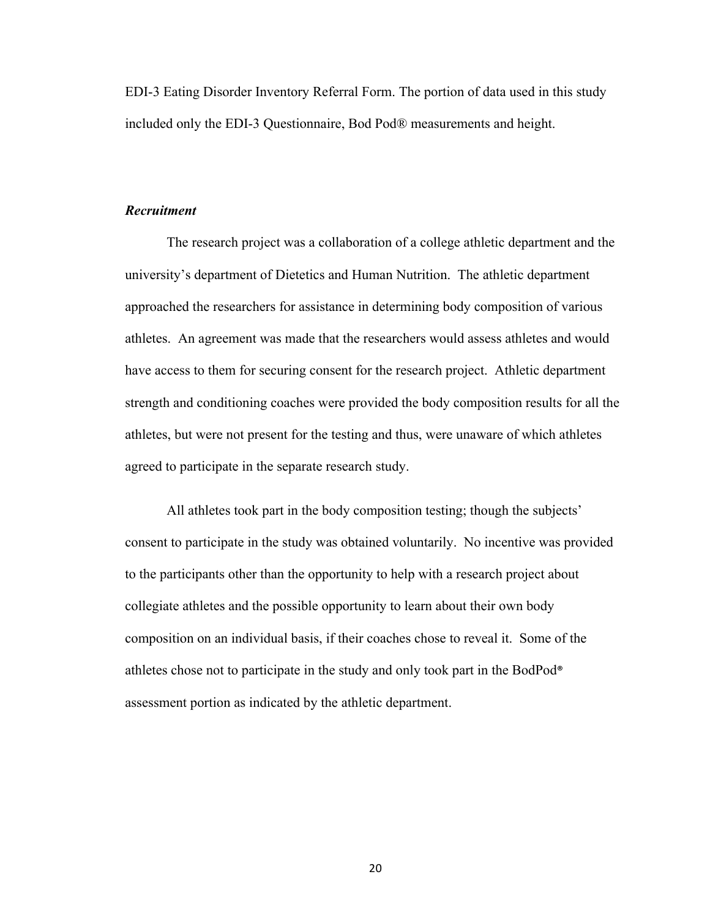EDI-3 Eating Disorder Inventory Referral Form. The portion of data used in this study included only the EDI-3 Questionnaire, Bod Pod® measurements and height.

### *Recruitment*

The research project was a collaboration of a college athletic department and the university's department of Dietetics and Human Nutrition. The athletic department approached the researchers for assistance in determining body composition of various athletes. An agreement was made that the researchers would assess athletes and would have access to them for securing consent for the research project. Athletic department strength and conditioning coaches were provided the body composition results for all the athletes, but were not present for the testing and thus, were unaware of which athletes agreed to participate in the separate research study.

All athletes took part in the body composition testing; though the subjects' consent to participate in the study was obtained voluntarily. No incentive was provided to the participants other than the opportunity to help with a research project about collegiate athletes and the possible opportunity to learn about their own body composition on an individual basis, if their coaches chose to reveal it. Some of the athletes chose not to participate in the study and only took part in the BodPod® assessment portion as indicated by the athletic department.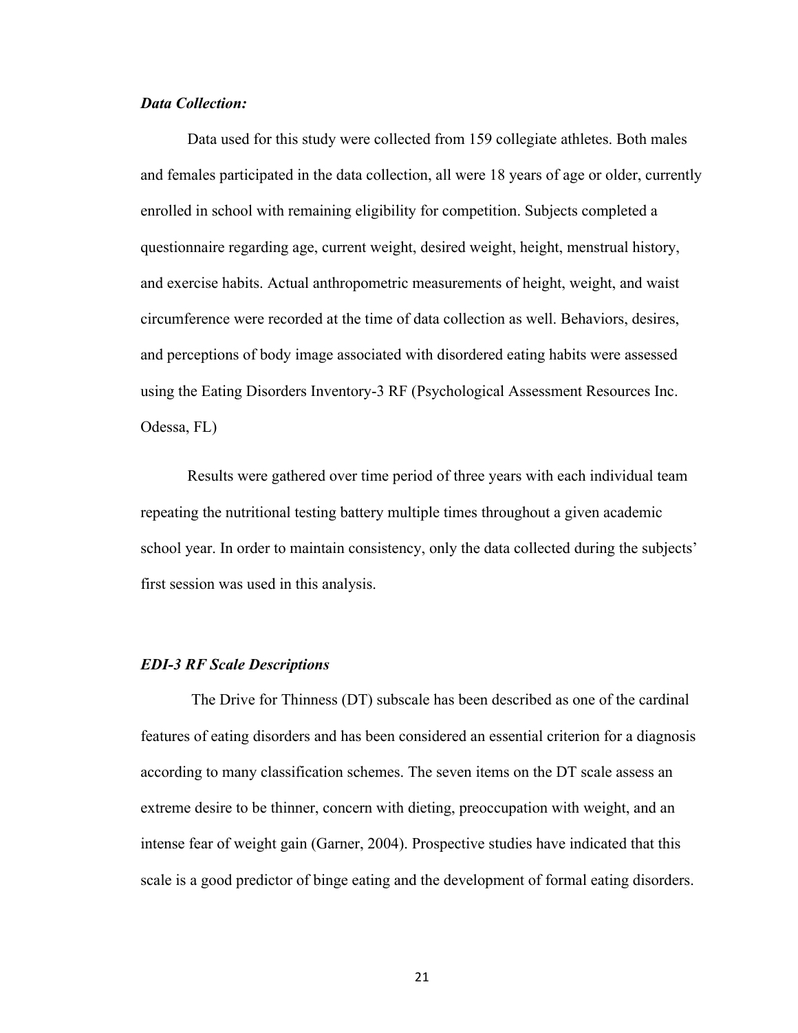### *Data Collection:*

Data used for this study were collected from 159 collegiate athletes. Both males and females participated in the data collection, all were 18 years of age or older, currently enrolled in school with remaining eligibility for competition. Subjects completed a questionnaire regarding age, current weight, desired weight, height, menstrual history, and exercise habits. Actual anthropometric measurements of height, weight, and waist circumference were recorded at the time of data collection as well. Behaviors, desires, and perceptions of body image associated with disordered eating habits were assessed using the Eating Disorders Inventory-3 RF (Psychological Assessment Resources Inc. Odessa, FL)

Results were gathered over time period of three years with each individual team repeating the nutritional testing battery multiple times throughout a given academic school year. In order to maintain consistency, only the data collected during the subjects' first session was used in this analysis.

### *EDI-3 RF Scale Descriptions*

The Drive for Thinness (DT) subscale has been described as one of the cardinal features of eating disorders and has been considered an essential criterion for a diagnosis according to many classification schemes. The seven items on the DT scale assess an extreme desire to be thinner, concern with dieting, preoccupation with weight, and an intense fear of weight gain (Garner, 2004). Prospective studies have indicated that this scale is a good predictor of binge eating and the development of formal eating disorders.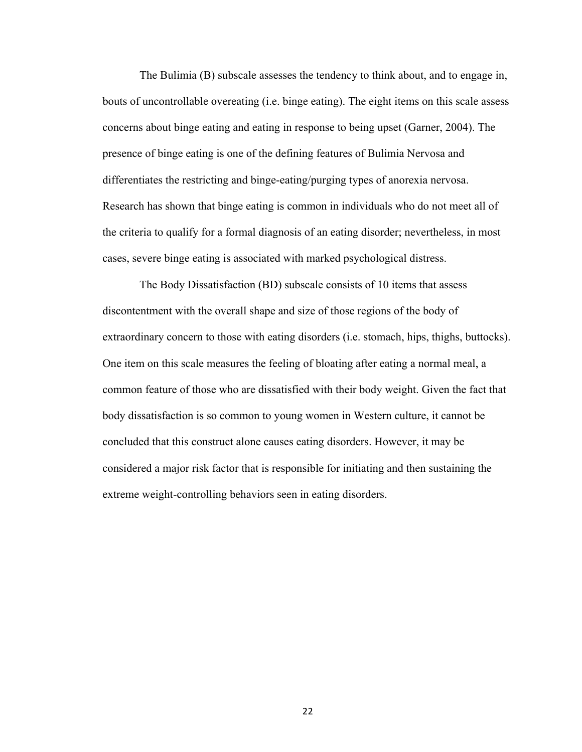The Bulimia (B) subscale assesses the tendency to think about, and to engage in, bouts of uncontrollable overeating (i.e. binge eating). The eight items on this scale assess concerns about binge eating and eating in response to being upset (Garner, 2004). The presence of binge eating is one of the defining features of Bulimia Nervosa and differentiates the restricting and binge-eating/purging types of anorexia nervosa. Research has shown that binge eating is common in individuals who do not meet all of the criteria to qualify for a formal diagnosis of an eating disorder; nevertheless, in most cases, severe binge eating is associated with marked psychological distress.

The Body Dissatisfaction (BD) subscale consists of 10 items that assess discontentment with the overall shape and size of those regions of the body of extraordinary concern to those with eating disorders (i.e. stomach, hips, thighs, buttocks). One item on this scale measures the feeling of bloating after eating a normal meal, a common feature of those who are dissatisfied with their body weight. Given the fact that body dissatisfaction is so common to young women in Western culture, it cannot be concluded that this construct alone causes eating disorders. However, it may be considered a major risk factor that is responsible for initiating and then sustaining the extreme weight-controlling behaviors seen in eating disorders.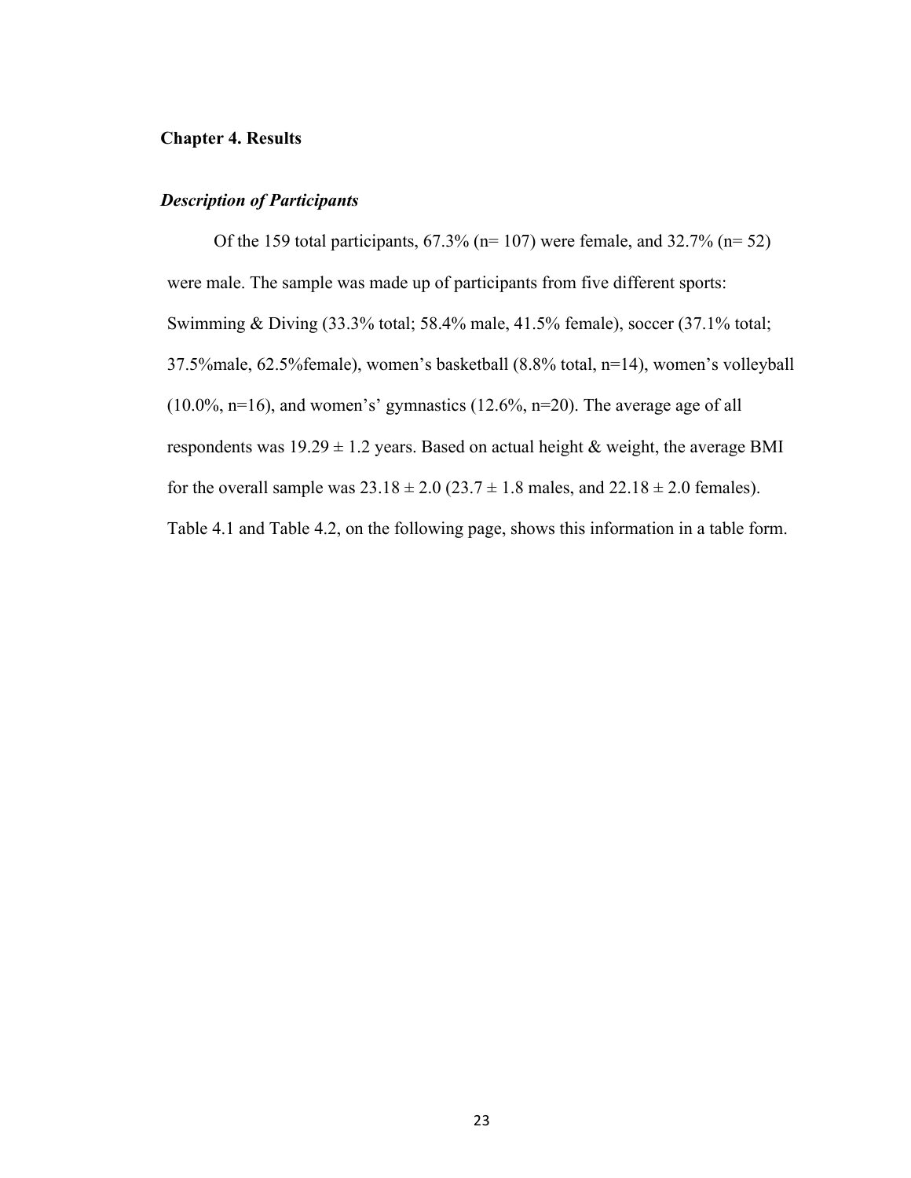## Chapter 4. Results

### *Description of Participants*

Of the 159 total participants, 67.3% (n= 107) were female, and 32.7% (n= 52) were male. The sample was made up of participants from five different sports: Swimming & Diving (33.3% total; 58.4% male, 41.5% female), soccer (37.1% total; 37.5%male, 62.5%female), women's basketball (8.8% total, n=14), women's volleyball (10.0%, n=16), and women's' gymnastics (12.6%, n=20). The average age of all respondents was 19.29 ± 1.2 years. Based on actual height & weight, the average BMI for the overall sample was 23.18 ± 2.0 (23.7 ± 1.8 males, and 22.18 ± 2.0 females). Table 4.1 and Table 4.2, on the following page, shows this information in a table form.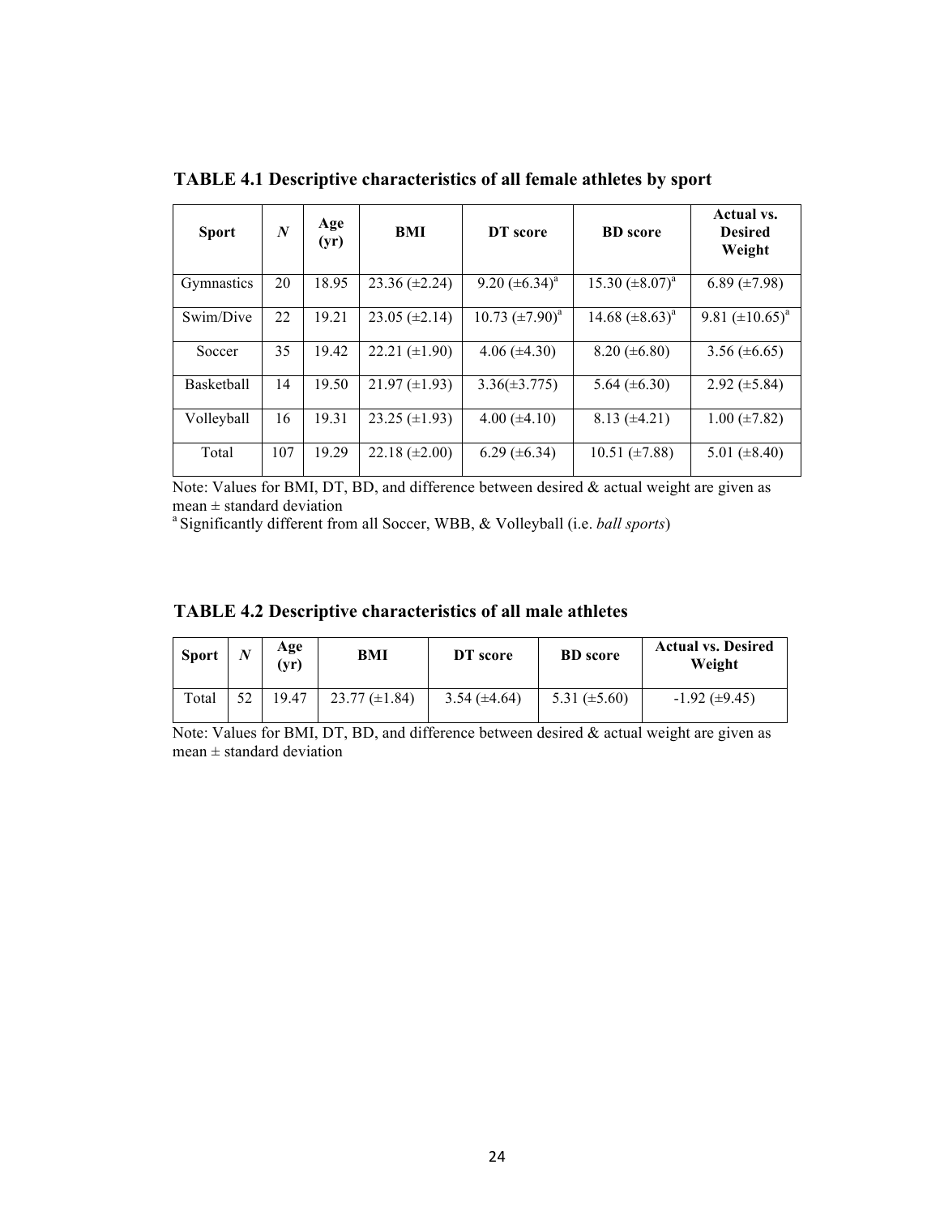**TABLE 4.1 Descriptive characteristics of all female athletes by sport**

| Sport | *N* | Age (yr) | BMI | DT score | BD score | Actual vs. Desired Weight |
|---|---|---|---|---|---|---|
| Gymnastics | 20 | 18.95 | 23.36 (±2.24) | 9.20 (±6.34)[a] | 15.30 (±8.07)[a] | 6.89 (±7.98) |
| Swim/Dive | 22 | 19.21 | 23.05 (±2.14) | 10.73 (±7.90)[a] | 14.68 (±8.63)[a] | 9.81 (±10.65)[a] |
| Soccer | 35 | 19.42 | 22.21 (±1.90) | 4.06 (±4.30) | 8.20 (±6.80) | 3.56 (±6.65) |
| Basketball | 14 | 19.50 | 21.97 (±1.93) | 3.36(±3.775) | 5.64 (±6.30) | 2.92 (±5.84) |
| Volleyball | 16 | 19.31 | 23.25 (±1.93) | 4.00 (±4.10) | 8.13 (±4.21) | 1.00 (±7.82) |
| Total | 107 | 19.29 | 22.18 (±2.00) | 6.29 (±6.34) | 10.51 (±7.88) | 5.01 (±8.40) |

Note: Values for BMI, DT, BD, and difference between desired & actual weight are given as mean ± standard deviation

[a] Significantly different from all Soccer, WBB, & Volleyball (i.e. *ball sports*)

**TABLE 4.2 Descriptive characteristics of all male athletes**

| Sport | *N* | Age (yr) | BMI | DT score | BD score | Actual vs. Desired Weight |
|---|---|---|---|---|---|---|
| Total | 52 | 19.47 | 23.77 (±1.84) | 3.54 (±4.64) | 5.31 (±5.60) | -1.92 (±9.45) |

Note: Values for BMI, DT, BD, and difference between desired & actual weight are given as mean ± standard deviation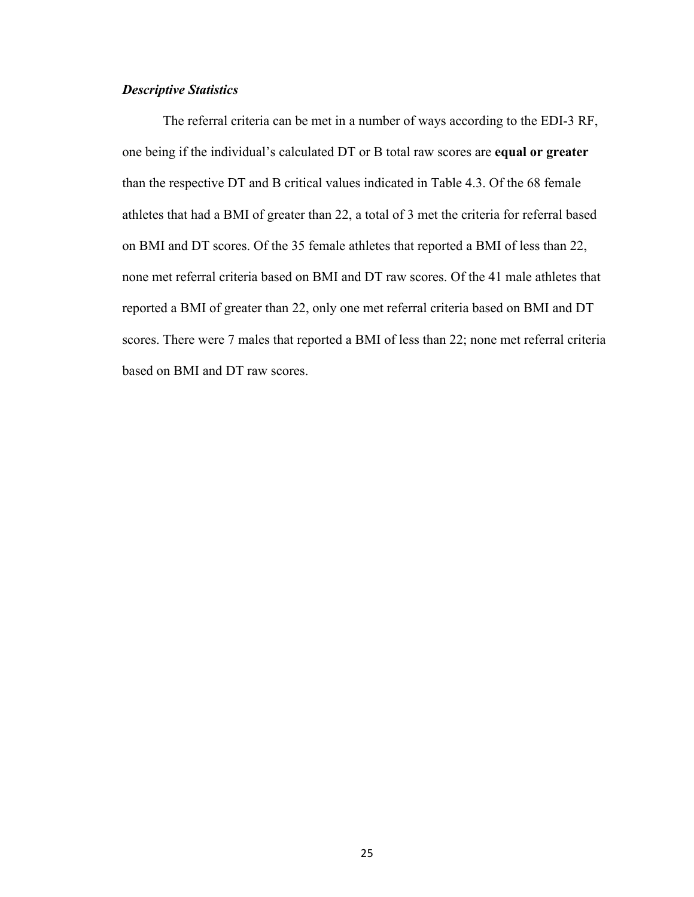### *Descriptive Statistics*

The referral criteria can be met in a number of ways according to the EDI-3 RF, one being if the individual's calculated DT or B total raw scores are **equal or greater** than the respective DT and B critical values indicated in Table 4.3. Of the 68 female athletes that had a BMI of greater than 22, a total of 3 met the criteria for referral based on BMI and DT scores. Of the 35 female athletes that reported a BMI of less than 22, none met referral criteria based on BMI and DT raw scores. Of the 41 male athletes that reported a BMI of greater than 22, only one met referral criteria based on BMI and DT scores. There were 7 males that reported a BMI of less than 22; none met referral criteria based on BMI and DT raw scores.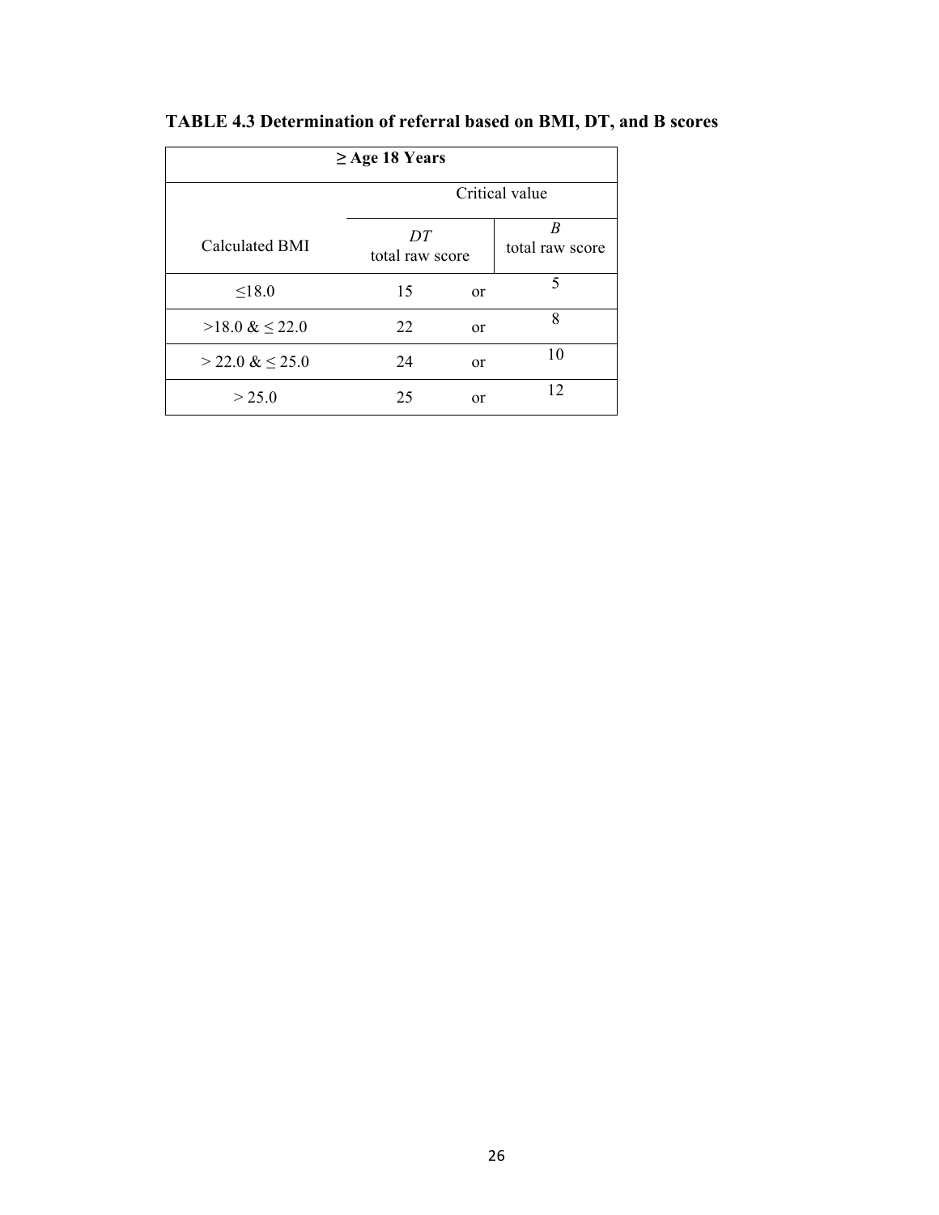**TABLE 4.3 Determination of referral based on BMI, DT, and B scores**

| **≥ Age 18 Years** | | | |
|---|---|---|---|
| | Critical value | | |
| Calculated BMI | *DT* total raw score | | *B* total raw score |
| ≤18.0 | 15 | or | 5 |
| >18.0 & ≤ 22.0 | 22 | or | 8 |
| > 22.0 & ≤ 25.0 | 24 | or | 10 |
| > 25.0 | 25 | or | 12 |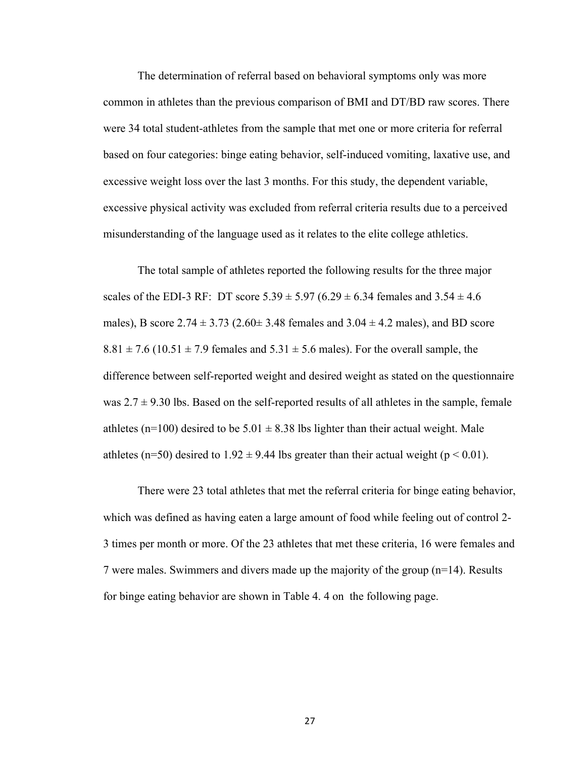The determination of referral based on behavioral symptoms only was more common in athletes than the previous comparison of BMI and DT/BD raw scores. There were 34 total student-athletes from the sample that met one or more criteria for referral based on four categories: binge eating behavior, self-induced vomiting, laxative use, and excessive weight loss over the last 3 months. For this study, the dependent variable, excessive physical activity was excluded from referral criteria results due to a perceived misunderstanding of the language used as it relates to the elite college athletics.

The total sample of athletes reported the following results for the three major scales of the EDI-3 RF: DT score $5.39 \pm 5.97$ ($6.29 \pm 6.34$ females and $3.54 \pm 4.6$ males), B score $2.74 \pm 3.73$ ($2.60 \pm 3.48$ females and $3.04 \pm 4.2$ males), and BD score $8.81 \pm 7.6$ ($10.51 \pm 7.9$ females and $5.31 \pm 5.6$ males). For the overall sample, the difference between self-reported weight and desired weight as stated on the questionnaire was $2.7 \pm 9.30$ lbs. Based on the self-reported results of all athletes in the sample, female athletes (n=100) desired to be $5.01 \pm 8.38$ lbs lighter than their actual weight. Male athletes (n=50) desired to $1.92 \pm 9.44$ lbs greater than their actual weight ($p < 0.01$).

There were 23 total athletes that met the referral criteria for binge eating behavior, which was defined as having eaten a large amount of food while feeling out of control 2-3 times per month or more. Of the 23 athletes that met these criteria, 16 were females and 7 were males. Swimmers and divers made up the majority of the group (n=14). Results for binge eating behavior are shown in Table 4. 4 on the following page.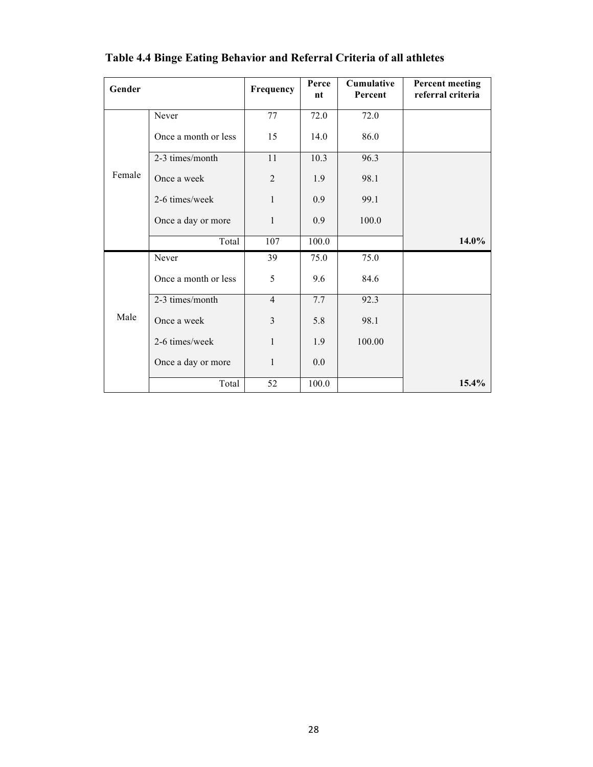**Table 4.4 Binge Eating Behavior and Referral Criteria of all athletes**

| Gender | | Frequency | Percent | Cumulative Percent | Percent meeting referral criteria |
|---|---|---|---|---|---|
| Female | Never | 77 | 72.0 | 72.0 | |
| | Once a month or less | 15 | 14.0 | 86.0 | |
| | 2-3 times/month | 11 | 10.3 | 96.3 | |
| | Once a week | 2 | 1.9 | 98.1 | |
| | 2-6 times/week | 1 | 0.9 | 99.1 | |
| | Once a day or more | 1 | 0.9 | 100.0 | |
| | Total | 107 | 100.0 | | **14.0%** |
| Male | Never | 39 | 75.0 | 75.0 | |
| | Once a month or less | 5 | 9.6 | 84.6 | |
| | 2-3 times/month | 4 | 7.7 | 92.3 | |
| | Once a week | 3 | 5.8 | 98.1 | |
| | 2-6 times/week | 1 | 1.9 | 100.00 | |
| | Once a day or more | 1 | 0.0 | | |
| | Total | 52 | 100.0 | | **15.4%** |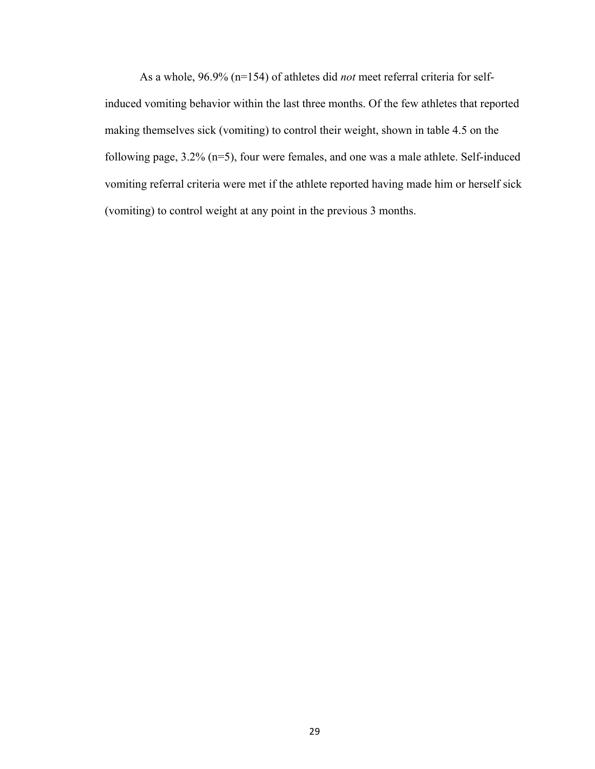As a whole, 96.9% (n=154) of athletes did *not* meet referral criteria for self-induced vomiting behavior within the last three months. Of the few athletes that reported making themselves sick (vomiting) to control their weight, shown in table 4.5 on the following page, 3.2% (n=5), four were females, and one was a male athlete. Self-induced vomiting referral criteria were met if the athlete reported having made him or herself sick (vomiting) to control weight at any point in the previous 3 months.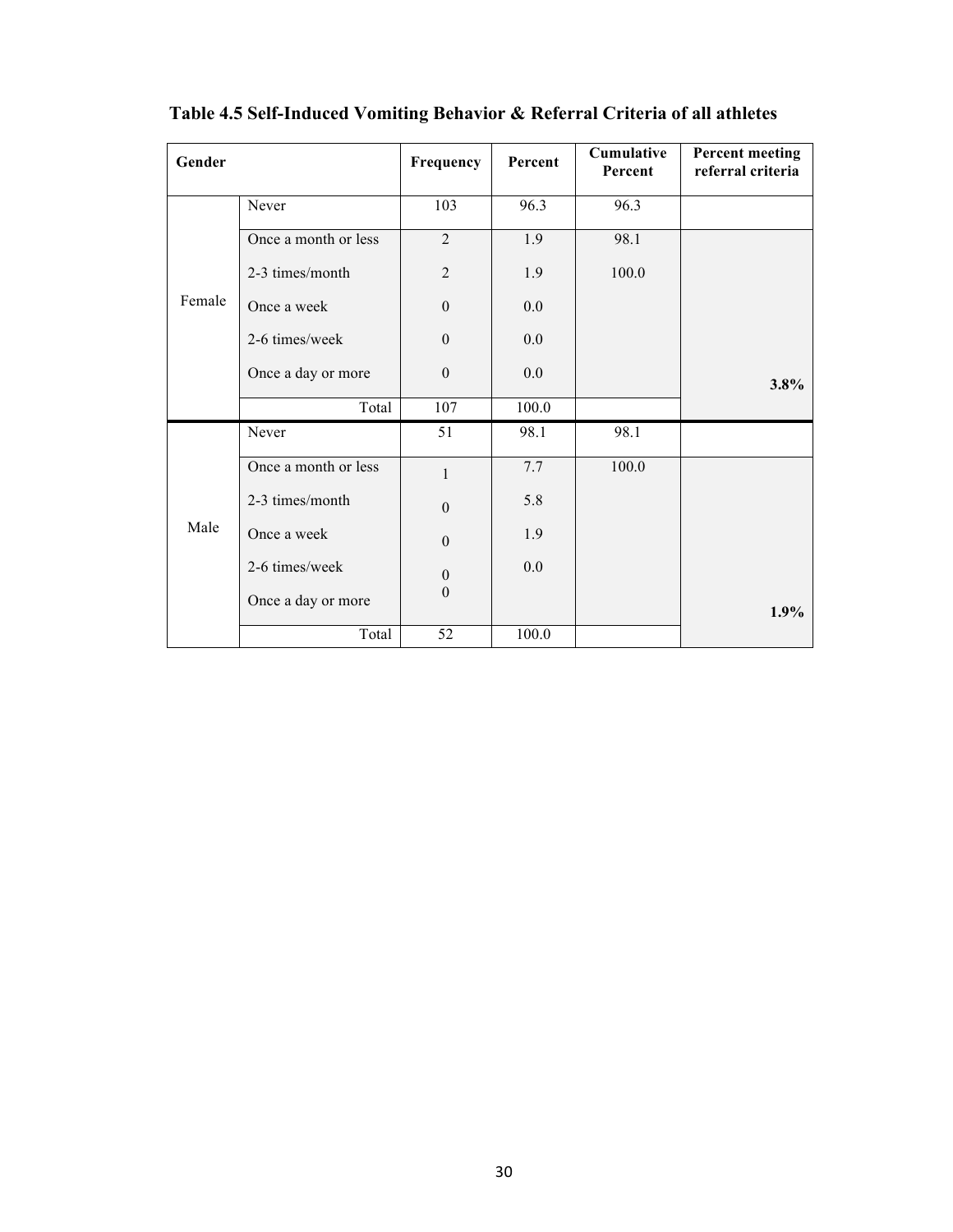**Table 4.5 Self-Induced Vomiting Behavior & Referral Criteria of all athletes**

| Gender | | Frequency | Percent | Cumulative Percent | Percent meeting referral criteria |
|---|---|---|---|---|---|
| Female | Never | 103 | 96.3 | 96.3 | |
| | Once a month or less | 2 | 1.9 | 98.1 | |
| | 2-3 times/month | 2 | 1.9 | 100.0 | |
| | Once a week | 0 | 0.0 | | |
| | 2-6 times/week | 0 | 0.0 | | |
| | Once a day or more | 0 | 0.0 | | **3.8%** |
| | Total | 107 | 100.0 | | |
| Male | Never | 51 | 98.1 | 98.1 | |
| | Once a month or less | 1 | 7.7 | 100.0 | |
| | 2-3 times/month | 0 | 5.8 | | |
| | Once a week | 0 | 1.9 | | |
| | 2-6 times/week | 0 | 0.0 | | |
| | Once a day or more | 0 | | | **1.9%** |
| | Total | 52 | 100.0 | | |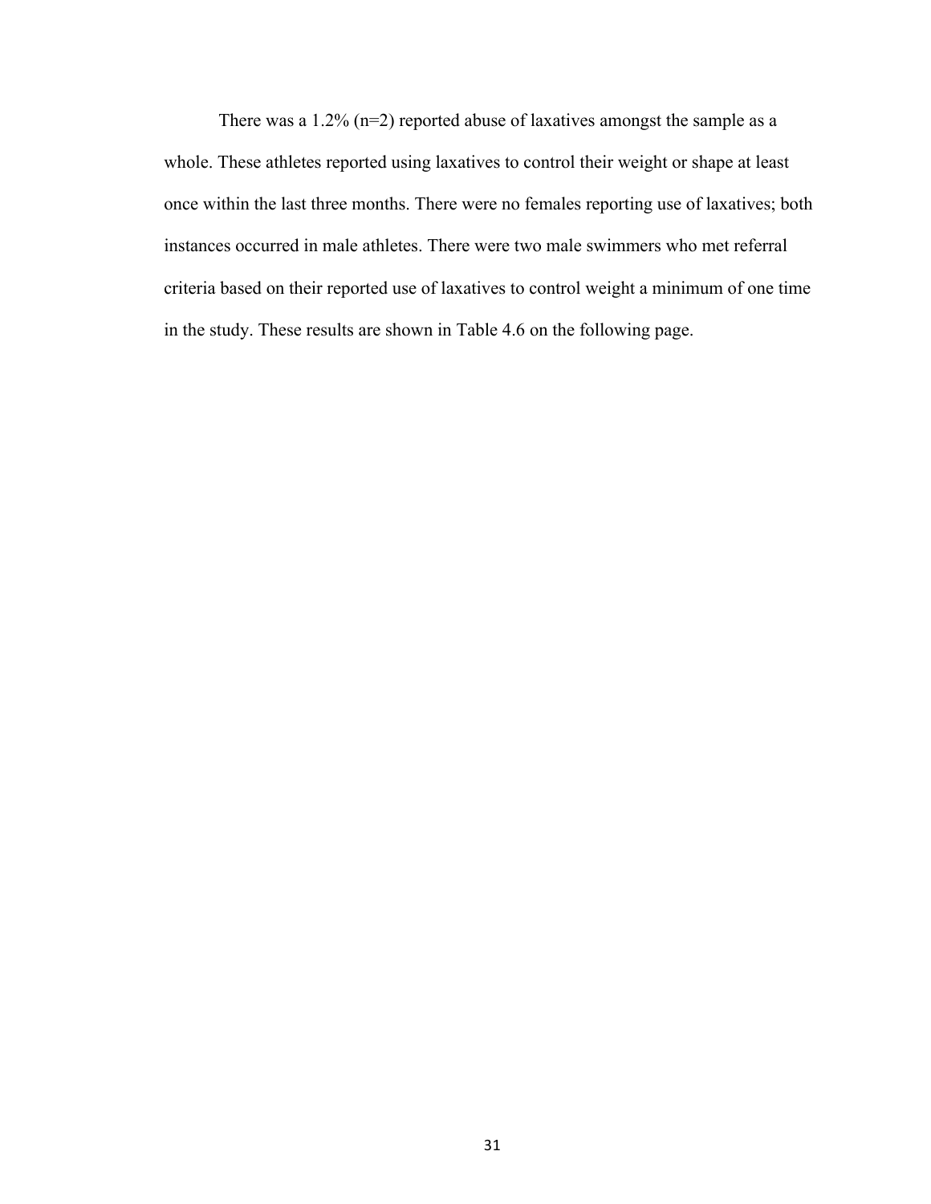There was a 1.2% (n=2) reported abuse of laxatives amongst the sample as a whole. These athletes reported using laxatives to control their weight or shape at least once within the last three months. There were no females reporting use of laxatives; both instances occurred in male athletes. There were two male swimmers who met referral criteria based on their reported use of laxatives to control weight a minimum of one time in the study. These results are shown in Table 4.6 on the following page.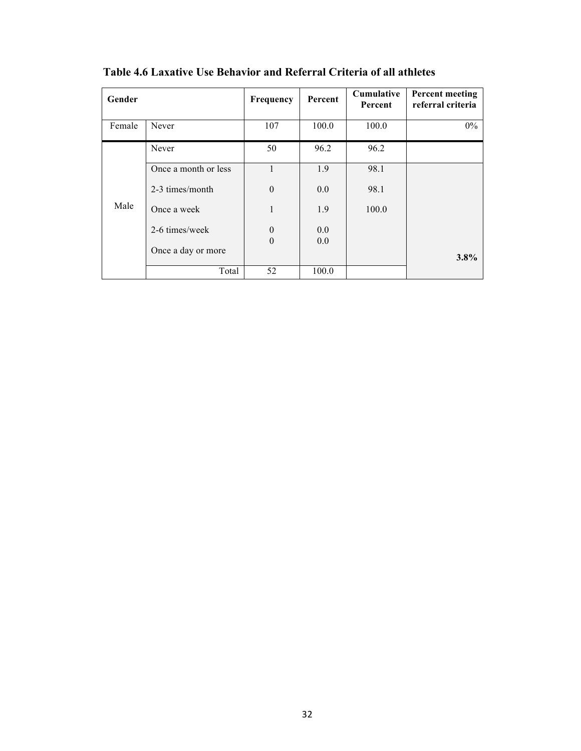**Table 4.6 Laxative Use Behavior and Referral Criteria of all athletes**

| Gender | | Frequency | Percent | Cumulative Percent | Percent meeting referral criteria |
|---|---|---|---|---|---|
| Female | Never | 107 | 100.0 | 100.0 | 0% |
| Male | Never | 50 | 96.2 | 96.2 | |
| | Once a month or less | 1 | 1.9 | 98.1 | |
| | 2-3 times/month | 0 | 0.0 | 98.1 | |
| | Once a week | 1 | 1.9 | 100.0 | |
| | 2-6 times/week | 0 | 0.0 | | |
| | Once a day or more | 0 | 0.0 | | **3.8%** |
| | Total | 52 | 100.0 | | |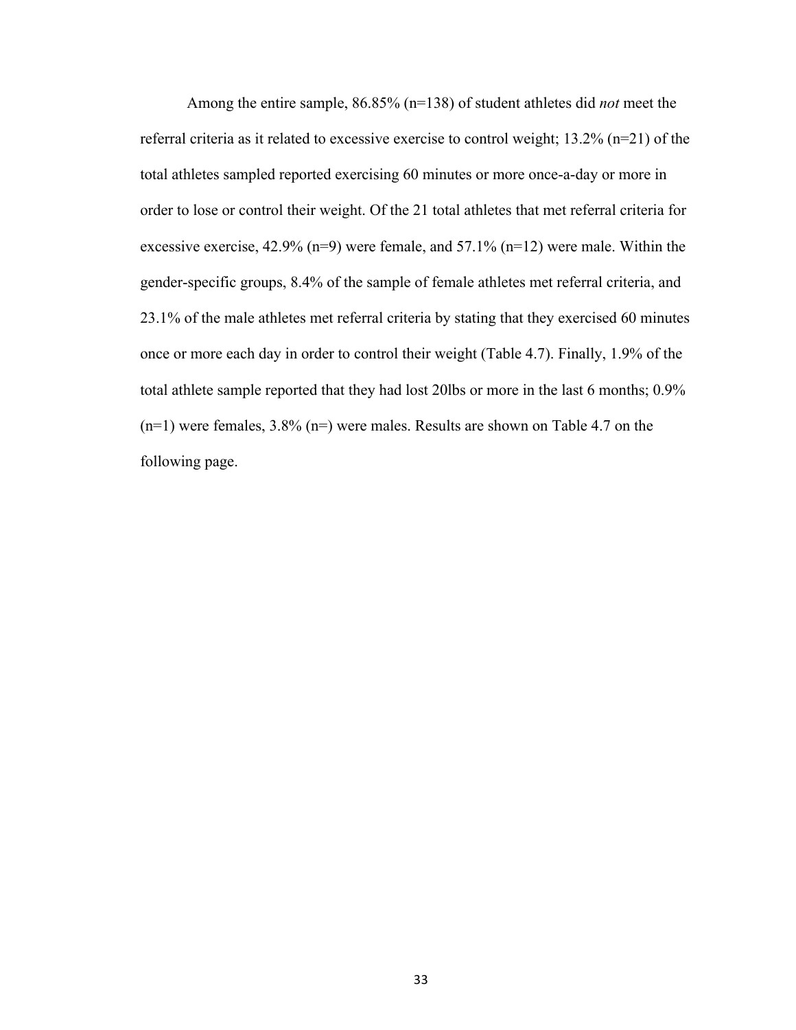Among the entire sample, 86.85% (n=138) of student athletes did *not* meet the referral criteria as it related to excessive exercise to control weight; 13.2% (n=21) of the total athletes sampled reported exercising 60 minutes or more once-a-day or more in order to lose or control their weight. Of the 21 total athletes that met referral criteria for excessive exercise, 42.9% (n=9) were female, and 57.1% (n=12) were male. Within the gender-specific groups, 8.4% of the sample of female athletes met referral criteria, and 23.1% of the male athletes met referral criteria by stating that they exercised 60 minutes once or more each day in order to control their weight (Table 4.7). Finally, 1.9% of the total athlete sample reported that they had lost 20lbs or more in the last 6 months; 0.9% (n=1) were females, 3.8% (n=) were males. Results are shown on Table 4.7 on the following page.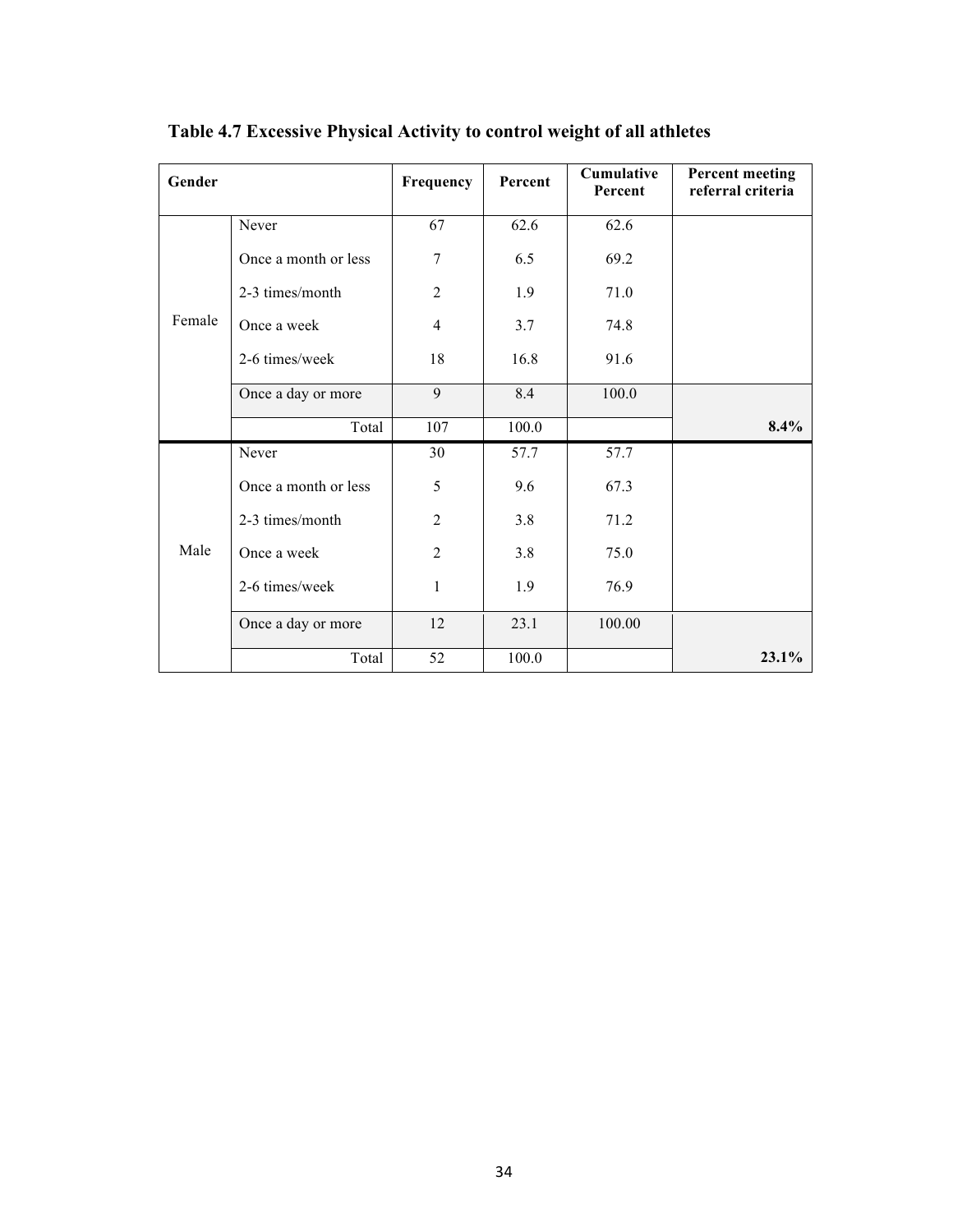**Table 4.7 Excessive Physical Activity to control weight of all athletes**

| Gender | | Frequency | Percent | Cumulative Percent | Percent meeting referral criteria |
|---|---|---|---|---|---|
| Female | Never | 67 | 62.6 | 62.6 | |
| | Once a month or less | 7 | 6.5 | 69.2 | |
| | 2-3 times/month | 2 | 1.9 | 71.0 | |
| | Once a week | 4 | 3.7 | 74.8 | |
| | 2-6 times/week | 18 | 16.8 | 91.6 | |
| | Once a day or more | 9 | 8.4 | 100.0 | |
| | Total | 107 | 100.0 | | **8.4%** |
| Male | Never | 30 | 57.7 | 57.7 | |
| | Once a month or less | 5 | 9.6 | 67.3 | |
| | 2-3 times/month | 2 | 3.8 | 71.2 | |
| | Once a week | 2 | 3.8 | 75.0 | |
| | 2-6 times/week | 1 | 1.9 | 76.9 | |
| | Once a day or more | 12 | 23.1 | 100.00 | |
| | Total | 52 | 100.0 | | **23.1%** |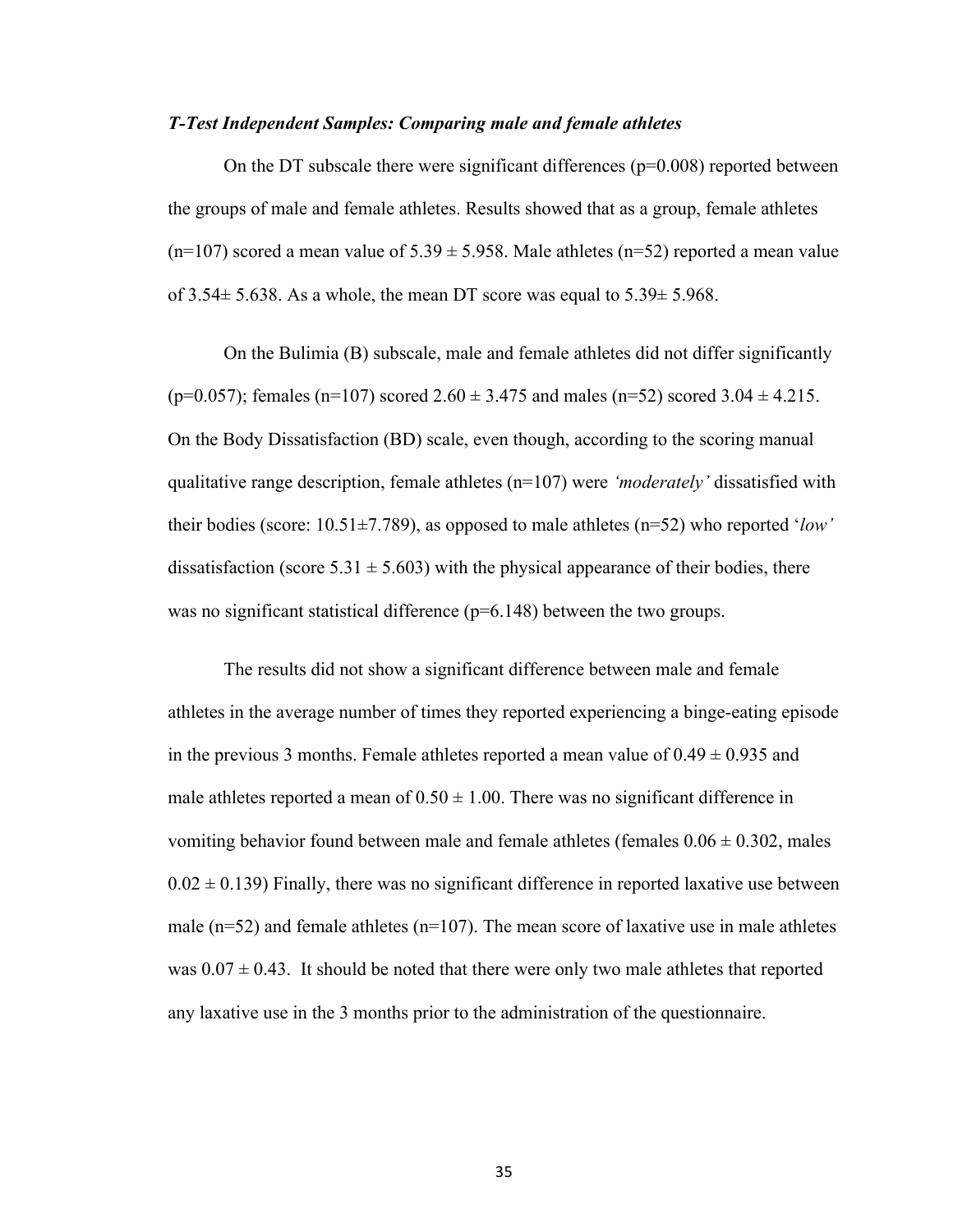***T-Test Independent Samples: Comparing male and female athletes***

On the DT subscale there were significant differences ($p=0.008$) reported between the groups of male and female athletes. Results showed that as a group, female athletes ($n=107$) scored a mean value of $5.39 \pm 5.958$. Male athletes ($n=52$) reported a mean value of $3.54 \pm 5.638$. As a whole, the mean DT score was equal to $5.39 \pm 5.968$.

On the Bulimia (B) subscale, male and female athletes did not differ significantly ($p=0.057$); females ($n=107$) scored $2.60 \pm 3.475$ and males ($n=52$) scored $3.04 \pm 4.215$. On the Body Dissatisfaction (BD) scale, even though, according to the scoring manual qualitative range description, female athletes ($n=107$) were *'moderately'* dissatisfied with their bodies (score: $10.51 \pm 7.789$), as opposed to male athletes ($n=52$) who reported '*low'* dissatisfaction (score $5.31 \pm 5.603$) with the physical appearance of their bodies, there was no significant statistical difference ($p=6.148$) between the two groups.

The results did not show a significant difference between male and female athletes in the average number of times they reported experiencing a binge-eating episode in the previous 3 months. Female athletes reported a mean value of $0.49 \pm 0.935$ and male athletes reported a mean of $0.50 \pm 1.00$. There was no significant difference in vomiting behavior found between male and female athletes (females $0.06 \pm 0.302$, males $0.02 \pm 0.139$) Finally, there was no significant difference in reported laxative use between male ($n=52$) and female athletes ($n=107$). The mean score of laxative use in male athletes was $0.07 \pm 0.43$. It should be noted that there were only two male athletes that reported any laxative use in the 3 months prior to the administration of the questionnaire.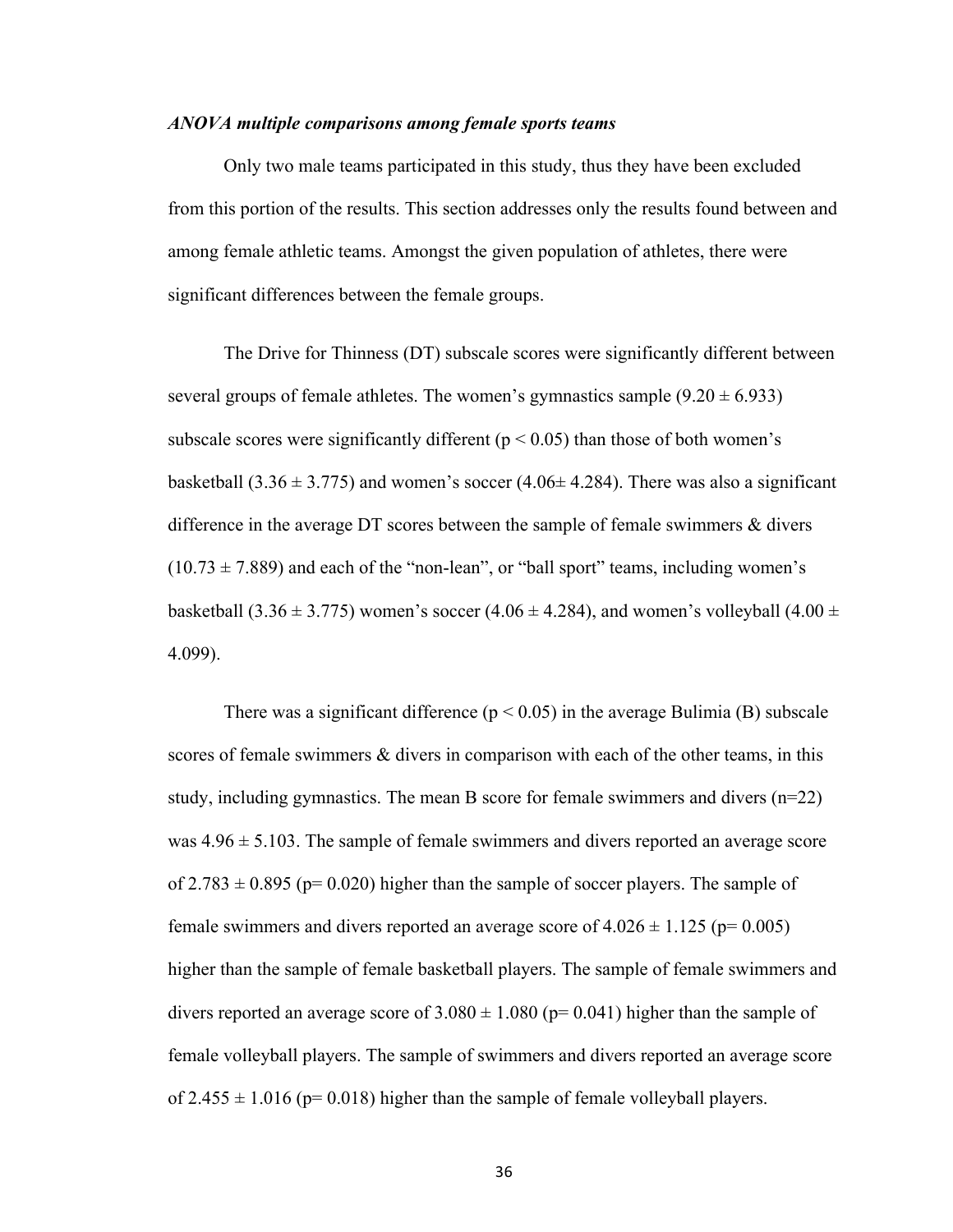*ANOVA multiple comparisons among female sports teams*

Only two male teams participated in this study, thus they have been excluded from this portion of the results. This section addresses only the results found between and among female athletic teams. Amongst the given population of athletes, there were significant differences between the female groups.

The Drive for Thinness (DT) subscale scores were significantly different between several groups of female athletes. The women's gymnastics sample ($9.20 \pm 6.933$) subscale scores were significantly different ($p < 0.05$) than those of both women's basketball ($3.36 \pm 3.775$) and women's soccer ($4.06 \pm 4.284$). There was also a significant difference in the average DT scores between the sample of female swimmers & divers ($10.73 \pm 7.889$) and each of the "non-lean", or "ball sport" teams, including women's basketball ($3.36 \pm 3.775$) women's soccer ($4.06 \pm 4.284$), and women's volleyball ($4.00 \pm 4.099$).

There was a significant difference ($p < 0.05$) in the average Bulimia (B) subscale scores of female swimmers & divers in comparison with each of the other teams, in this study, including gymnastics. The mean B score for female swimmers and divers (n=22) was $4.96 \pm 5.103$. The sample of female swimmers and divers reported an average score of $2.783 \pm 0.895$ ($p = 0.020$) higher than the sample of soccer players. The sample of female swimmers and divers reported an average score of $4.026 \pm 1.125$ ($p = 0.005$) higher than the sample of female basketball players. The sample of female swimmers and divers reported an average score of $3.080 \pm 1.080$ ($p = 0.041$) higher than the sample of female volleyball players. The sample of swimmers and divers reported an average score of $2.455 \pm 1.016$ ($p = 0.018$) higher than the sample of female volleyball players.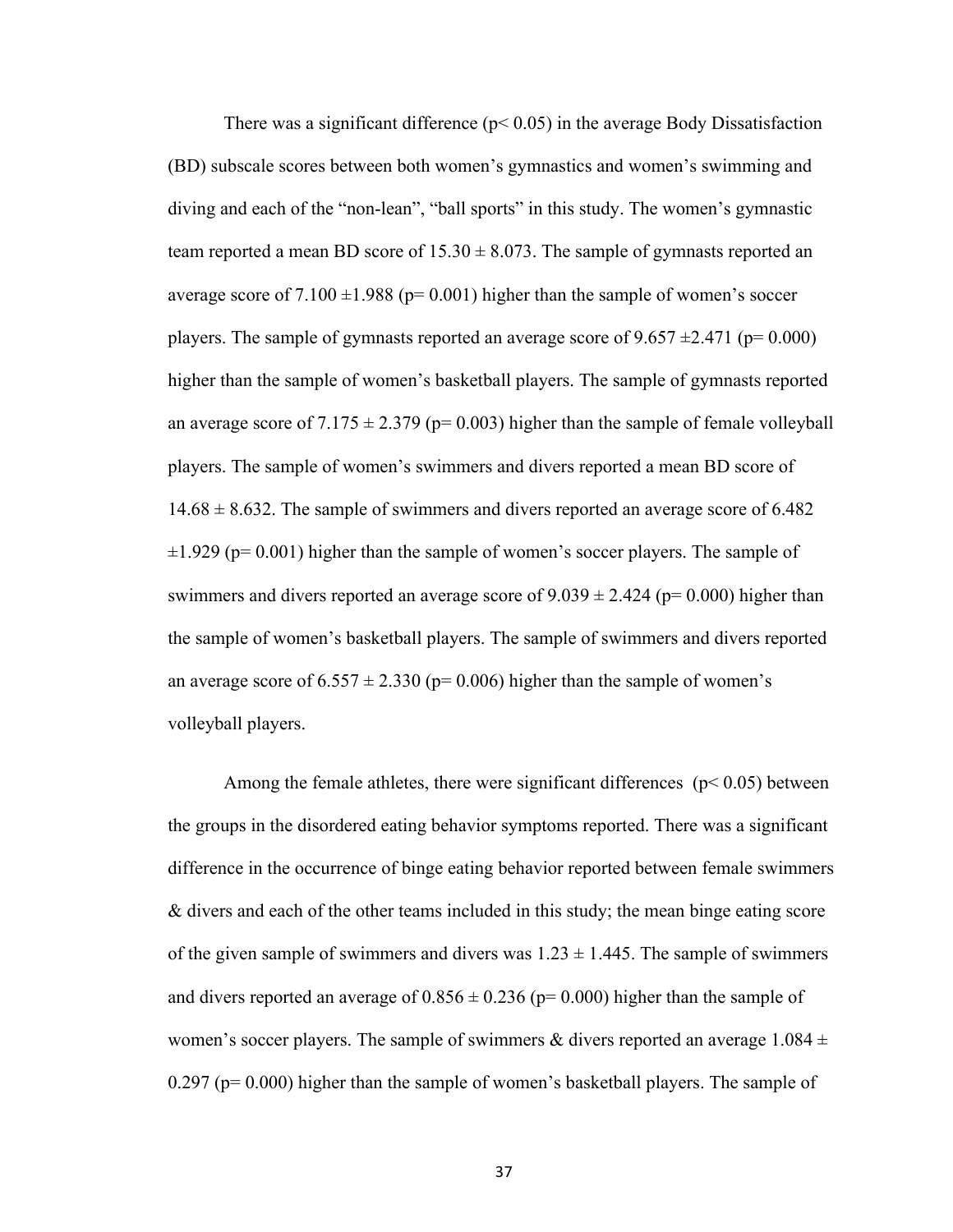There was a significant difference ($p < 0.05$) in the average Body Dissatisfaction (BD) subscale scores between both women's gymnastics and women's swimming and diving and each of the "non-lean", "ball sports" in this study. The women's gymnastic team reported a mean BD score of $15.30 \pm 8.073$. The sample of gymnasts reported an average score of $7.100 \pm 1.988$ ($p = 0.001$) higher than the sample of women's soccer players. The sample of gymnasts reported an average score of $9.657 \pm 2.471$ ($p = 0.000$) higher than the sample of women's basketball players. The sample of gymnasts reported an average score of $7.175 \pm 2.379$ ($p = 0.003$) higher than the sample of female volleyball players. The sample of women's swimmers and divers reported a mean BD score of $14.68 \pm 8.632$. The sample of swimmers and divers reported an average score of $6.482 \pm 1.929$ ($p = 0.001$) higher than the sample of women's soccer players. The sample of swimmers and divers reported an average score of $9.039 \pm 2.424$ ($p = 0.000$) higher than the sample of women's basketball players. The sample of swimmers and divers reported an average score of $6.557 \pm 2.330$ ($p = 0.006$) higher than the sample of women's volleyball players.

Among the female athletes, there were significant differences ($p < 0.05$) between the groups in the disordered eating behavior symptoms reported. There was a significant difference in the occurrence of binge eating behavior reported between female swimmers & divers and each of the other teams included in this study; the mean binge eating score of the given sample of swimmers and divers was $1.23 \pm 1.445$. The sample of swimmers and divers reported an average of $0.856 \pm 0.236$ ($p = 0.000$) higher than the sample of women's soccer players. The sample of swimmers & divers reported an average $1.084 \pm 0.297$ ($p = 0.000$) higher than the sample of women's basketball players. The sample of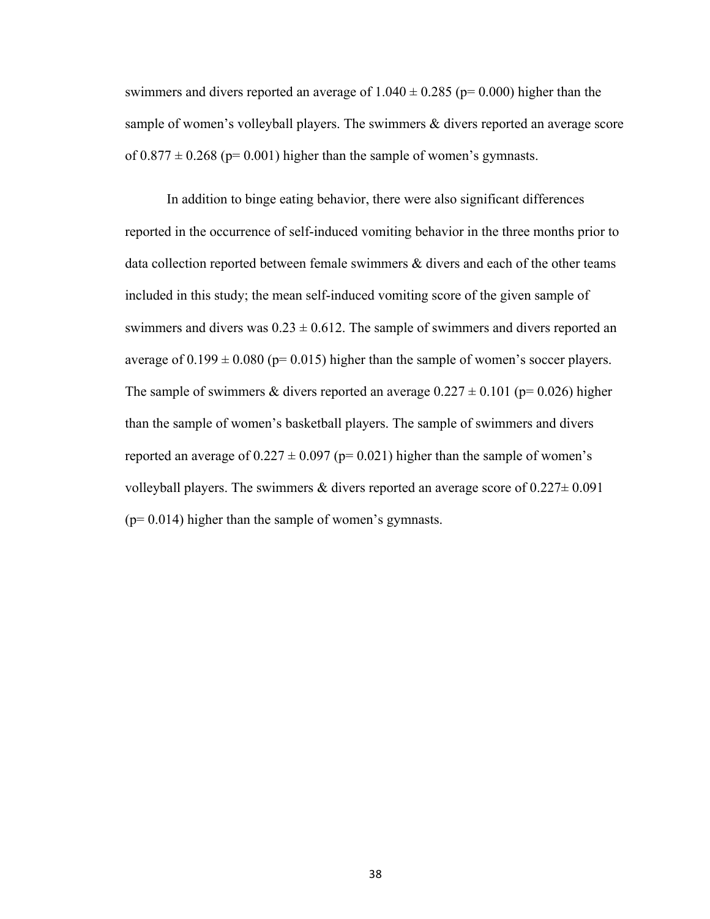swimmers and divers reported an average of $1.040 \pm 0.285$ (p= 0.000) higher than the sample of women's volleyball players. The swimmers & divers reported an average score of $0.877 \pm 0.268$ (p= 0.001) higher than the sample of women's gymnasts.

In addition to binge eating behavior, there were also significant differences reported in the occurrence of self-induced vomiting behavior in the three months prior to data collection reported between female swimmers & divers and each of the other teams included in this study; the mean self-induced vomiting score of the given sample of swimmers and divers was $0.23 \pm 0.612$. The sample of swimmers and divers reported an average of $0.199 \pm 0.080$ (p= 0.015) higher than the sample of women's soccer players. The sample of swimmers & divers reported an average $0.227 \pm 0.101$ (p= 0.026) higher than the sample of women's basketball players. The sample of swimmers and divers reported an average of $0.227 \pm 0.097$ (p= 0.021) higher than the sample of women's volleyball players. The swimmers & divers reported an average score of $0.227 \pm 0.091$ (p= 0.014) higher than the sample of women's gymnasts.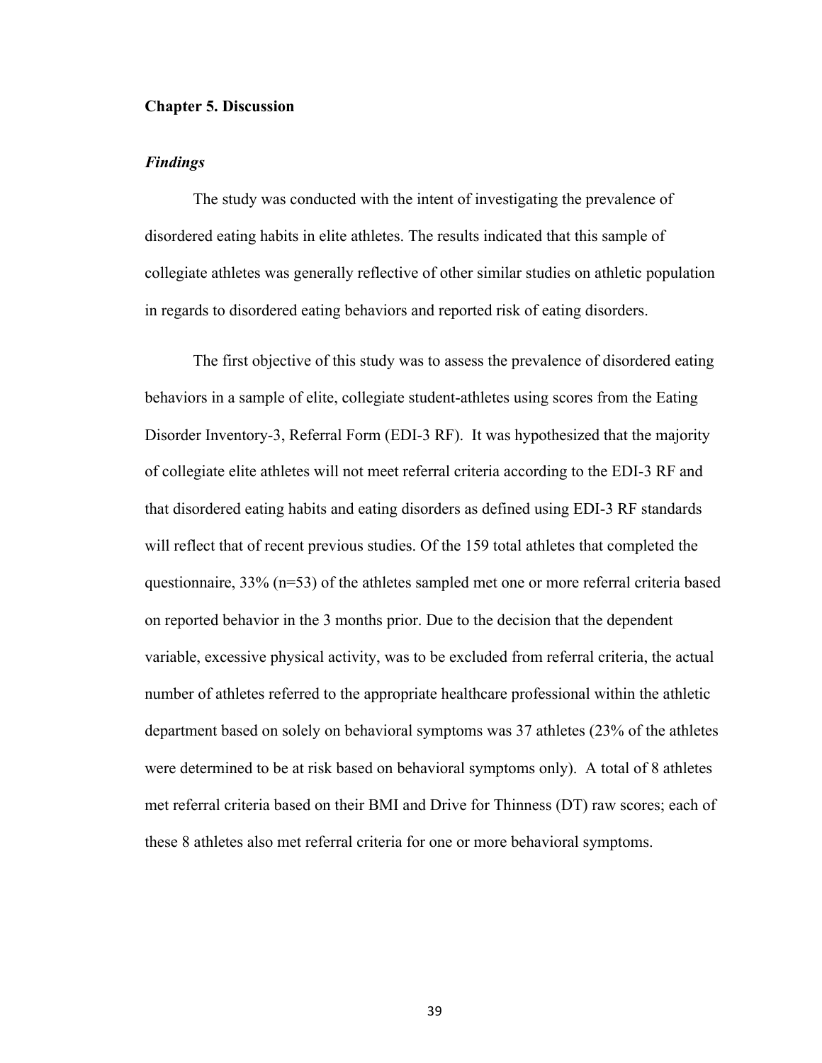## Chapter 5. Discussion

### *Findings*

The study was conducted with the intent of investigating the prevalence of disordered eating habits in elite athletes. The results indicated that this sample of collegiate athletes was generally reflective of other similar studies on athletic population in regards to disordered eating behaviors and reported risk of eating disorders.

The first objective of this study was to assess the prevalence of disordered eating behaviors in a sample of elite, collegiate student-athletes using scores from the Eating Disorder Inventory-3, Referral Form (EDI-3 RF). It was hypothesized that the majority of collegiate elite athletes will not meet referral criteria according to the EDI-3 RF and that disordered eating habits and eating disorders as defined using EDI-3 RF standards will reflect that of recent previous studies. Of the 159 total athletes that completed the questionnaire, 33% (n=53) of the athletes sampled met one or more referral criteria based on reported behavior in the 3 months prior. Due to the decision that the dependent variable, excessive physical activity, was to be excluded from referral criteria, the actual number of athletes referred to the appropriate healthcare professional within the athletic department based on solely on behavioral symptoms was 37 athletes (23% of the athletes were determined to be at risk based on behavioral symptoms only). A total of 8 athletes met referral criteria based on their BMI and Drive for Thinness (DT) raw scores; each of these 8 athletes also met referral criteria for one or more behavioral symptoms.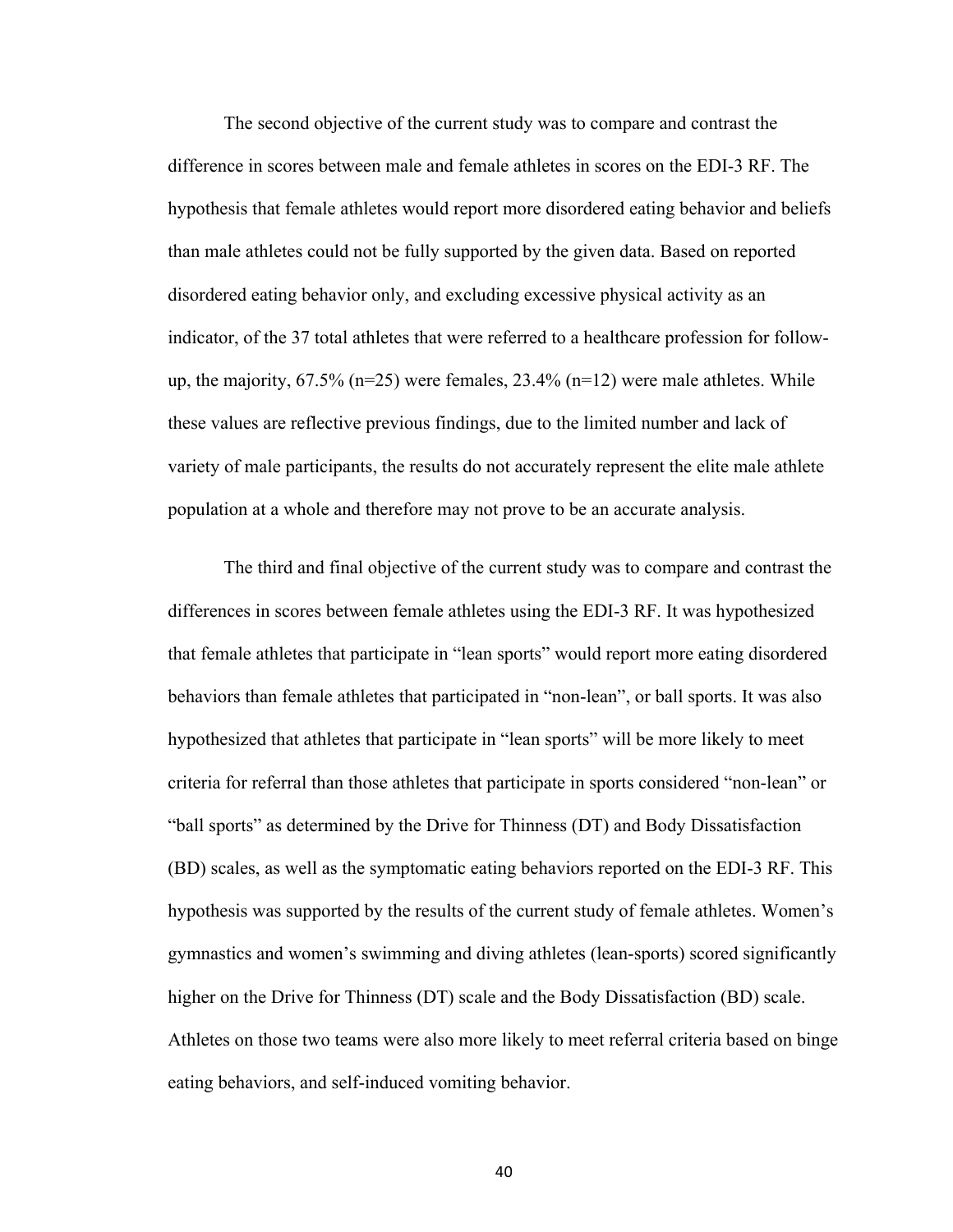The second objective of the current study was to compare and contrast the difference in scores between male and female athletes in scores on the EDI-3 RF. The hypothesis that female athletes would report more disordered eating behavior and beliefs than male athletes could not be fully supported by the given data. Based on reported disordered eating behavior only, and excluding excessive physical activity as an indicator, of the 37 total athletes that were referred to a healthcare profession for follow-up, the majority, 67.5% (n=25) were females, 23.4% (n=12) were male athletes. While these values are reflective previous findings, due to the limited number and lack of variety of male participants, the results do not accurately represent the elite male athlete population at a whole and therefore may not prove to be an accurate analysis.

The third and final objective of the current study was to compare and contrast the differences in scores between female athletes using the EDI-3 RF. It was hypothesized that female athletes that participate in "lean sports" would report more eating disordered behaviors than female athletes that participated in "non-lean", or ball sports. It was also hypothesized that athletes that participate in "lean sports" will be more likely to meet criteria for referral than those athletes that participate in sports considered "non-lean" or "ball sports" as determined by the Drive for Thinness (DT) and Body Dissatisfaction (BD) scales, as well as the symptomatic eating behaviors reported on the EDI-3 RF. This hypothesis was supported by the results of the current study of female athletes. Women's gymnastics and women's swimming and diving athletes (lean-sports) scored significantly higher on the Drive for Thinness (DT) scale and the Body Dissatisfaction (BD) scale. Athletes on those two teams were also more likely to meet referral criteria based on binge eating behaviors, and self-induced vomiting behavior.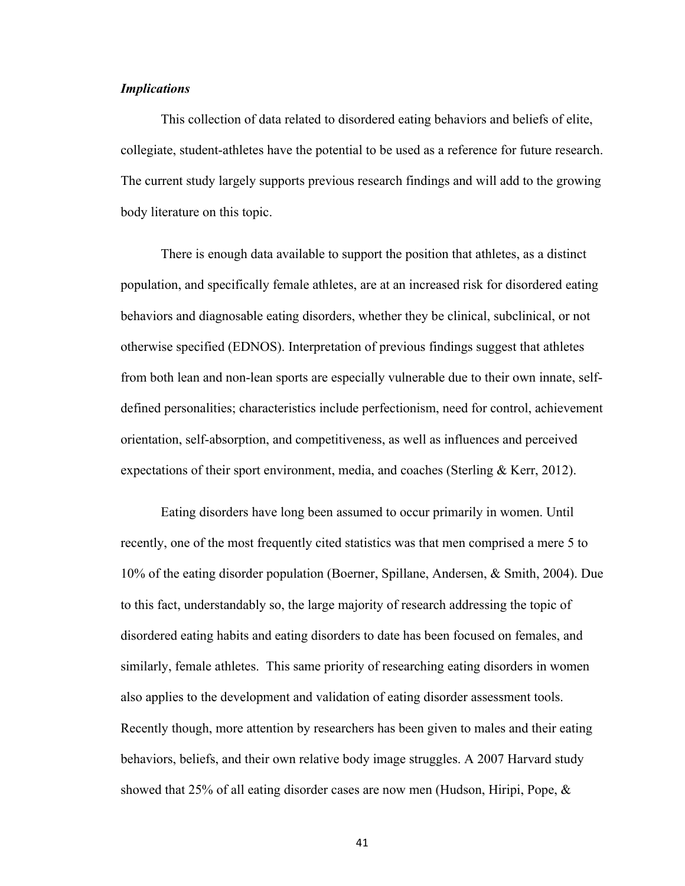### *Implications*

This collection of data related to disordered eating behaviors and beliefs of elite, collegiate, student-athletes have the potential to be used as a reference for future research. The current study largely supports previous research findings and will add to the growing body literature on this topic.

There is enough data available to support the position that athletes, as a distinct population, and specifically female athletes, are at an increased risk for disordered eating behaviors and diagnosable eating disorders, whether they be clinical, subclinical, or not otherwise specified (EDNOS). Interpretation of previous findings suggest that athletes from both lean and non-lean sports are especially vulnerable due to their own innate, self-defined personalities; characteristics include perfectionism, need for control, achievement orientation, self-absorption, and competitiveness, as well as influences and perceived expectations of their sport environment, media, and coaches (Sterling & Kerr, 2012).

Eating disorders have long been assumed to occur primarily in women. Until recently, one of the most frequently cited statistics was that men comprised a mere 5 to 10% of the eating disorder population (Boerner, Spillane, Andersen, & Smith, 2004). Due to this fact, understandably so, the large majority of research addressing the topic of disordered eating habits and eating disorders to date has been focused on females, and similarly, female athletes. This same priority of researching eating disorders in women also applies to the development and validation of eating disorder assessment tools. Recently though, more attention by researchers has been given to males and their eating behaviors, beliefs, and their own relative body image struggles. A 2007 Harvard study showed that 25% of all eating disorder cases are now men (Hudson, Hiripi, Pope, &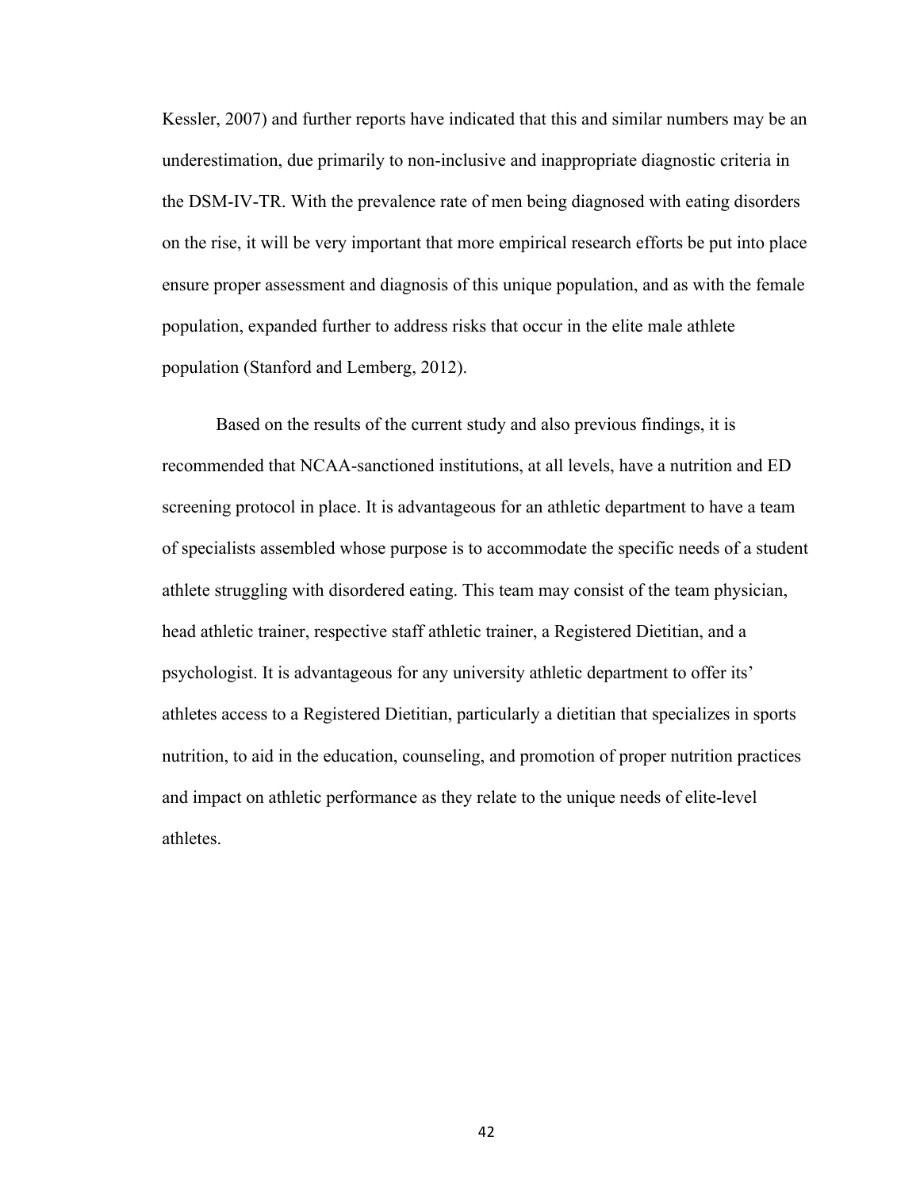Kessler, 2007) and further reports have indicated that this and similar numbers may be an underestimation, due primarily to non-inclusive and inappropriate diagnostic criteria in the DSM-IV-TR. With the prevalence rate of men being diagnosed with eating disorders on the rise, it will be very important that more empirical research efforts be put into place ensure proper assessment and diagnosis of this unique population, and as with the female population, expanded further to address risks that occur in the elite male athlete population (Stanford and Lemberg, 2012).

Based on the results of the current study and also previous findings, it is recommended that NCAA-sanctioned institutions, at all levels, have a nutrition and ED screening protocol in place. It is advantageous for an athletic department to have a team of specialists assembled whose purpose is to accommodate the specific needs of a student athlete struggling with disordered eating. This team may consist of the team physician, head athletic trainer, respective staff athletic trainer, a Registered Dietitian, and a psychologist. It is advantageous for any university athletic department to offer its' athletes access to a Registered Dietitian, particularly a dietitian that specializes in sports nutrition, to aid in the education, counseling, and promotion of proper nutrition practices and impact on athletic performance as they relate to the unique needs of elite-level athletes.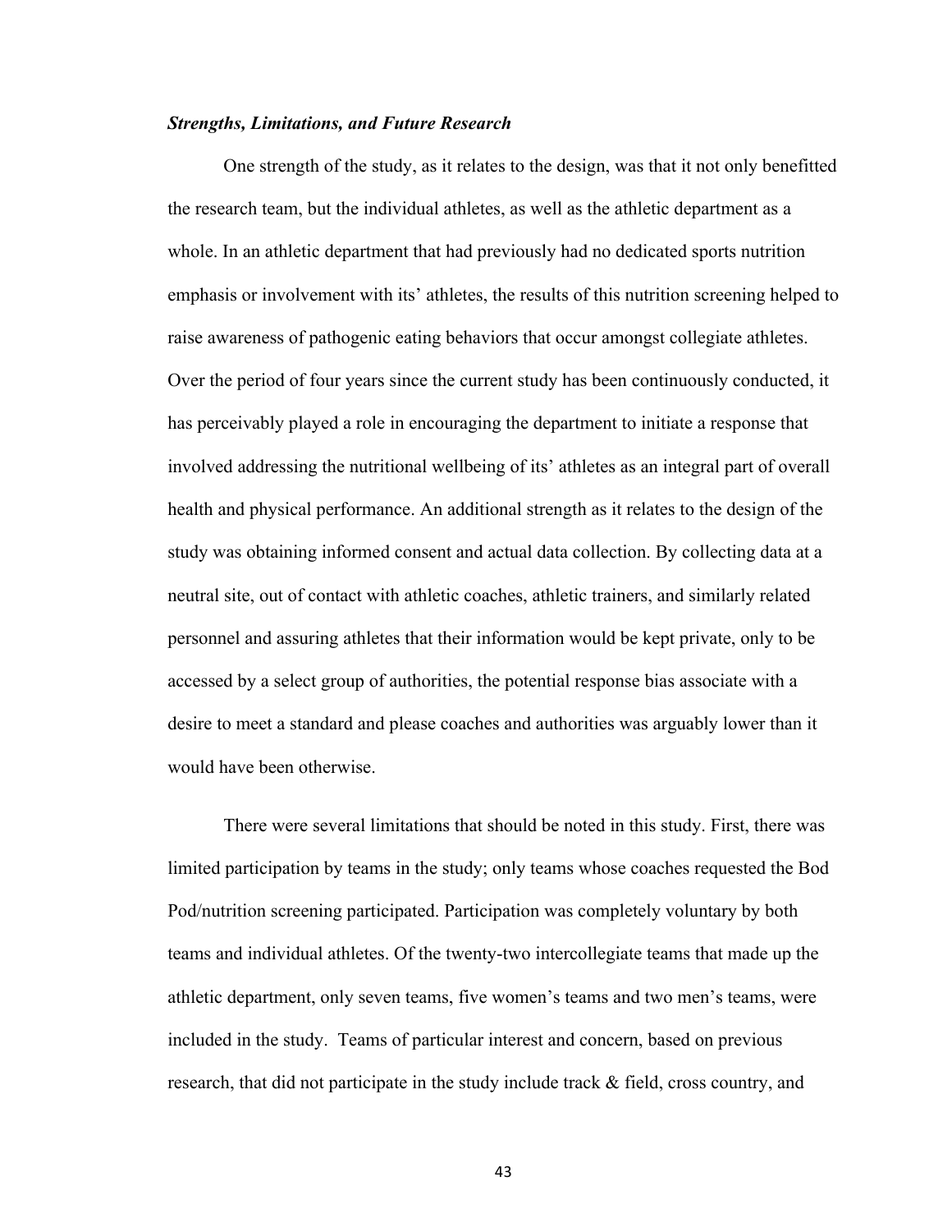*Strengths, Limitations, and Future Research*

One strength of the study, as it relates to the design, was that it not only benefitted the research team, but the individual athletes, as well as the athletic department as a whole. In an athletic department that had previously had no dedicated sports nutrition emphasis or involvement with its' athletes, the results of this nutrition screening helped to raise awareness of pathogenic eating behaviors that occur amongst collegiate athletes. Over the period of four years since the current study has been continuously conducted, it has perceivably played a role in encouraging the department to initiate a response that involved addressing the nutritional wellbeing of its' athletes as an integral part of overall health and physical performance. An additional strength as it relates to the design of the study was obtaining informed consent and actual data collection. By collecting data at a neutral site, out of contact with athletic coaches, athletic trainers, and similarly related personnel and assuring athletes that their information would be kept private, only to be accessed by a select group of authorities, the potential response bias associate with a desire to meet a standard and please coaches and authorities was arguably lower than it would have been otherwise.

There were several limitations that should be noted in this study. First, there was limited participation by teams in the study; only teams whose coaches requested the Bod Pod/nutrition screening participated. Participation was completely voluntary by both teams and individual athletes. Of the twenty-two intercollegiate teams that made up the athletic department, only seven teams, five women's teams and two men's teams, were included in the study. Teams of particular interest and concern, based on previous research, that did not participate in the study include track & field, cross country, and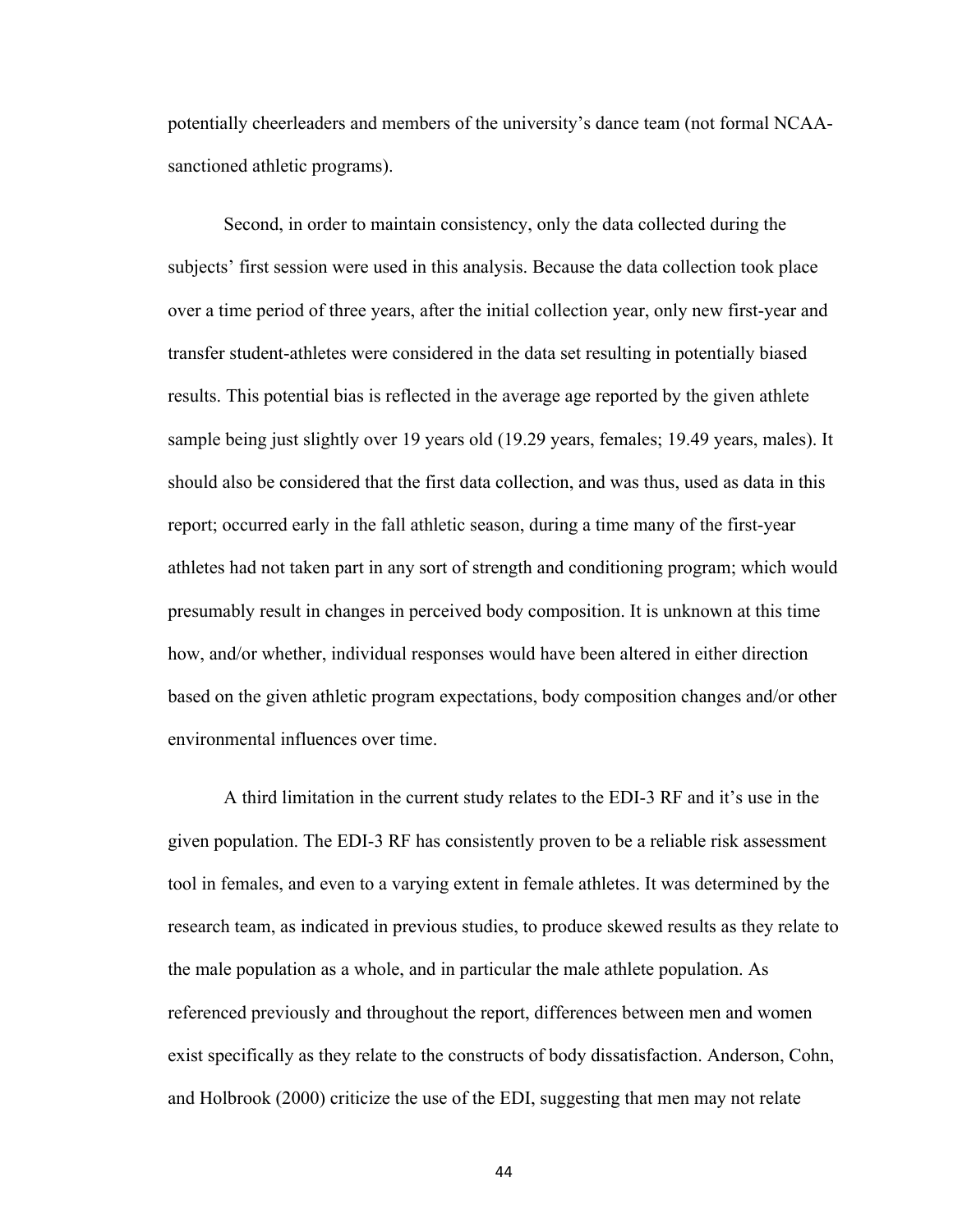potentially cheerleaders and members of the university's dance team (not formal NCAA-sanctioned athletic programs).

Second, in order to maintain consistency, only the data collected during the subjects' first session were used in this analysis. Because the data collection took place over a time period of three years, after the initial collection year, only new first-year and transfer student-athletes were considered in the data set resulting in potentially biased results. This potential bias is reflected in the average age reported by the given athlete sample being just slightly over 19 years old (19.29 years, females; 19.49 years, males). It should also be considered that the first data collection, and was thus, used as data in this report; occurred early in the fall athletic season, during a time many of the first-year athletes had not taken part in any sort of strength and conditioning program; which would presumably result in changes in perceived body composition. It is unknown at this time how, and/or whether, individual responses would have been altered in either direction based on the given athletic program expectations, body composition changes and/or other environmental influences over time.

A third limitation in the current study relates to the EDI-3 RF and it's use in the given population. The EDI-3 RF has consistently proven to be a reliable risk assessment tool in females, and even to a varying extent in female athletes. It was determined by the research team, as indicated in previous studies, to produce skewed results as they relate to the male population as a whole, and in particular the male athlete population. As referenced previously and throughout the report, differences between men and women exist specifically as they relate to the constructs of body dissatisfaction. Anderson, Cohn, and Holbrook (2000) criticize the use of the EDI, suggesting that men may not relate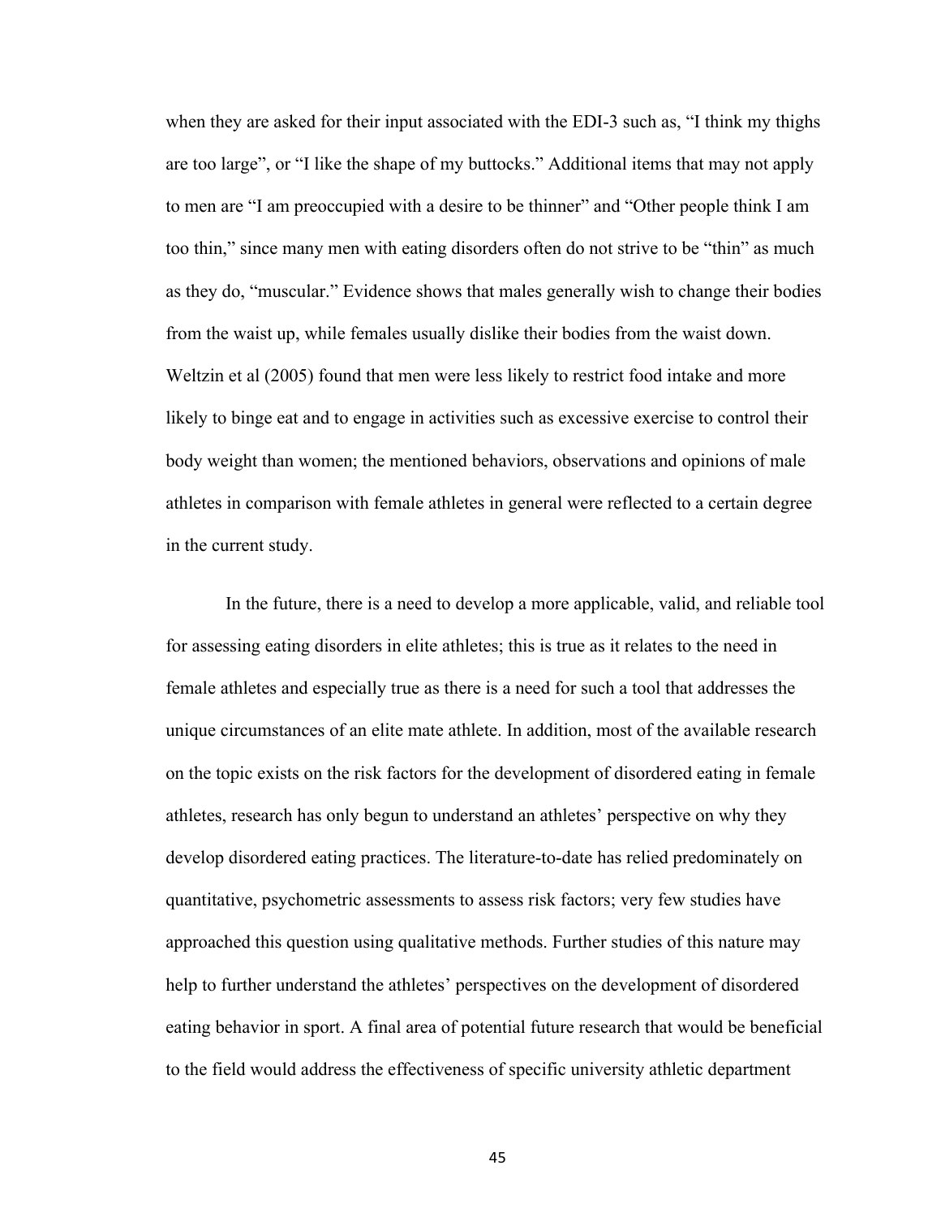when they are asked for their input associated with the EDI-3 such as, “I think my thighs are too large”, or “I like the shape of my buttocks.” Additional items that may not apply to men are “I am preoccupied with a desire to be thinner” and “Other people think I am too thin,” since many men with eating disorders often do not strive to be “thin” as much as they do, “muscular.” Evidence shows that males generally wish to change their bodies from the waist up, while females usually dislike their bodies from the waist down. Weltzin et al (2005) found that men were less likely to restrict food intake and more likely to binge eat and to engage in activities such as excessive exercise to control their body weight than women; the mentioned behaviors, observations and opinions of male athletes in comparison with female athletes in general were reflected to a certain degree in the current study.

In the future, there is a need to develop a more applicable, valid, and reliable tool for assessing eating disorders in elite athletes; this is true as it relates to the need in female athletes and especially true as there is a need for such a tool that addresses the unique circumstances of an elite mate athlete. In addition, most of the available research on the topic exists on the risk factors for the development of disordered eating in female athletes, research has only begun to understand an athletes’ perspective on why they develop disordered eating practices. The literature-to-date has relied predominately on quantitative, psychometric assessments to assess risk factors; very few studies have approached this question using qualitative methods. Further studies of this nature may help to further understand the athletes’ perspectives on the development of disordered eating behavior in sport. A final area of potential future research that would be beneficial to the field would address the effectiveness of specific university athletic department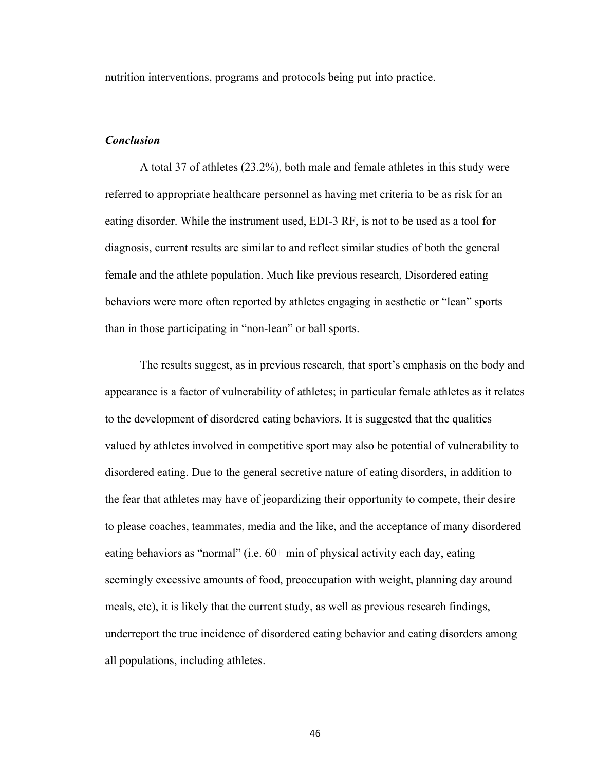nutrition interventions, programs and protocols being put into practice.

### *Conclusion*

A total 37 of athletes (23.2%), both male and female athletes in this study were referred to appropriate healthcare personnel as having met criteria to be as risk for an eating disorder. While the instrument used, EDI-3 RF, is not to be used as a tool for diagnosis, current results are similar to and reflect similar studies of both the general female and the athlete population. Much like previous research, Disordered eating behaviors were more often reported by athletes engaging in aesthetic or "lean" sports than in those participating in "non-lean" or ball sports.

The results suggest, as in previous research, that sport's emphasis on the body and appearance is a factor of vulnerability of athletes; in particular female athletes as it relates to the development of disordered eating behaviors. It is suggested that the qualities valued by athletes involved in competitive sport may also be potential of vulnerability to disordered eating. Due to the general secretive nature of eating disorders, in addition to the fear that athletes may have of jeopardizing their opportunity to compete, their desire to please coaches, teammates, media and the like, and the acceptance of many disordered eating behaviors as "normal" (i.e. 60+ min of physical activity each day, eating seemingly excessive amounts of food, preoccupation with weight, planning day around meals, etc), it is likely that the current study, as well as previous research findings, underreport the true incidence of disordered eating behavior and eating disorders among all populations, including athletes.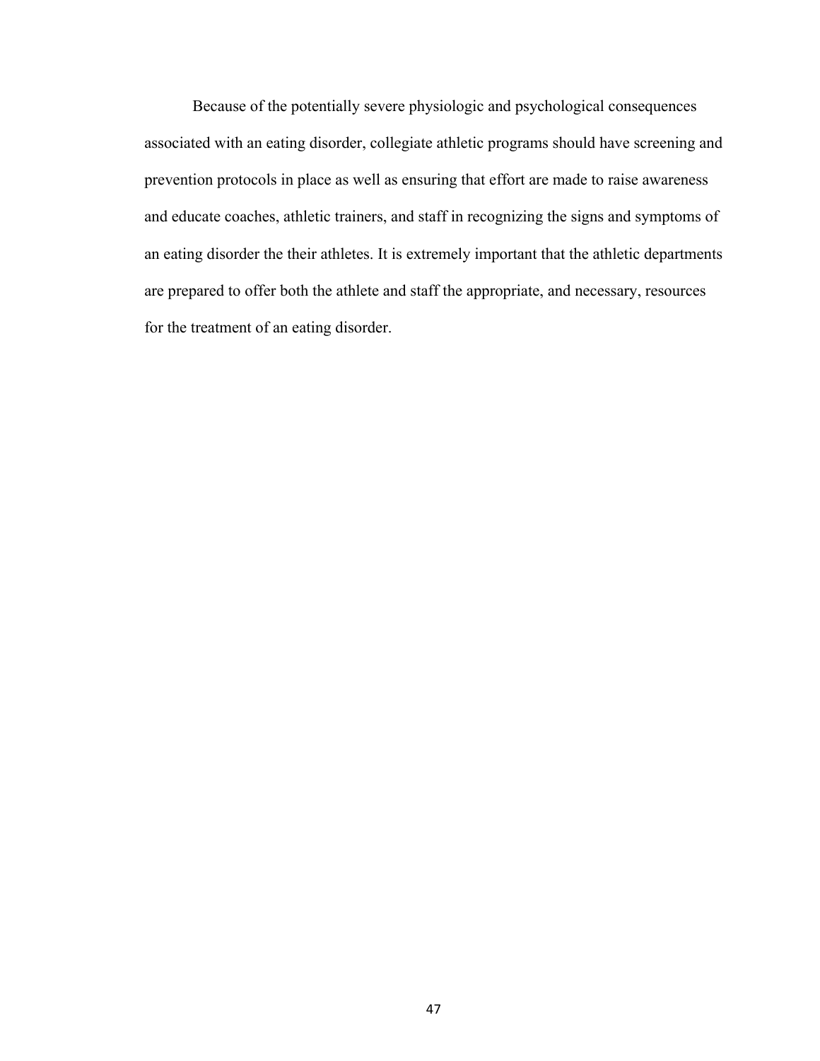Because of the potentially severe physiologic and psychological consequences associated with an eating disorder, collegiate athletic programs should have screening and prevention protocols in place as well as ensuring that effort are made to raise awareness and educate coaches, athletic trainers, and staff in recognizing the signs and symptoms of an eating disorder the their athletes. It is extremely important that the athletic departments are prepared to offer both the athlete and staff the appropriate, and necessary, resources for the treatment of an eating disorder.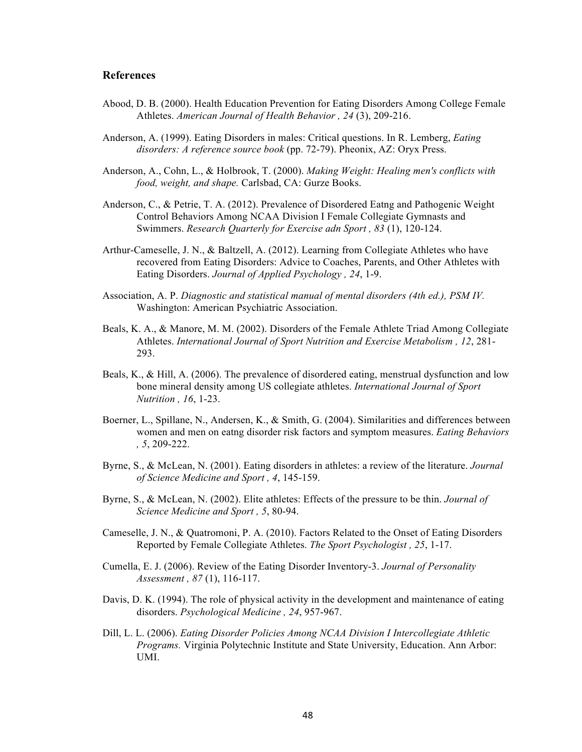## References

Abood, D. B. (2000). Health Education Prevention for Eating Disorders Among College Female Athletes. *American Journal of Health Behavior , 24* (3), 209-216.

Anderson, A. (1999). Eating Disorders in males: Critical questions. In R. Lemberg, *Eating disorders: A reference source book* (pp. 72-79). Pheonix, AZ: Oryx Press.

Anderson, A., Cohn, L., & Holbrook, T. (2000). *Making Weight: Healing men's conflicts with food, weight, and shape.* Carlsbad, CA: Gurze Books.

Anderson, C., & Petrie, T. A. (2012). Prevalence of Disordered Eatng and Pathogenic Weight Control Behaviors Among NCAA Division I Female Collegiate Gymnasts and Swimmers. *Research Quarterly for Exercise adn Sport , 83* (1), 120-124.

Arthur-Cameselle, J. N., & Baltzell, A. (2012). Learning from Collegiate Athletes who have recovered from Eating Disorders: Advice to Coaches, Parents, and Other Athletes with Eating Disorders. *Journal of Applied Psychology , 24*, 1-9.

Association, A. P. *Diagnostic and statistical manual of mental disorders (4th ed.), PSM IV.* Washington: American Psychiatric Association.

Beals, K. A., & Manore, M. M. (2002). Disorders of the Female Athlete Triad Among Collegiate Athletes. *International Journal of Sport Nutrition and Exercise Metabolism , 12*, 281-293.

Beals, K., & Hill, A. (2006). The prevalence of disordered eating, menstrual dysfunction and low bone mineral density among US collegiate athletes. *International Journal of Sport Nutrition , 16*, 1-23.

Boerner, L., Spillane, N., Andersen, K., & Smith, G. (2004). Similarities and differences between women and men on eatng disorder risk factors and symptom measures. *Eating Behaviors , 5*, 209-222.

Byrne, S., & McLean, N. (2001). Eating disorders in athletes: a review of the literature. *Journal of Science Medicine and Sport , 4*, 145-159.

Byrne, S., & McLean, N. (2002). Elite athletes: Effects of the pressure to be thin. *Journal of Science Medicine and Sport , 5*, 80-94.

Cameselle, J. N., & Quatromoni, P. A. (2010). Factors Related to the Onset of Eating Disorders Reported by Female Collegiate Athletes. *The Sport Psychologist , 25*, 1-17.

Cumella, E. J. (2006). Review of the Eating Disorder Inventory-3. *Journal of Personality Assessment , 87* (1), 116-117.

Davis, D. K. (1994). The role of physical activity in the development and maintenance of eating disorders. *Psychological Medicine , 24*, 957-967.

Dill, L. L. (2006). *Eating Disorder Policies Among NCAA Division I Intercollegiate Athletic Programs.* Virginia Polytechnic Institute and State University, Education. Ann Arbor: UMI.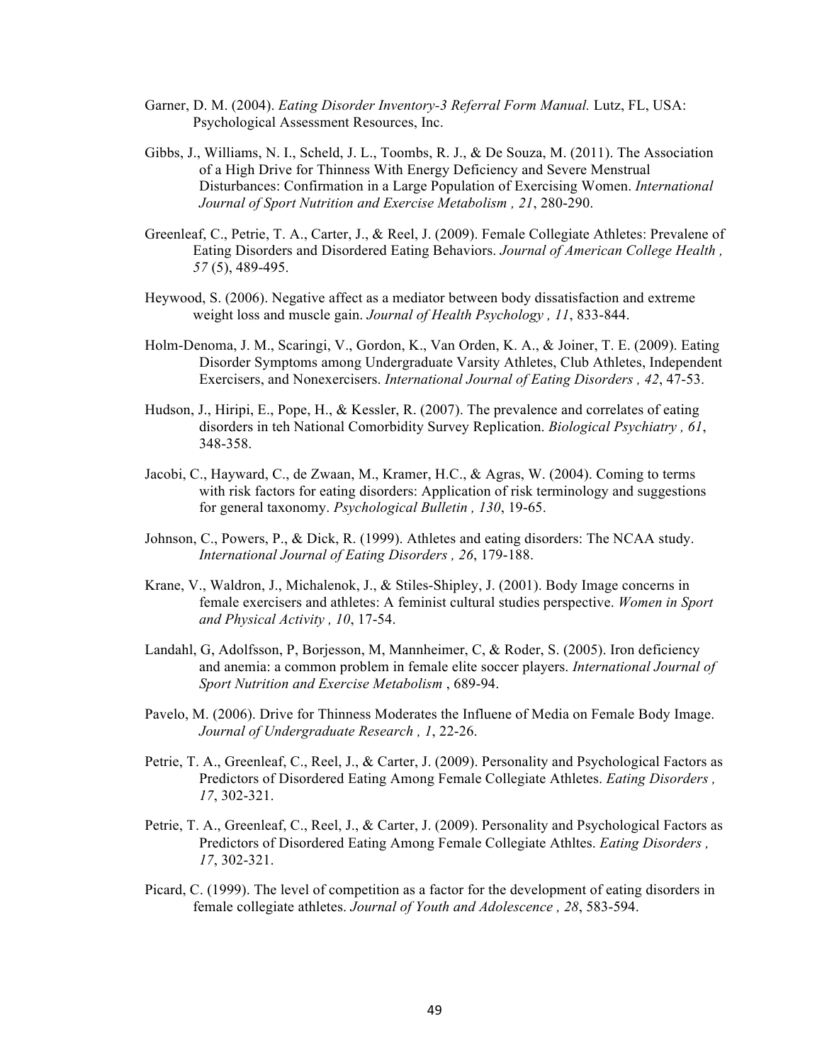Garner, D. M. (2004). *Eating Disorder Inventory-3 Referral Form Manual.* Lutz, FL, USA: Psychological Assessment Resources, Inc.

Gibbs, J., Williams, N. I., Scheld, J. L., Toombs, R. J., & De Souza, M. (2011). The Association of a High Drive for Thinness With Energy Deficiency and Severe Menstrual Disturbances: Confirmation in a Large Population of Exercising Women. *International Journal of Sport Nutrition and Exercise Metabolism , 21*, 280-290.

Greenleaf, C., Petrie, T. A., Carter, J., & Reel, J. (2009). Female Collegiate Athletes: Prevalene of Eating Disorders and Disordered Eating Behaviors. *Journal of American College Health , 57* (5), 489-495.

Heywood, S. (2006). Negative affect as a mediator between body dissatisfaction and extreme weight loss and muscle gain. *Journal of Health Psychology , 11*, 833-844.

Holm-Denoma, J. M., Scaringi, V., Gordon, K., Van Orden, K. A., & Joiner, T. E. (2009). Eating Disorder Symptoms among Undergraduate Varsity Athletes, Club Athletes, Independent Exercisers, and Nonexercisers. *International Journal of Eating Disorders , 42*, 47-53.

Hudson, J., Hiripi, E., Pope, H., & Kessler, R. (2007). The prevalence and correlates of eating disorders in teh National Comorbidity Survey Replication. *Biological Psychiatry , 61*, 348-358.

Jacobi, C., Hayward, C., de Zwaan, M., Kramer, H.C., & Agras, W. (2004). Coming to terms with risk factors for eating disorders: Application of risk terminology and suggestions for general taxonomy. *Psychological Bulletin , 130*, 19-65.

Johnson, C., Powers, P., & Dick, R. (1999). Athletes and eating disorders: The NCAA study. *International Journal of Eating Disorders , 26*, 179-188.

Krane, V., Waldron, J., Michalenok, J., & Stiles-Shipley, J. (2001). Body Image concerns in female exercisers and athletes: A feminist cultural studies perspective. *Women in Sport and Physical Activity , 10*, 17-54.

Landahl, G, Adolfsson, P, Borjesson, M, Mannheimer, C, & Roder, S. (2005). Iron deficiency and anemia: a common problem in female elite soccer players. *International Journal of Sport Nutrition and Exercise Metabolism* , 689-94.

Pavelo, M. (2006). Drive for Thinness Moderates the Influene of Media on Female Body Image. *Journal of Undergraduate Research , 1*, 22-26.

Petrie, T. A., Greenleaf, C., Reel, J., & Carter, J. (2009). Personality and Psychological Factors as Predictors of Disordered Eating Among Female Collegiate Athletes. *Eating Disorders , 17*, 302-321.

Petrie, T. A., Greenleaf, C., Reel, J., & Carter, J. (2009). Personality and Psychological Factors as Predictors of Disordered Eating Among Female Collegiate Athltes. *Eating Disorders , 17*, 302-321.

Picard, C. (1999). The level of competition as a factor for the development of eating disorders in female collegiate athletes. *Journal of Youth and Adolescence , 28*, 583-594.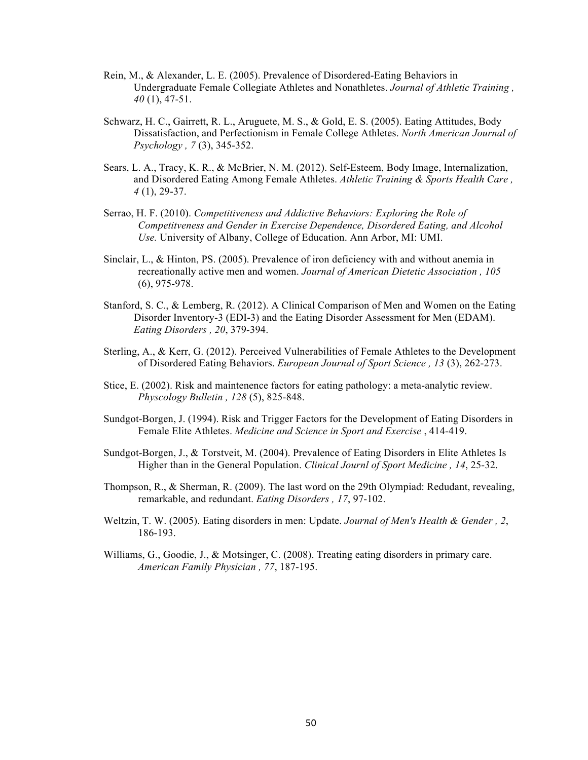Rein, M., & Alexander, L. E. (2005). Prevalence of Disordered-Eating Behaviors in Undergraduate Female Collegiate Athletes and Nonathletes. *Journal of Athletic Training , 40* (1), 47-51.

Schwarz, H. C., Gairrett, R. L., Aruguete, M. S., & Gold, E. S. (2005). Eating Attitudes, Body Dissatisfaction, and Perfectionism in Female College Athletes. *North American Journal of Psychology , 7* (3), 345-352.

Sears, L. A., Tracy, K. R., & McBrier, N. M. (2012). Self-Esteem, Body Image, Internalization, and Disordered Eating Among Female Athletes. *Athletic Training & Sports Health Care , 4* (1), 29-37.

Serrao, H. F. (2010). *Competitiveness and Addictive Behaviors: Exploring the Role of Competitveness and Gender in Exercise Dependence, Disordered Eating, and Alcohol Use.* University of Albany, College of Education. Ann Arbor, MI: UMI.

Sinclair, L., & Hinton, PS. (2005). Prevalence of iron deficiency with and without anemia in recreationally active men and women. *Journal of American Dietetic Association , 105* (6), 975-978.

Stanford, S. C., & Lemberg, R. (2012). A Clinical Comparison of Men and Women on the Eating Disorder Inventory-3 (EDI-3) and the Eating Disorder Assessment for Men (EDAM). *Eating Disorders , 20*, 379-394.

Sterling, A., & Kerr, G. (2012). Perceived Vulnerabilities of Female Athletes to the Development of Disordered Eating Behaviors. *European Journal of Sport Science , 13* (3), 262-273.

Stice, E. (2002). Risk and maintenence factors for eating pathology: a meta-analytic review. *Physcology Bulletin , 128* (5), 825-848.

Sundgot-Borgen, J. (1994). Risk and Trigger Factors for the Development of Eating Disorders in Female Elite Athletes. *Medicine and Science in Sport and Exercise* , 414-419.

Sundgot-Borgen, J., & Torstveit, M. (2004). Prevalence of Eating Disorders in Elite Athletes Is Higher than in the General Population. *Clinical Journl of Sport Medicine , 14*, 25-32.

Thompson, R., & Sherman, R. (2009). The last word on the 29th Olympiad: Redudant, revealing, remarkable, and redundant. *Eating Disorders , 17*, 97-102.

Weltzin, T. W. (2005). Eating disorders in men: Update. *Journal of Men's Health & Gender , 2*, 186-193.

Williams, G., Goodie, J., & Motsinger, C. (2008). Treating eating disorders in primary care. *American Family Physician , 77*, 187-195.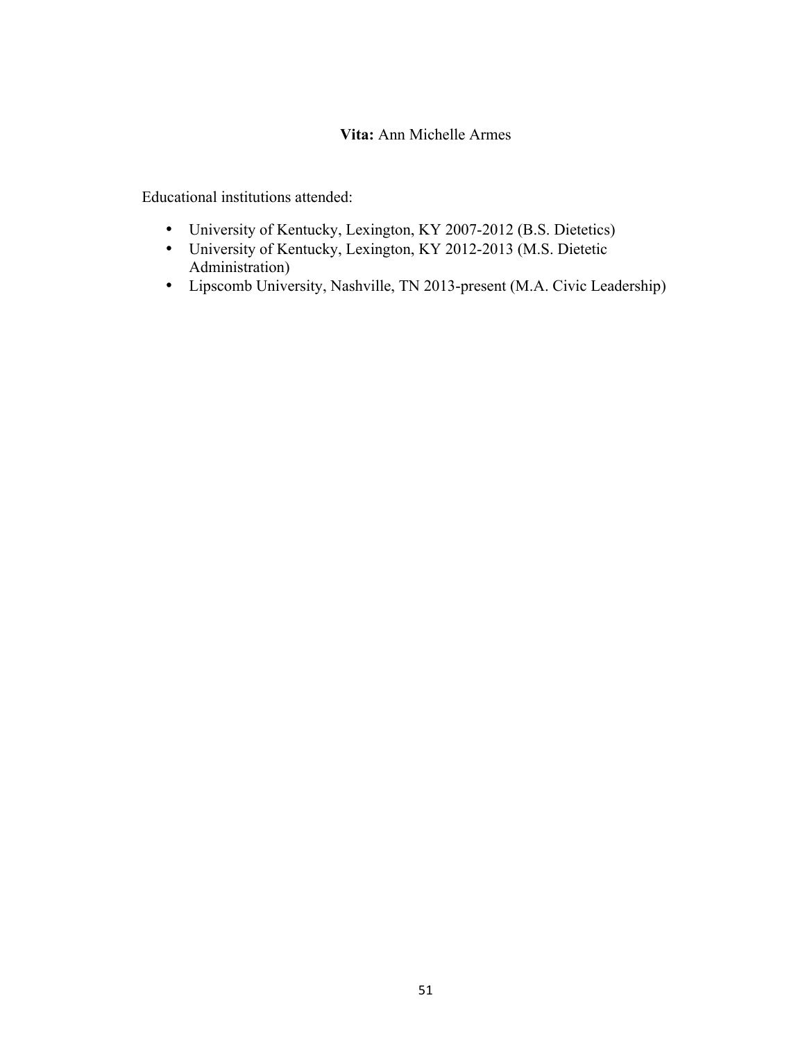**Vita:** Ann Michelle Armes

Educational institutions attended:

- University of Kentucky, Lexington, KY 2007-2012 (B.S. Dietetics)
- University of Kentucky, Lexington, KY 2012-2013 (M.S. Dietetic Administration)
- Lipscomb University, Nashville, TN 2013-present (M.A. Civic Leadership)